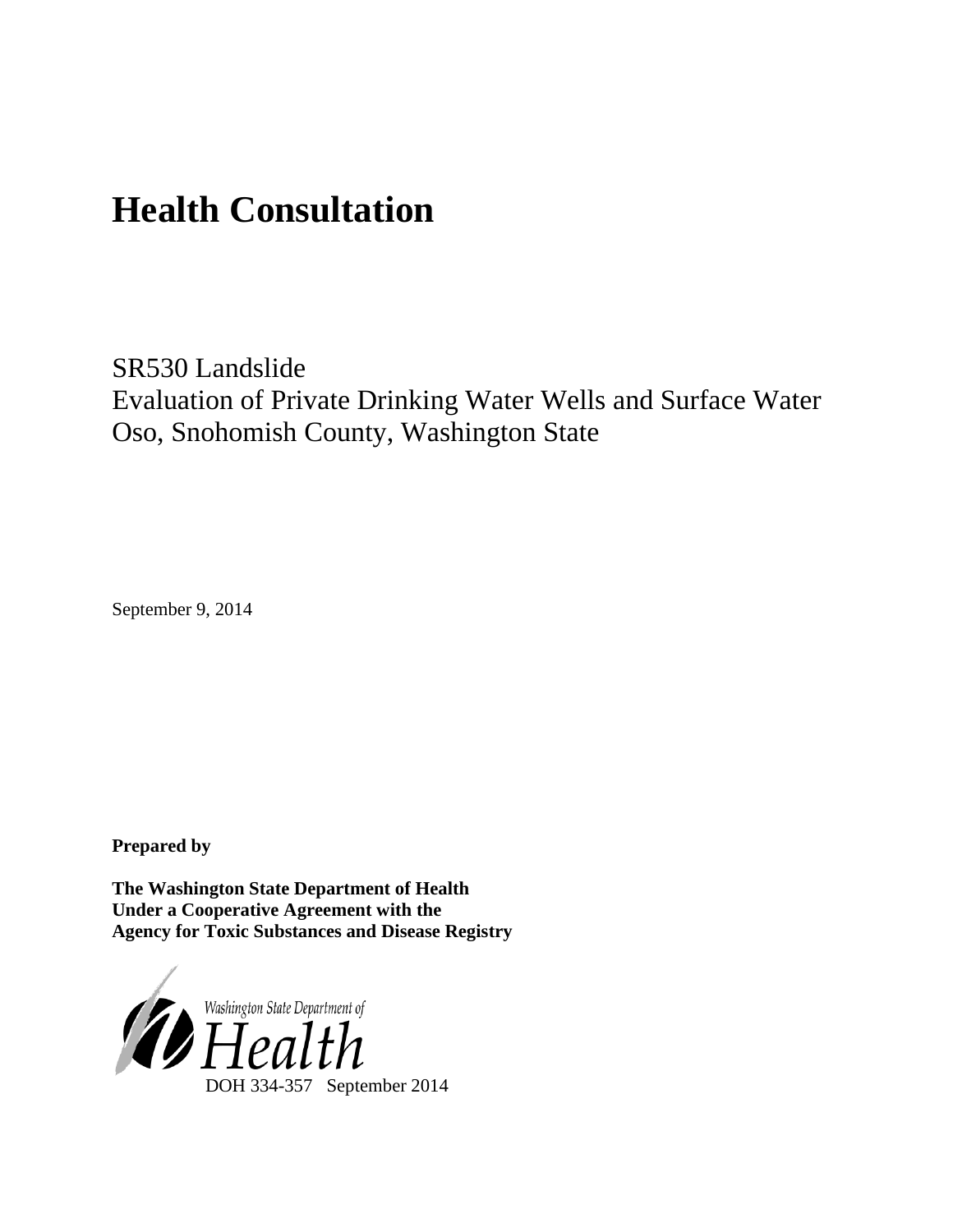# Health Consultation

SR530 Landslide
Evaluation of Private Drinking Water Wells and Surface Water
Oso, Snohomish County, Washington State

September 9, 2014

**Prepared by**

**The Washington State Department of Health**
**Under a Cooperative Agreement with the**
**Agency for Toxic Substances and Disease Registry**

Washington State Department of
Health
DOH 334-357 September 2014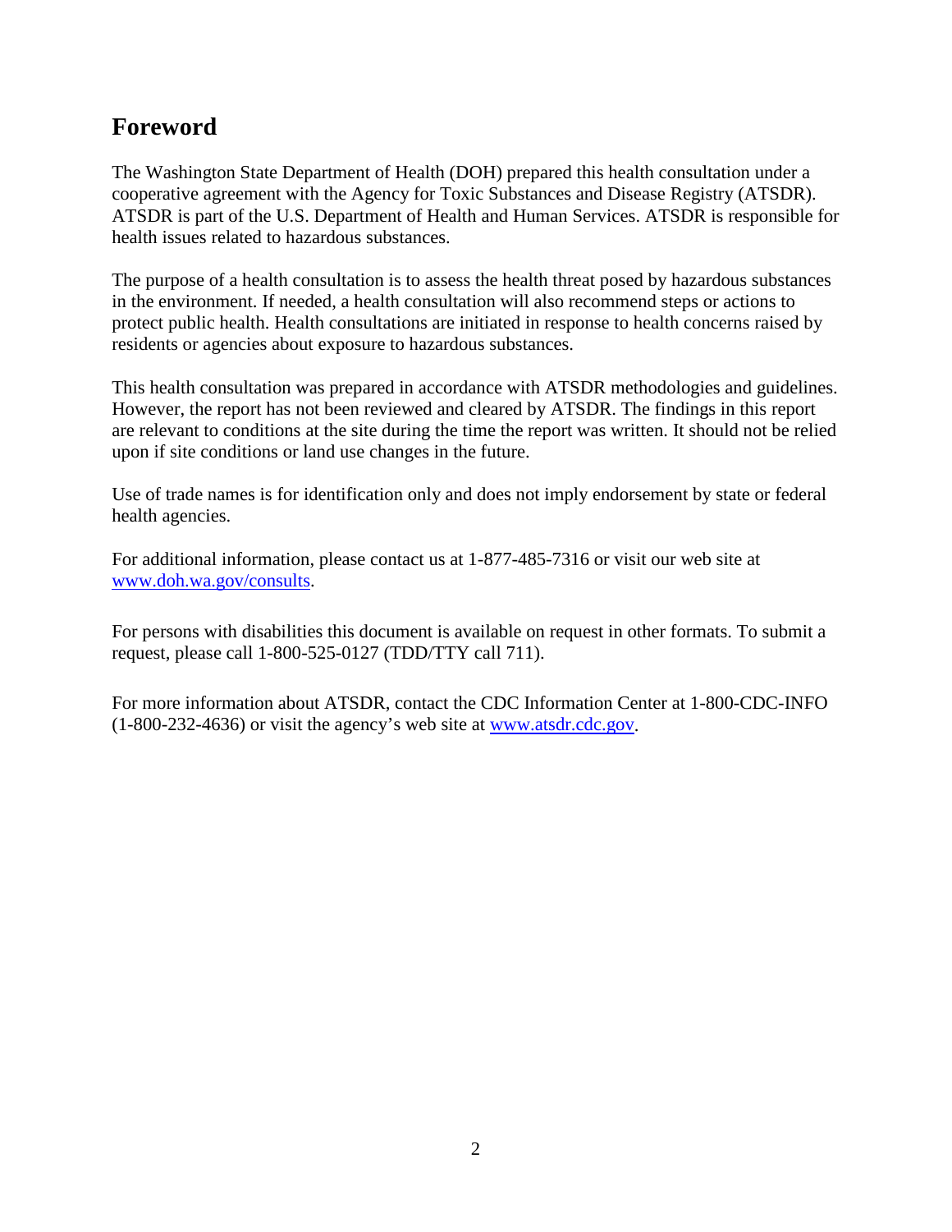# Foreword

The Washington State Department of Health (DOH) prepared this health consultation under a cooperative agreement with the Agency for Toxic Substances and Disease Registry (ATSDR). ATSDR is part of the U.S. Department of Health and Human Services. ATSDR is responsible for health issues related to hazardous substances.

The purpose of a health consultation is to assess the health threat posed by hazardous substances in the environment. If needed, a health consultation will also recommend steps or actions to protect public health. Health consultations are initiated in response to health concerns raised by residents or agencies about exposure to hazardous substances.

This health consultation was prepared in accordance with ATSDR methodologies and guidelines. However, the report has not been reviewed and cleared by ATSDR. The findings in this report are relevant to conditions at the site during the time the report was written. It should not be relied upon if site conditions or land use changes in the future.

Use of trade names is for identification only and does not imply endorsement by state or federal health agencies.

For additional information, please contact us at 1-877-485-7316 or visit our web site at [www.doh.wa.gov/consults](http://www.doh.wa.gov/consults).

For persons with disabilities this document is available on request in other formats. To submit a request, please call 1-800-525-0127 (TDD/TTY call 711).

For more information about ATSDR, contact the CDC Information Center at 1-800-CDC-INFO (1-800-232-4636) or visit the agency's web site at [www.atsdr.cdc.gov](http://www.atsdr.cdc.gov).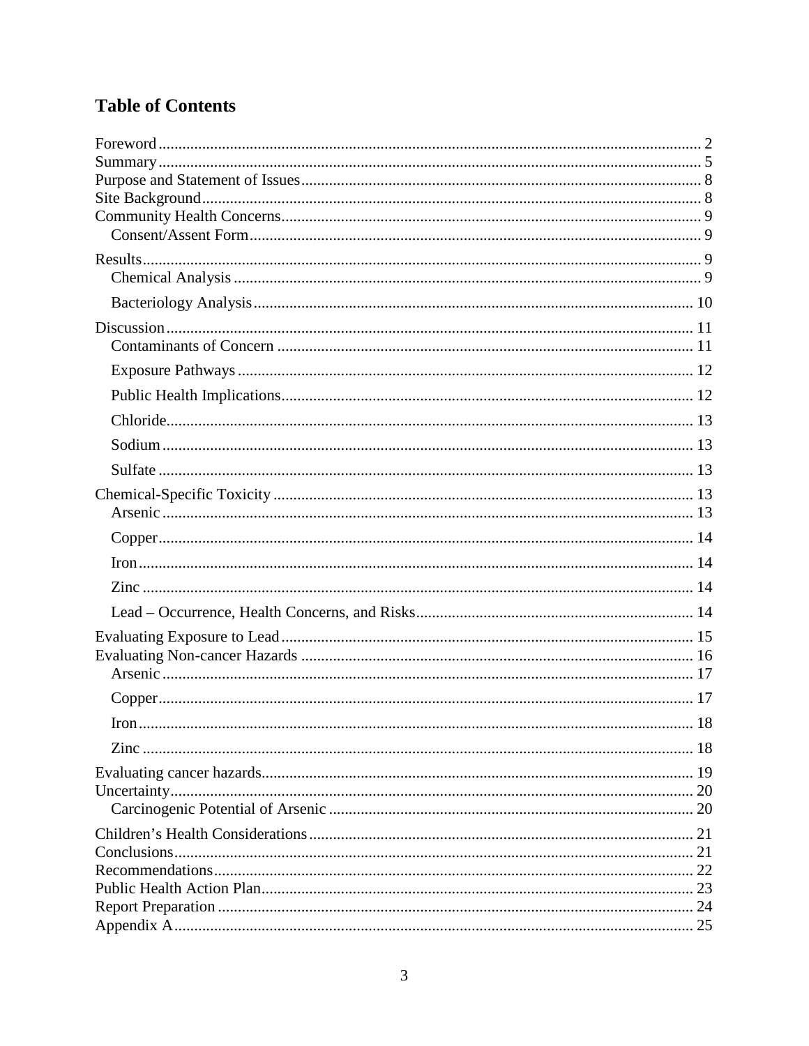# Table of Contents

- Foreword ... 2
- Summary ... 5
- Purpose and Statement of Issues ... 8
- Site Background ... 8
- Community Health Concerns ... 9
  - Consent/Assent Form ... 9
- Results ... 9
  - Chemical Analysis ... 9
  - Bacteriology Analysis ... 10
- Discussion ... 11
  - Contaminants of Concern ... 11
  - Exposure Pathways ... 12
  - Public Health Implications ... 12
  - Chloride ... 13
  - Sodium ... 13
  - Sulfate ... 13
- Chemical-Specific Toxicity ... 13
  - Arsenic ... 13
  - Copper ... 14
  - Iron ... 14
  - Zinc ... 14
  - Lead – Occurrence, Health Concerns, and Risks ... 14
- Evaluating Exposure to Lead ... 15
- Evaluating Non-cancer Hazards ... 16
  - Arsenic ... 17
  - Copper ... 17
  - Iron ... 18
  - Zinc ... 18
- Evaluating cancer hazards ... 19
- Uncertainty ... 20
  - Carcinogenic Potential of Arsenic ... 20
- Children's Health Considerations ... 21
- Conclusions ... 21
- Recommendations ... 22
- Public Health Action Plan ... 23
- Report Preparation ... 24
- Appendix A ... 25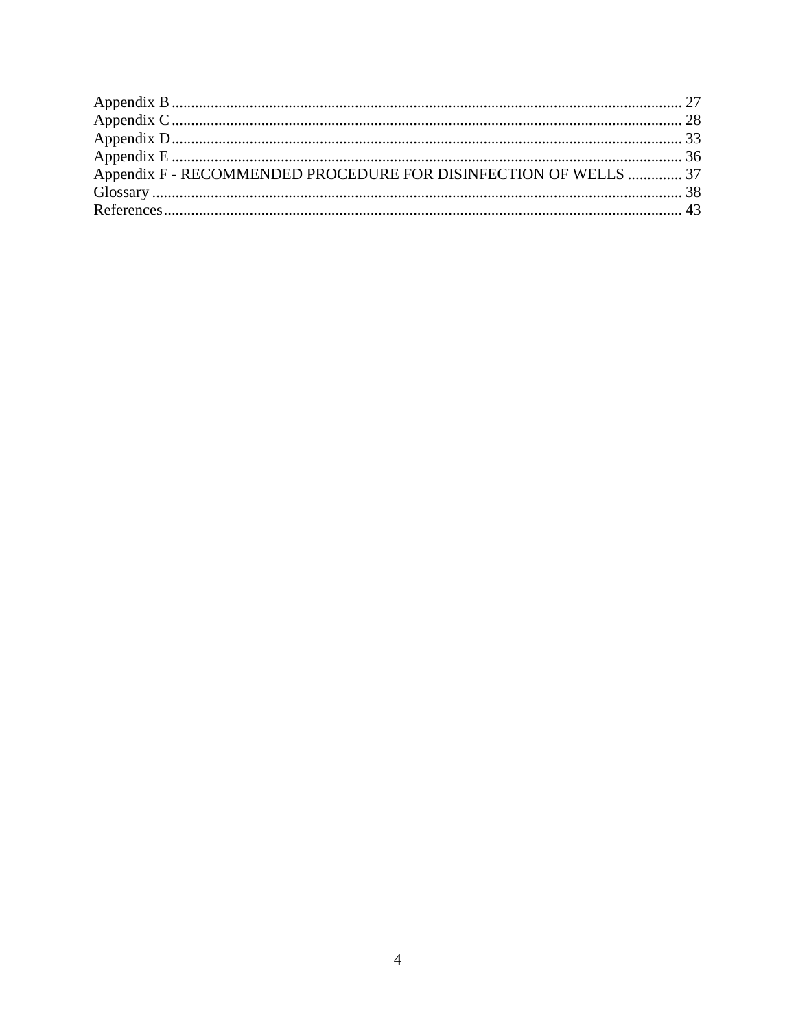Appendix B .......................................................................................................................... 27
Appendix C .......................................................................................................................... 28
Appendix D .......................................................................................................................... 33
Appendix E .......................................................................................................................... 36
Appendix F - RECOMMENDED PROCEDURE FOR DISINFECTION OF WELLS .............. 37
Glossary .............................................................................................................................. 38
References ........................................................................................................................... 43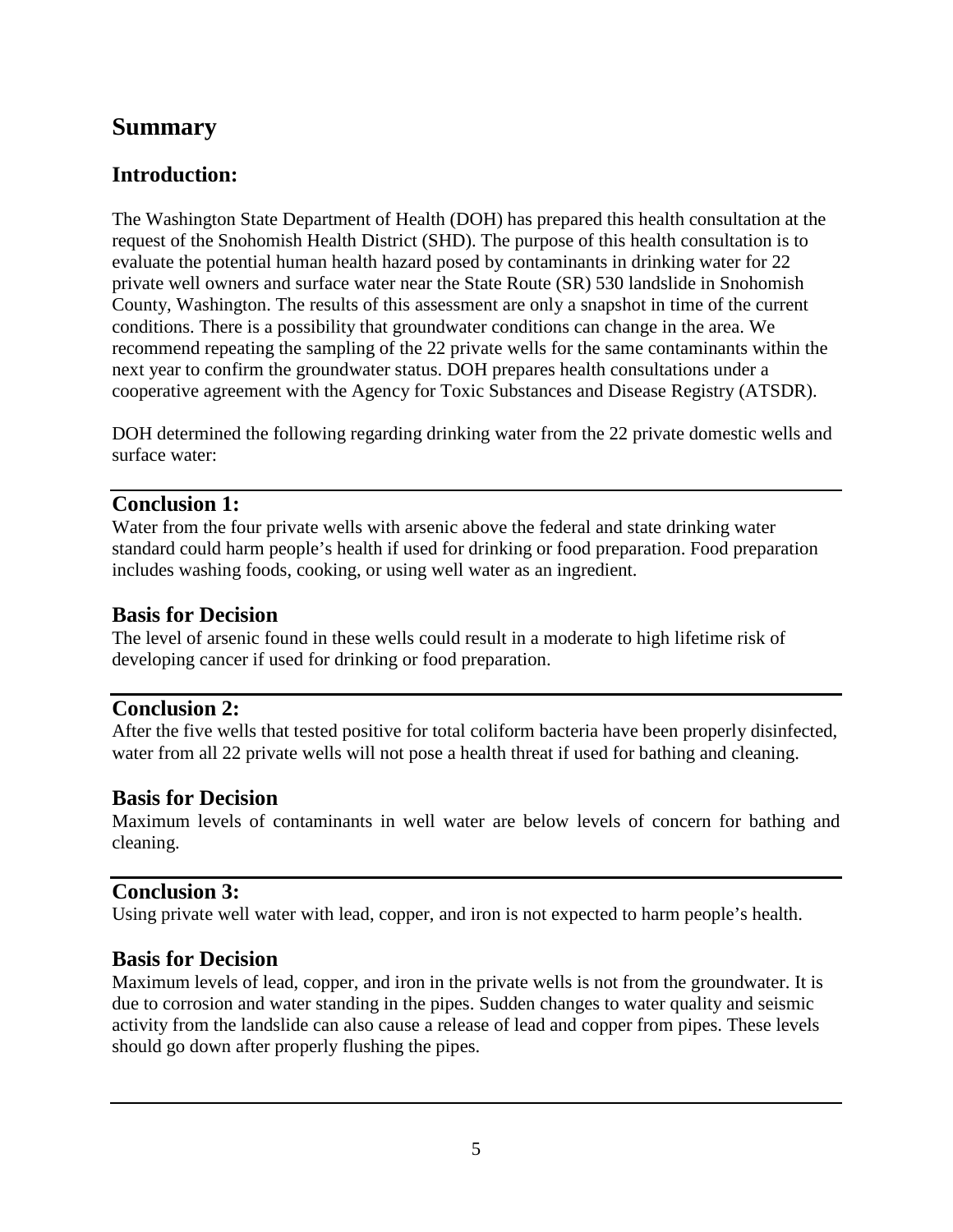# Summary

## Introduction:

The Washington State Department of Health (DOH) has prepared this health consultation at the request of the Snohomish Health District (SHD). The purpose of this health consultation is to evaluate the potential human health hazard posed by contaminants in drinking water for 22 private well owners and surface water near the State Route (SR) 530 landslide in Snohomish County, Washington. The results of this assessment are only a snapshot in time of the current conditions. There is a possibility that groundwater conditions can change in the area. We recommend repeating the sampling of the 22 private wells for the same contaminants within the next year to confirm the groundwater status. DOH prepares health consultations under a cooperative agreement with the Agency for Toxic Substances and Disease Registry (ATSDR).

DOH determined the following regarding drinking water from the 22 private domestic wells and surface water:

---

## Conclusion 1:

Water from the four private wells with arsenic above the federal and state drinking water standard could harm people's health if used for drinking or food preparation. Food preparation includes washing foods, cooking, or using well water as an ingredient.

## Basis for Decision

The level of arsenic found in these wells could result in a moderate to high lifetime risk of developing cancer if used for drinking or food preparation.

---

## Conclusion 2:

After the five wells that tested positive for total coliform bacteria have been properly disinfected, water from all 22 private wells will not pose a health threat if used for bathing and cleaning.

## Basis for Decision

Maximum levels of contaminants in well water are below levels of concern for bathing and cleaning.

---

## Conclusion 3:

Using private well water with lead, copper, and iron is not expected to harm people's health.

## Basis for Decision

Maximum levels of lead, copper, and iron in the private wells is not from the groundwater. It is due to corrosion and water standing in the pipes. Sudden changes to water quality and seismic activity from the landslide can also cause a release of lead and copper from pipes. These levels should go down after properly flushing the pipes.

---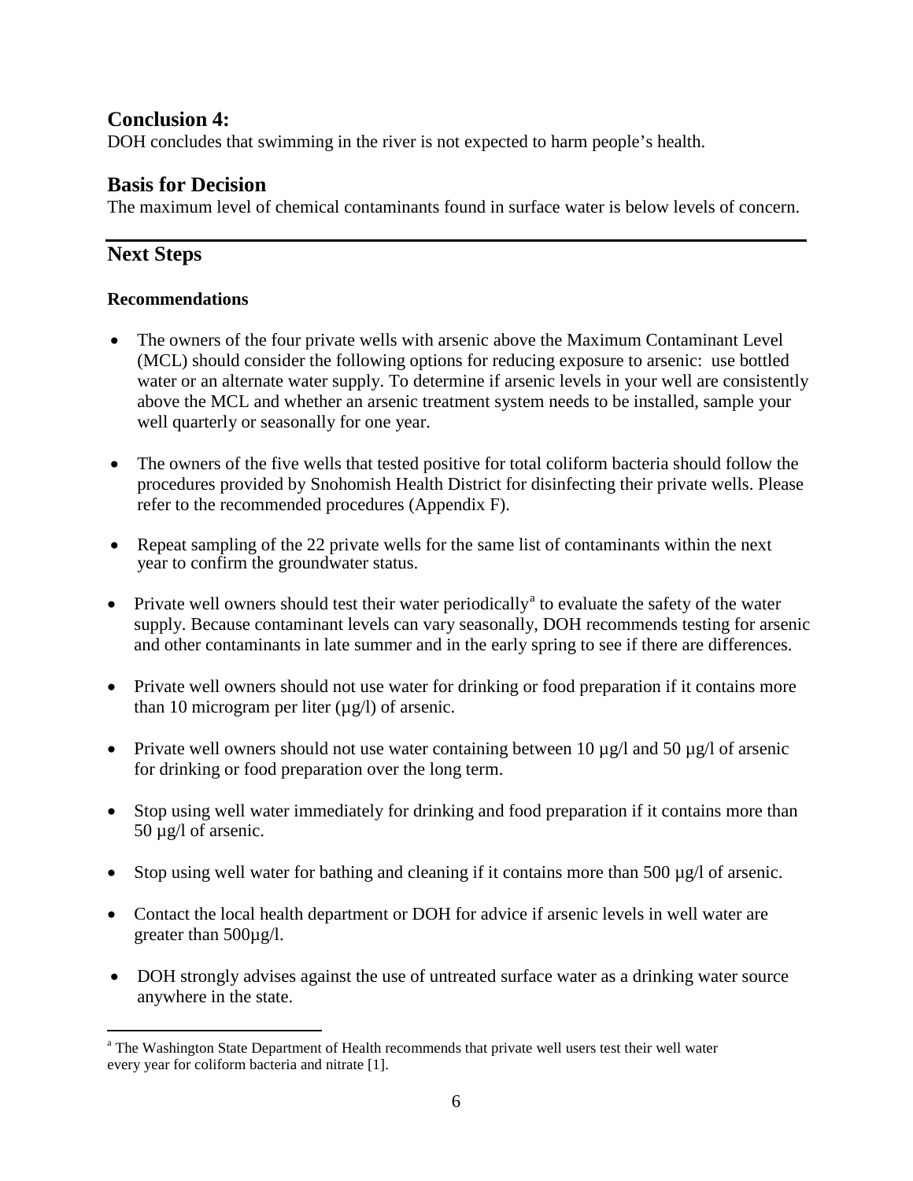## Conclusion 4:

DOH concludes that swimming in the river is not expected to harm people's health.

## Basis for Decision

The maximum level of chemical contaminants found in surface water is below levels of concern.

## Next Steps

### Recommendations

- The owners of the four private wells with arsenic above the Maximum Contaminant Level (MCL) should consider the following options for reducing exposure to arsenic: use bottled water or an alternate water supply. To determine if arsenic levels in your well are consistently above the MCL and whether an arsenic treatment system needs to be installed, sample your well quarterly or seasonally for one year.
- The owners of the five wells that tested positive for total coliform bacteria should follow the procedures provided by Snohomish Health District for disinfecting their private wells. Please refer to the recommended procedures (Appendix F).
- Repeat sampling of the 22 private wells for the same list of contaminants within the next year to confirm the groundwater status.
- Private well owners should test their water periodically[a] to evaluate the safety of the water supply. Because contaminant levels can vary seasonally, DOH recommends testing for arsenic and other contaminants in late summer and in the early spring to see if there are differences.
- Private well owners should not use water for drinking or food preparation if it contains more than 10 microgram per liter (µg/l) of arsenic.
- Private well owners should not use water containing between 10 µg/l and 50 µg/l of arsenic for drinking or food preparation over the long term.
- Stop using well water immediately for drinking and food preparation if it contains more than 50 µg/l of arsenic.
- Stop using well water for bathing and cleaning if it contains more than 500 µg/l of arsenic.
- Contact the local health department or DOH for advice if arsenic levels in well water are greater than 500µg/l.
- DOH strongly advises against the use of untreated surface water as a drinking water source anywhere in the state.

[a] The Washington State Department of Health recommends that private well users test their well water every year for coliform bacteria and nitrate [1].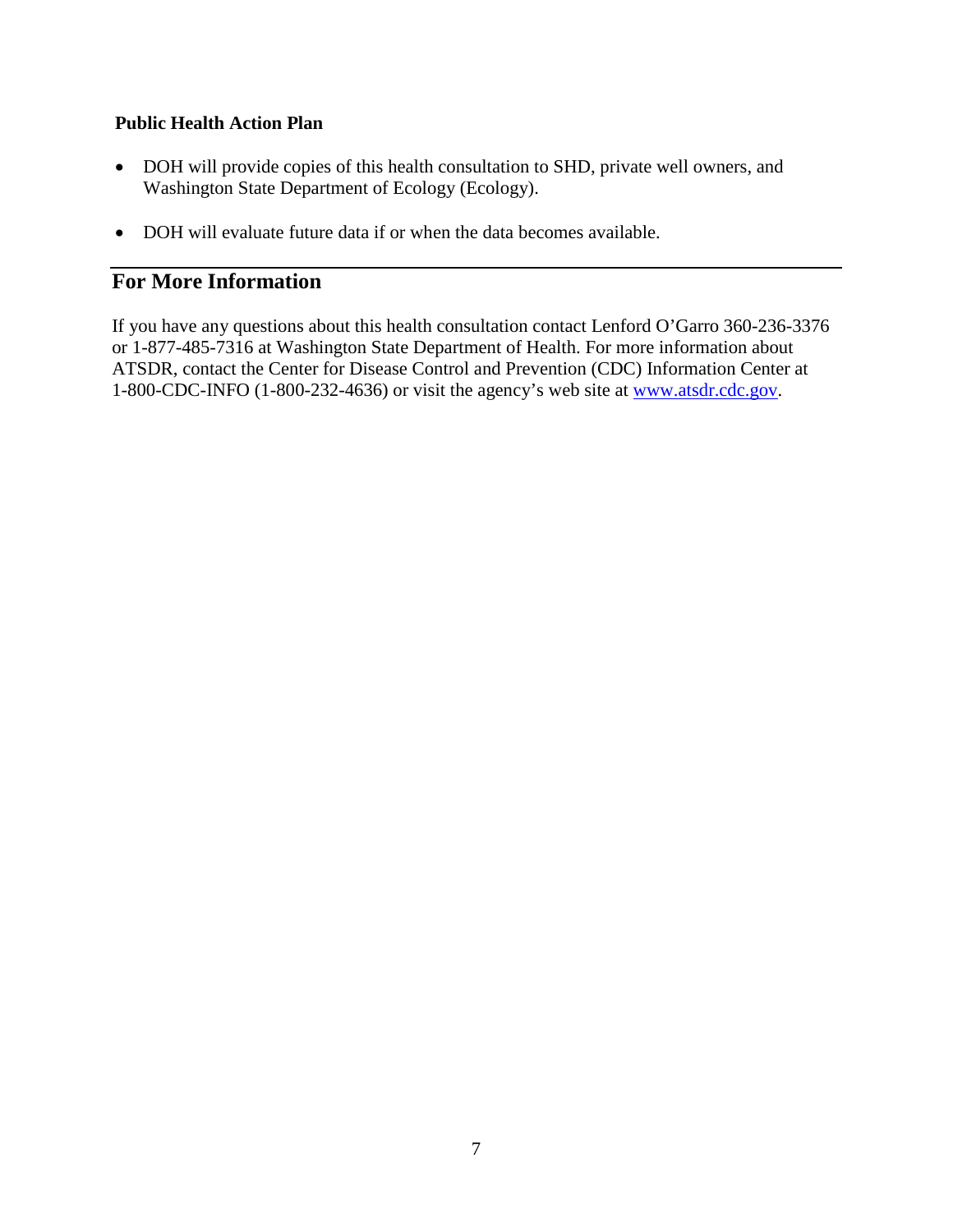**Public Health Action Plan**

- DOH will provide copies of this health consultation to SHD, private well owners, and Washington State Department of Ecology (Ecology).
- DOH will evaluate future data if or when the data becomes available.

## For More Information

If you have any questions about this health consultation contact Lenford O'Garro 360-236-3376 or 1-877-485-7316 at Washington State Department of Health. For more information about ATSDR, contact the Center for Disease Control and Prevention (CDC) Information Center at 1-800-CDC-INFO (1-800-232-4636) or visit the agency's web site at www.atsdr.cdc.gov.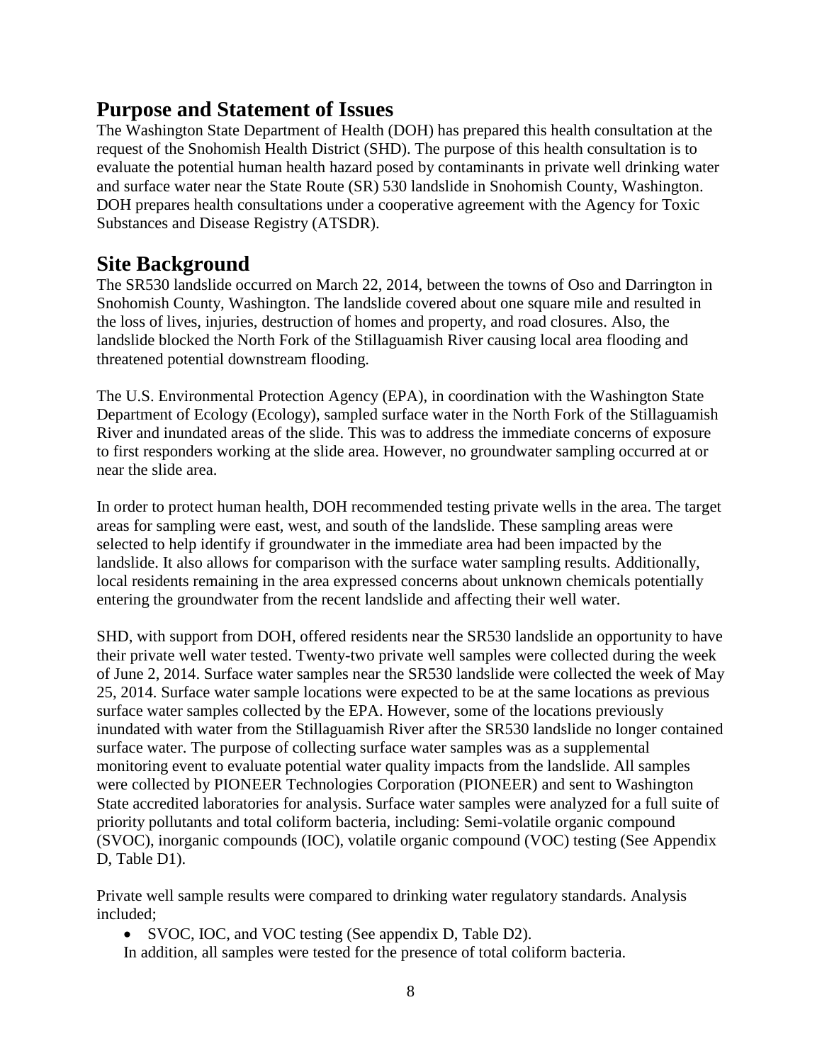## Purpose and Statement of Issues

The Washington State Department of Health (DOH) has prepared this health consultation at the request of the Snohomish Health District (SHD). The purpose of this health consultation is to evaluate the potential human health hazard posed by contaminants in private well drinking water and surface water near the State Route (SR) 530 landslide in Snohomish County, Washington. DOH prepares health consultations under a cooperative agreement with the Agency for Toxic Substances and Disease Registry (ATSDR).

## Site Background

The SR530 landslide occurred on March 22, 2014, between the towns of Oso and Darrington in Snohomish County, Washington. The landslide covered about one square mile and resulted in the loss of lives, injuries, destruction of homes and property, and road closures. Also, the landslide blocked the North Fork of the Stillaguamish River causing local area flooding and threatened potential downstream flooding.

The U.S. Environmental Protection Agency (EPA), in coordination with the Washington State Department of Ecology (Ecology), sampled surface water in the North Fork of the Stillaguamish River and inundated areas of the slide. This was to address the immediate concerns of exposure to first responders working at the slide area. However, no groundwater sampling occurred at or near the slide area.

In order to protect human health, DOH recommended testing private wells in the area. The target areas for sampling were east, west, and south of the landslide. These sampling areas were selected to help identify if groundwater in the immediate area had been impacted by the landslide. It also allows for comparison with the surface water sampling results. Additionally, local residents remaining in the area expressed concerns about unknown chemicals potentially entering the groundwater from the recent landslide and affecting their well water.

SHD, with support from DOH, offered residents near the SR530 landslide an opportunity to have their private well water tested. Twenty-two private well samples were collected during the week of June 2, 2014. Surface water samples near the SR530 landslide were collected the week of May 25, 2014. Surface water sample locations were expected to be at the same locations as previous surface water samples collected by the EPA. However, some of the locations previously inundated with water from the Stillaguamish River after the SR530 landslide no longer contained surface water. The purpose of collecting surface water samples was as a supplemental monitoring event to evaluate potential water quality impacts from the landslide. All samples were collected by PIONEER Technologies Corporation (PIONEER) and sent to Washington State accredited laboratories for analysis. Surface water samples were analyzed for a full suite of priority pollutants and total coliform bacteria, including: Semi-volatile organic compound (SVOC), inorganic compounds (IOC), volatile organic compound (VOC) testing (See Appendix D, Table D1).

Private well sample results were compared to drinking water regulatory standards. Analysis included;

- SVOC, IOC, and VOC testing (See appendix D, Table D2).

In addition, all samples were tested for the presence of total coliform bacteria.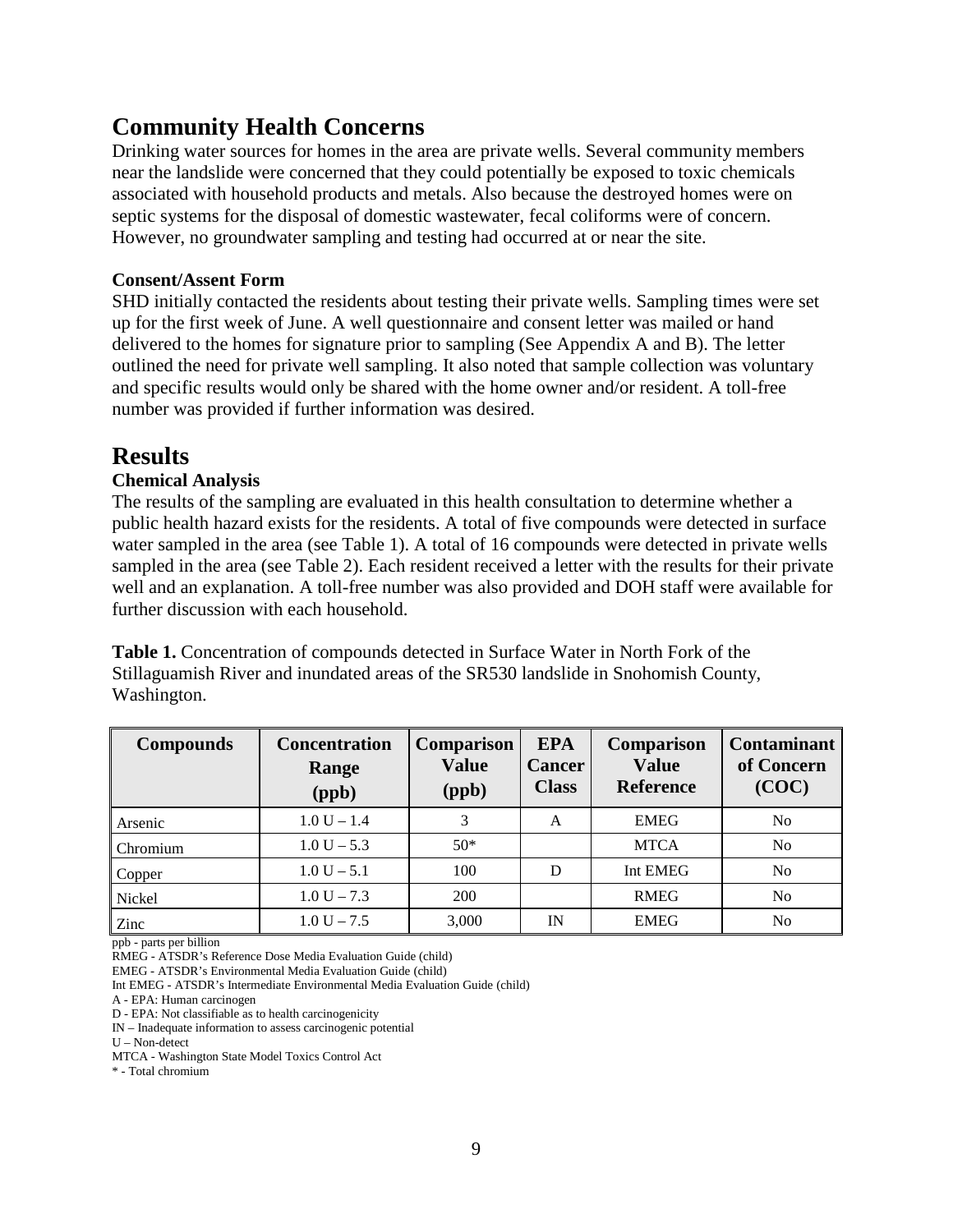# Community Health Concerns

Drinking water sources for homes in the area are private wells. Several community members near the landslide were concerned that they could potentially be exposed to toxic chemicals associated with household products and metals. Also because the destroyed homes were on septic systems for the disposal of domestic wastewater, fecal coliforms were of concern. However, no groundwater sampling and testing had occurred at or near the site.

### Consent/Assent Form

SHD initially contacted the residents about testing their private wells. Sampling times were set up for the first week of June. A well questionnaire and consent letter was mailed or hand delivered to the homes for signature prior to sampling (See Appendix A and B). The letter outlined the need for private well sampling. It also noted that sample collection was voluntary and specific results would only be shared with the home owner and/or resident. A toll-free number was provided if further information was desired.

# Results

### Chemical Analysis

The results of the sampling are evaluated in this health consultation to determine whether a public health hazard exists for the residents. A total of five compounds were detected in surface water sampled in the area (see Table 1). A total of 16 compounds were detected in private wells sampled in the area (see Table 2). Each resident received a letter with the results for their private well and an explanation. A toll-free number was also provided and DOH staff were available for further discussion with each household.

**Table 1.** Concentration of compounds detected in Surface Water in North Fork of the Stillaguamish River and inundated areas of the SR530 landslide in Snohomish County, Washington.

| Compounds | Concentration Range (ppb) | Comparison Value (ppb) | EPA Cancer Class | Comparison Value Reference | Contaminant of Concern (COC) |
|---|---|---|---|---|---|
| Arsenic | 1.0 U – 1.4 | 3 | A | EMEG | No |
| Chromium | 1.0 U – 5.3 | 50* | | MTCA | No |
| Copper | 1.0 U – 5.1 | 100 | D | Int EMEG | No |
| Nickel | 1.0 U – 7.3 | 200 | | RMEG | No |
| Zinc | 1.0 U – 7.5 | 3,000 | IN | EMEG | No |

ppb - parts per billion
RMEG - ATSDR's Reference Dose Media Evaluation Guide (child)
EMEG - ATSDR's Environmental Media Evaluation Guide (child)
Int EMEG - ATSDR's Intermediate Environmental Media Evaluation Guide (child)
A - EPA: Human carcinogen
D - EPA: Not classifiable as to health carcinogenicity
IN – Inadequate information to assess carcinogenic potential
U – Non-detect
MTCA - Washington State Model Toxics Control Act
* - Total chromium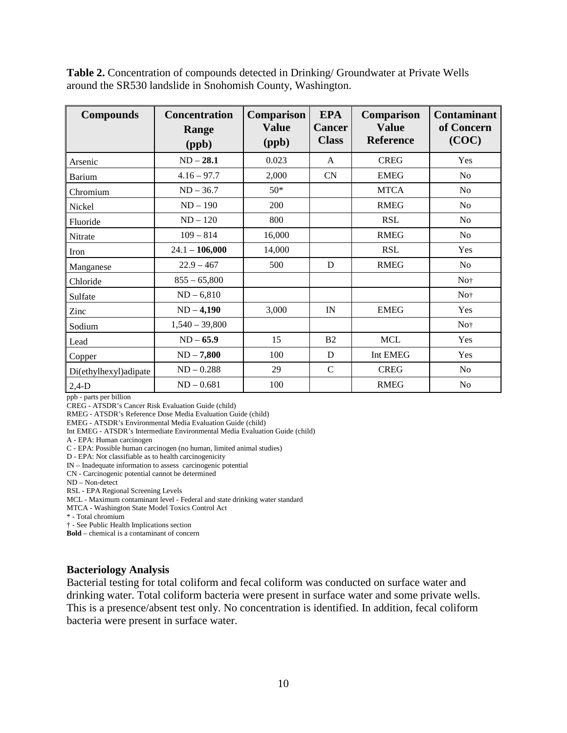**Table 2.** Concentration of compounds detected in Drinking/ Groundwater at Private Wells around the SR530 landslide in Snohomish County, Washington.

| Compounds | Concentration Range (ppb) | Comparison Value (ppb) | EPA Cancer Class | Comparison Value Reference | Contaminant of Concern (COC) |
|---|---|---|---|---|---|
| Arsenic | ND – **28.1** | 0.023 | A | CREG | Yes |
| Barium | 4.16 – 97.7 | 2,000 | CN | EMEG | No |
| Chromium | ND – 36.7 | 50* | | MTCA | No |
| Nickel | ND – 190 | 200 | | RMEG | No |
| Fluoride | ND – 120 | 800 | | RSL | No |
| Nitrate | 109 – 814 | 16,000 | | RMEG | No |
| Iron | 24.1 – **106,000** | 14,000 | | RSL | Yes |
| Manganese | 22.9 – 467 | 500 | D | RMEG | No |
| Chloride | 855 – 65,800 | | | | No† |
| Sulfate | ND – 6,810 | | | | No† |
| Zinc | ND – **4,190** | 3,000 | IN | EMEG | Yes |
| Sodium | 1,540 – 39,800 | | | | No† |
| Lead | ND – **65.9** | 15 | B2 | MCL | Yes |
| Copper | ND – **7,800** | 100 | D | Int EMEG | Yes |
| Di(ethylhexyl)adipate | ND – 0.288 | 29 | C | CREG | No |
| 2,4-D | ND – 0.681 | 100 | | RMEG | No |

ppb - parts per billion
CREG - ATSDR's Cancer Risk Evaluation Guide (child)
RMEG - ATSDR's Reference Dose Media Evaluation Guide (child)
EMEG - ATSDR's Environmental Media Evaluation Guide (child)
Int EMEG - ATSDR's Intermediate Environmental Media Evaluation Guide (child)
A - EPA: Human carcinogen
C - EPA: Possible human carcinogen (no human, limited animal studies)
D - EPA: Not classifiable as to health carcinogenicity
IN – Inadequate information to assess carcinogenic potential
CN - Carcinogenic potential cannot be determined
ND – Non-detect
RSL - EPA Regional Screening Levels
MCL - Maximum contaminant level - Federal and state drinking water standard
MTCA - Washington State Model Toxics Control Act
* - Total chromium
† - See Public Health Implications section
**Bold** – chemical is a contaminant of concern

### Bacteriology Analysis

Bacterial testing for total coliform and fecal coliform was conducted on surface water and drinking water. Total coliform bacteria were present in surface water and some private wells. This is a presence/absent test only. No concentration is identified. In addition, fecal coliform bacteria were present in surface water.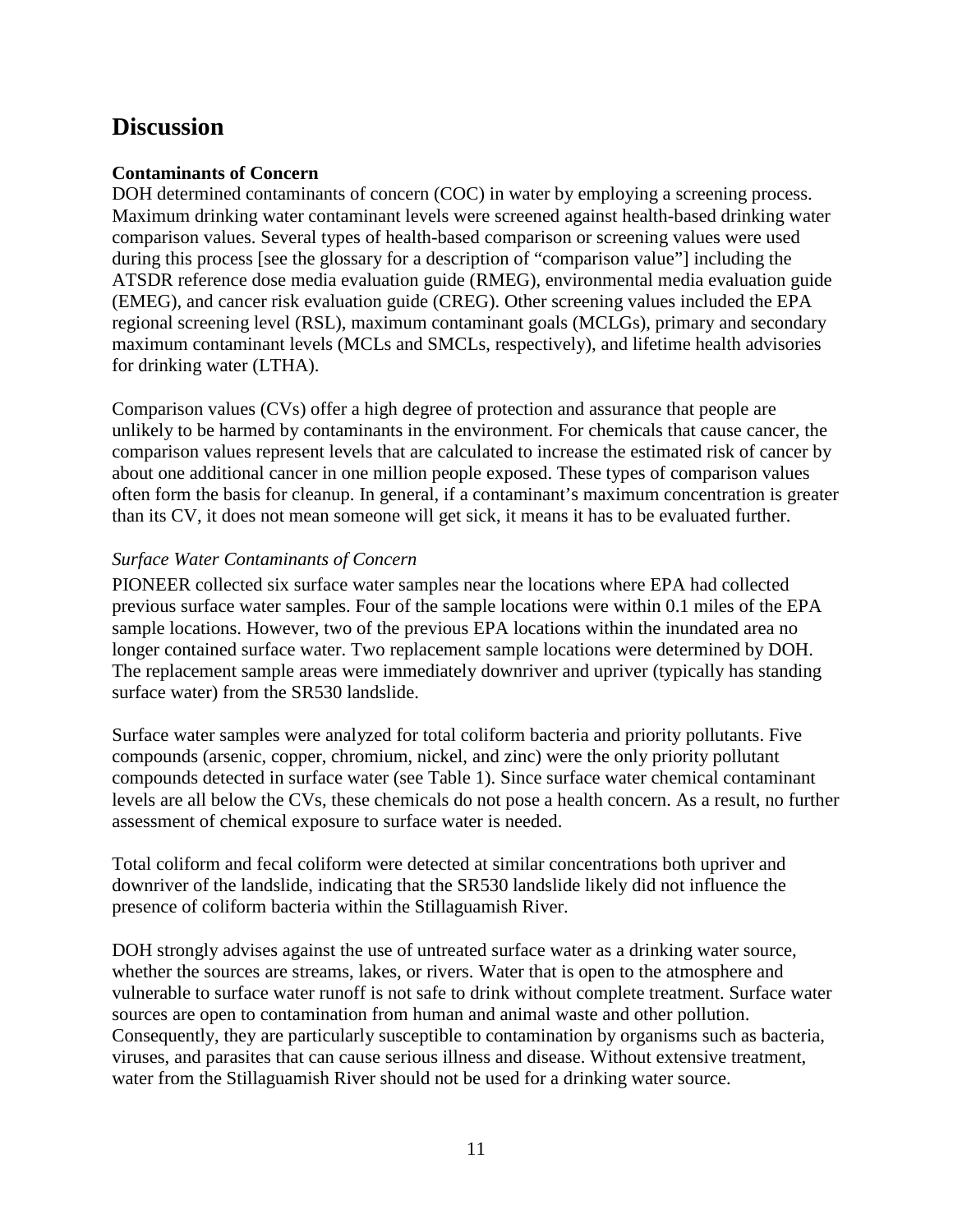## Discussion

**Contaminants of Concern**

DOH determined contaminants of concern (COC) in water by employing a screening process. Maximum drinking water contaminant levels were screened against health-based drinking water comparison values. Several types of health-based comparison or screening values were used during this process [see the glossary for a description of "comparison value"] including the ATSDR reference dose media evaluation guide (RMEG), environmental media evaluation guide (EMEG), and cancer risk evaluation guide (CREG). Other screening values included the EPA regional screening level (RSL), maximum contaminant goals (MCLGs), primary and secondary maximum contaminant levels (MCLs and SMCLs, respectively), and lifetime health advisories for drinking water (LTHA).

Comparison values (CVs) offer a high degree of protection and assurance that people are unlikely to be harmed by contaminants in the environment. For chemicals that cause cancer, the comparison values represent levels that are calculated to increase the estimated risk of cancer by about one additional cancer in one million people exposed. These types of comparison values often form the basis for cleanup. In general, if a contaminant's maximum concentration is greater than its CV, it does not mean someone will get sick, it means it has to be evaluated further.

*Surface Water Contaminants of Concern*

PIONEER collected six surface water samples near the locations where EPA had collected previous surface water samples. Four of the sample locations were within 0.1 miles of the EPA sample locations. However, two of the previous EPA locations within the inundated area no longer contained surface water. Two replacement sample locations were determined by DOH. The replacement sample areas were immediately downriver and upriver (typically has standing surface water) from the SR530 landslide.

Surface water samples were analyzed for total coliform bacteria and priority pollutants. Five compounds (arsenic, copper, chromium, nickel, and zinc) were the only priority pollutant compounds detected in surface water (see Table 1). Since surface water chemical contaminant levels are all below the CVs, these chemicals do not pose a health concern. As a result, no further assessment of chemical exposure to surface water is needed.

Total coliform and fecal coliform were detected at similar concentrations both upriver and downriver of the landslide, indicating that the SR530 landslide likely did not influence the presence of coliform bacteria within the Stillaguamish River.

DOH strongly advises against the use of untreated surface water as a drinking water source, whether the sources are streams, lakes, or rivers. Water that is open to the atmosphere and vulnerable to surface water runoff is not safe to drink without complete treatment. Surface water sources are open to contamination from human and animal waste and other pollution. Consequently, they are particularly susceptible to contamination by organisms such as bacteria, viruses, and parasites that can cause serious illness and disease. Without extensive treatment, water from the Stillaguamish River should not be used for a drinking water source.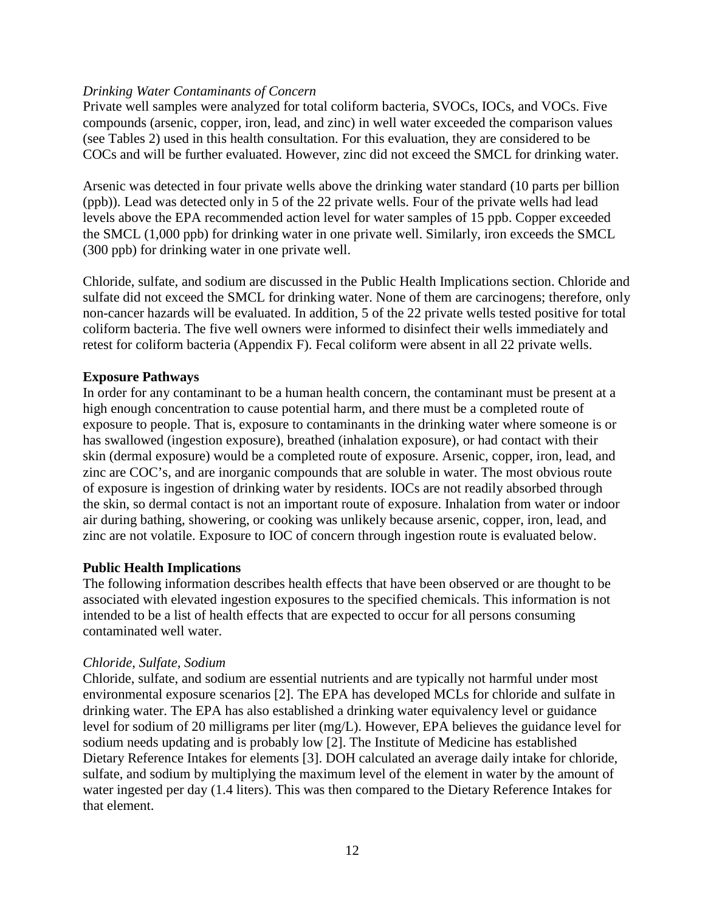*Drinking Water Contaminants of Concern*

Private well samples were analyzed for total coliform bacteria, SVOCs, IOCs, and VOCs. Five compounds (arsenic, copper, iron, lead, and zinc) in well water exceeded the comparison values (see Tables 2) used in this health consultation. For this evaluation, they are considered to be COCs and will be further evaluated. However, zinc did not exceed the SMCL for drinking water.

Arsenic was detected in four private wells above the drinking water standard (10 parts per billion (ppb)). Lead was detected only in 5 of the 22 private wells. Four of the private wells had lead levels above the EPA recommended action level for water samples of 15 ppb. Copper exceeded the SMCL (1,000 ppb) for drinking water in one private well. Similarly, iron exceeds the SMCL (300 ppb) for drinking water in one private well.

Chloride, sulfate, and sodium are discussed in the Public Health Implications section. Chloride and sulfate did not exceed the SMCL for drinking water. None of them are carcinogens; therefore, only non-cancer hazards will be evaluated. In addition, 5 of the 22 private wells tested positive for total coliform bacteria. The five well owners were informed to disinfect their wells immediately and retest for coliform bacteria (Appendix F). Fecal coliform were absent in all 22 private wells.

**Exposure Pathways**

In order for any contaminant to be a human health concern, the contaminant must be present at a high enough concentration to cause potential harm, and there must be a completed route of exposure to people. That is, exposure to contaminants in the drinking water where someone is or has swallowed (ingestion exposure), breathed (inhalation exposure), or had contact with their skin (dermal exposure) would be a completed route of exposure. Arsenic, copper, iron, lead, and zinc are COC's, and are inorganic compounds that are soluble in water. The most obvious route of exposure is ingestion of drinking water by residents. IOCs are not readily absorbed through the skin, so dermal contact is not an important route of exposure. Inhalation from water or indoor air during bathing, showering, or cooking was unlikely because arsenic, copper, iron, lead, and zinc are not volatile. Exposure to IOC of concern through ingestion route is evaluated below.

**Public Health Implications**

The following information describes health effects that have been observed or are thought to be associated with elevated ingestion exposures to the specified chemicals. This information is not intended to be a list of health effects that are expected to occur for all persons consuming contaminated well water.

*Chloride, Sulfate, Sodium*

Chloride, sulfate, and sodium are essential nutrients and are typically not harmful under most environmental exposure scenarios [2]. The EPA has developed MCLs for chloride and sulfate in drinking water. The EPA has also established a drinking water equivalency level or guidance level for sodium of 20 milligrams per liter (mg/L). However, EPA believes the guidance level for sodium needs updating and is probably low [2]. The Institute of Medicine has established Dietary Reference Intakes for elements [3]. DOH calculated an average daily intake for chloride, sulfate, and sodium by multiplying the maximum level of the element in water by the amount of water ingested per day (1.4 liters). This was then compared to the Dietary Reference Intakes for that element.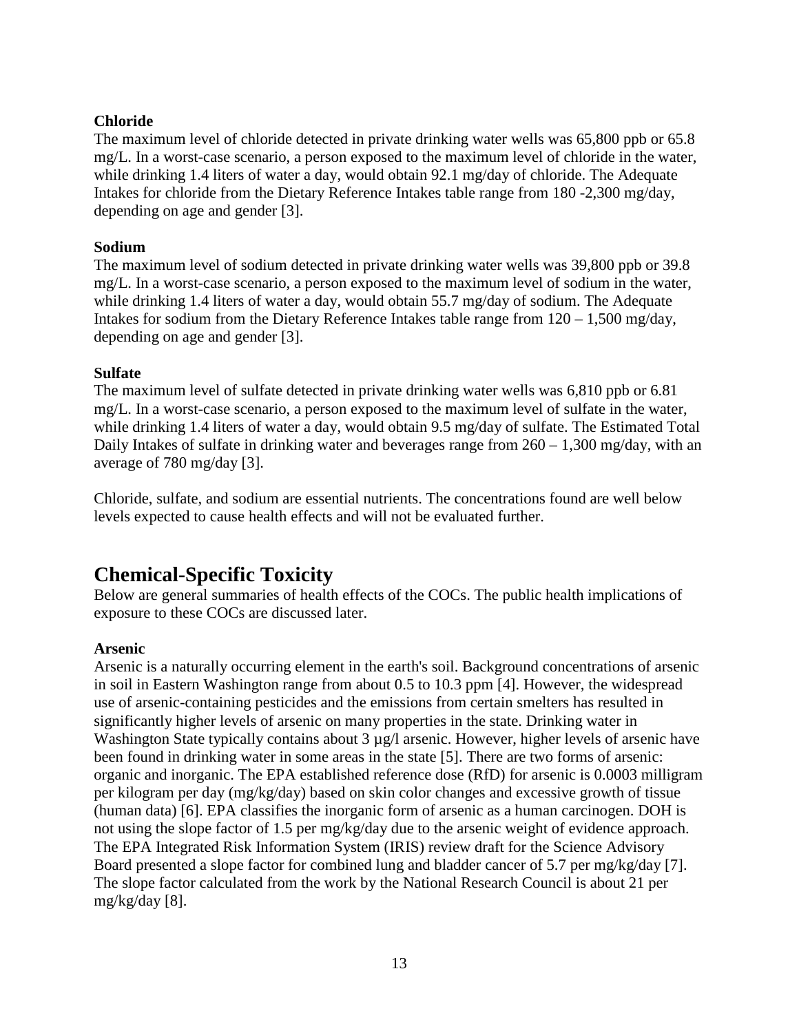### Chloride

The maximum level of chloride detected in private drinking water wells was 65,800 ppb or 65.8 mg/L. In a worst-case scenario, a person exposed to the maximum level of chloride in the water, while drinking 1.4 liters of water a day, would obtain 92.1 mg/day of chloride. The Adequate Intakes for chloride from the Dietary Reference Intakes table range from 180 -2,300 mg/day, depending on age and gender [3].

### Sodium

The maximum level of sodium detected in private drinking water wells was 39,800 ppb or 39.8 mg/L. In a worst-case scenario, a person exposed to the maximum level of sodium in the water, while drinking 1.4 liters of water a day, would obtain 55.7 mg/day of sodium. The Adequate Intakes for sodium from the Dietary Reference Intakes table range from 120 – 1,500 mg/day, depending on age and gender [3].

### Sulfate

The maximum level of sulfate detected in private drinking water wells was 6,810 ppb or 6.81 mg/L. In a worst-case scenario, a person exposed to the maximum level of sulfate in the water, while drinking 1.4 liters of water a day, would obtain 9.5 mg/day of sulfate. The Estimated Total Daily Intakes of sulfate in drinking water and beverages range from 260 – 1,300 mg/day, with an average of 780 mg/day [3].

Chloride, sulfate, and sodium are essential nutrients. The concentrations found are well below levels expected to cause health effects and will not be evaluated further.

## Chemical-Specific Toxicity

Below are general summaries of health effects of the COCs. The public health implications of exposure to these COCs are discussed later.

### Arsenic

Arsenic is a naturally occurring element in the earth's soil. Background concentrations of arsenic in soil in Eastern Washington range from about 0.5 to 10.3 ppm [4]. However, the widespread use of arsenic-containing pesticides and the emissions from certain smelters has resulted in significantly higher levels of arsenic on many properties in the state. Drinking water in Washington State typically contains about 3 µg/l arsenic. However, higher levels of arsenic have been found in drinking water in some areas in the state [5]. There are two forms of arsenic: organic and inorganic. The EPA established reference dose (RfD) for arsenic is 0.0003 milligram per kilogram per day (mg/kg/day) based on skin color changes and excessive growth of tissue (human data) [6]. EPA classifies the inorganic form of arsenic as a human carcinogen. DOH is not using the slope factor of 1.5 per mg/kg/day due to the arsenic weight of evidence approach. The EPA Integrated Risk Information System (IRIS) review draft for the Science Advisory Board presented a slope factor for combined lung and bladder cancer of 5.7 per mg/kg/day [7]. The slope factor calculated from the work by the National Research Council is about 21 per mg/kg/day [8].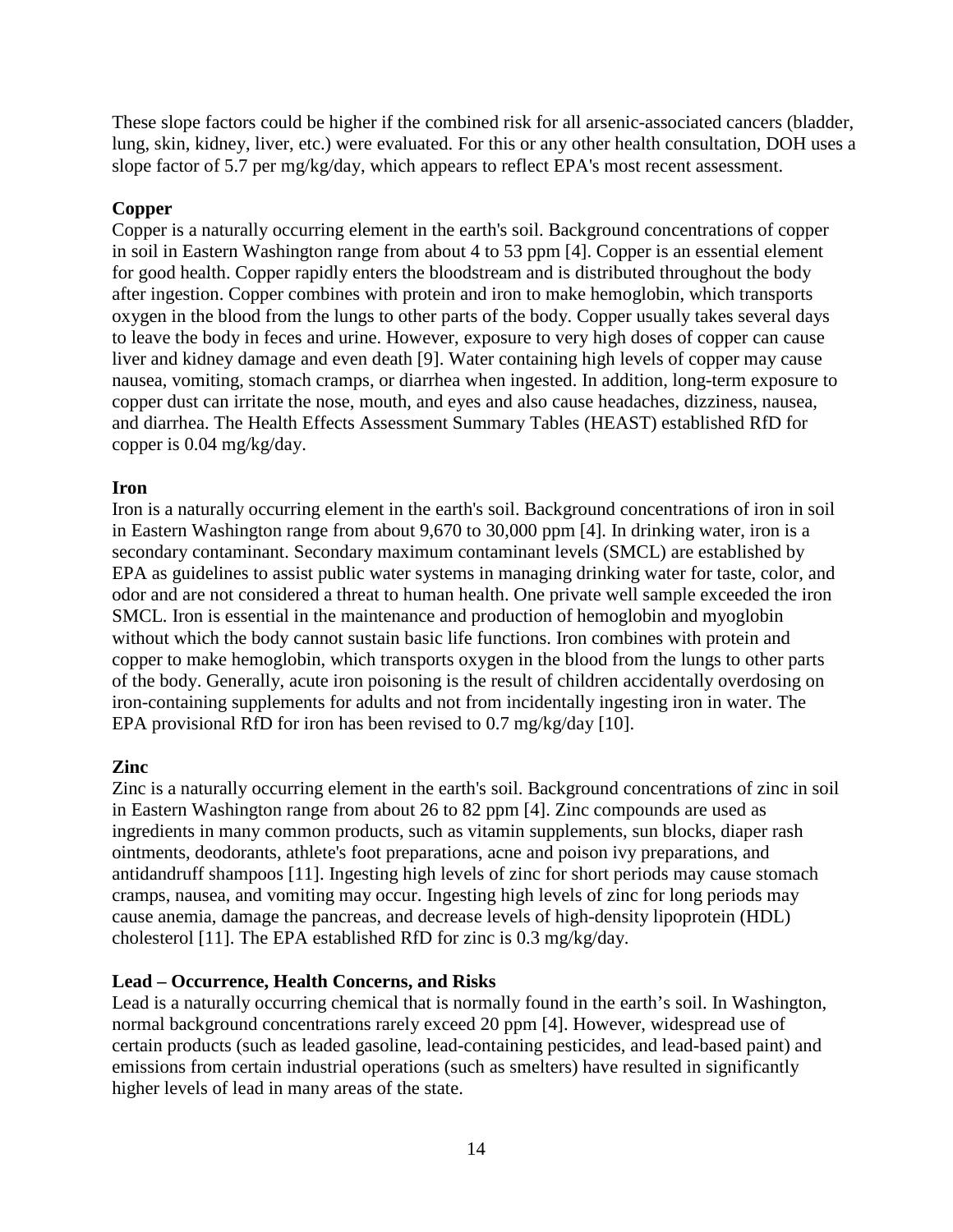These slope factors could be higher if the combined risk for all arsenic-associated cancers (bladder, lung, skin, kidney, liver, etc.) were evaluated. For this or any other health consultation, DOH uses a slope factor of 5.7 per mg/kg/day, which appears to reflect EPA's most recent assessment.

**Copper**

Copper is a naturally occurring element in the earth's soil. Background concentrations of copper in soil in Eastern Washington range from about 4 to 53 ppm [4]. Copper is an essential element for good health. Copper rapidly enters the bloodstream and is distributed throughout the body after ingestion. Copper combines with protein and iron to make hemoglobin, which transports oxygen in the blood from the lungs to other parts of the body. Copper usually takes several days to leave the body in feces and urine. However, exposure to very high doses of copper can cause liver and kidney damage and even death [9]. Water containing high levels of copper may cause nausea, vomiting, stomach cramps, or diarrhea when ingested. In addition, long-term exposure to copper dust can irritate the nose, mouth, and eyes and also cause headaches, dizziness, nausea, and diarrhea. The Health Effects Assessment Summary Tables (HEAST) established RfD for copper is 0.04 mg/kg/day.

**Iron**

Iron is a naturally occurring element in the earth's soil. Background concentrations of iron in soil in Eastern Washington range from about 9,670 to 30,000 ppm [4]. In drinking water, iron is a secondary contaminant. Secondary maximum contaminant levels (SMCL) are established by EPA as guidelines to assist public water systems in managing drinking water for taste, color, and odor and are not considered a threat to human health. One private well sample exceeded the iron SMCL. Iron is essential in the maintenance and production of hemoglobin and myoglobin without which the body cannot sustain basic life functions. Iron combines with protein and copper to make hemoglobin, which transports oxygen in the blood from the lungs to other parts of the body. Generally, acute iron poisoning is the result of children accidentally overdosing on iron-containing supplements for adults and not from incidentally ingesting iron in water. The EPA provisional RfD for iron has been revised to 0.7 mg/kg/day [10].

**Zinc**

Zinc is a naturally occurring element in the earth's soil. Background concentrations of zinc in soil in Eastern Washington range from about 26 to 82 ppm [4]. Zinc compounds are used as ingredients in many common products, such as vitamin supplements, sun blocks, diaper rash ointments, deodorants, athlete's foot preparations, acne and poison ivy preparations, and antidandruff shampoos [11]. Ingesting high levels of zinc for short periods may cause stomach cramps, nausea, and vomiting may occur. Ingesting high levels of zinc for long periods may cause anemia, damage the pancreas, and decrease levels of high-density lipoprotein (HDL) cholesterol [11]. The EPA established RfD for zinc is 0.3 mg/kg/day.

**Lead – Occurrence, Health Concerns, and Risks**

Lead is a naturally occurring chemical that is normally found in the earth's soil. In Washington, normal background concentrations rarely exceed 20 ppm [4]. However, widespread use of certain products (such as leaded gasoline, lead-containing pesticides, and lead-based paint) and emissions from certain industrial operations (such as smelters) have resulted in significantly higher levels of lead in many areas of the state.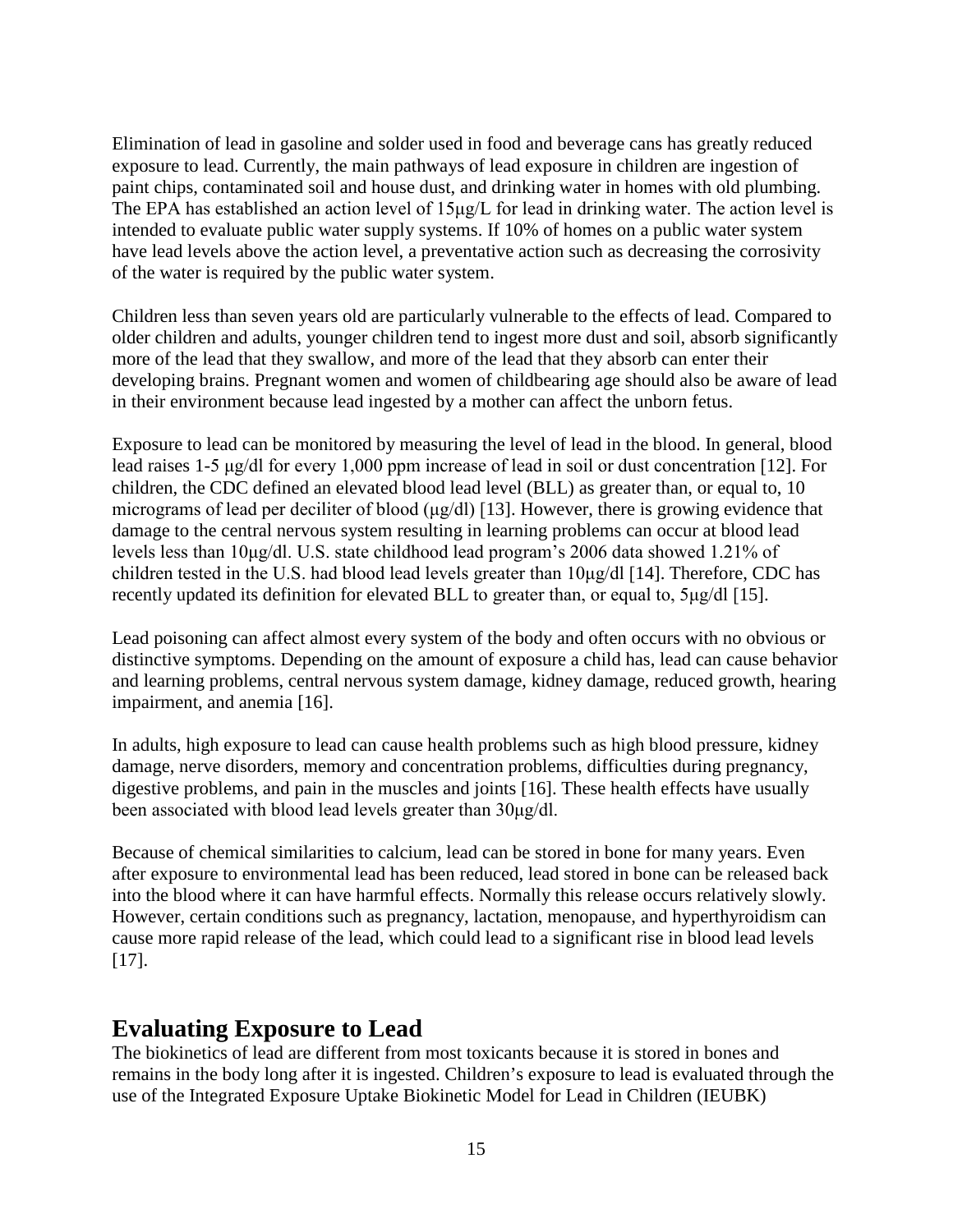Elimination of lead in gasoline and solder used in food and beverage cans has greatly reduced exposure to lead. Currently, the main pathways of lead exposure in children are ingestion of paint chips, contaminated soil and house dust, and drinking water in homes with old plumbing. The EPA has established an action level of 15μg/L for lead in drinking water. The action level is intended to evaluate public water supply systems. If 10% of homes on a public water system have lead levels above the action level, a preventative action such as decreasing the corrosivity of the water is required by the public water system.

Children less than seven years old are particularly vulnerable to the effects of lead. Compared to older children and adults, younger children tend to ingest more dust and soil, absorb significantly more of the lead that they swallow, and more of the lead that they absorb can enter their developing brains. Pregnant women and women of childbearing age should also be aware of lead in their environment because lead ingested by a mother can affect the unborn fetus.

Exposure to lead can be monitored by measuring the level of lead in the blood. In general, blood lead raises 1-5 μg/dl for every 1,000 ppm increase of lead in soil or dust concentration [12]. For children, the CDC defined an elevated blood lead level (BLL) as greater than, or equal to, 10 micrograms of lead per deciliter of blood (μg/dl) [13]. However, there is growing evidence that damage to the central nervous system resulting in learning problems can occur at blood lead levels less than 10μg/dl. U.S. state childhood lead program's 2006 data showed 1.21% of children tested in the U.S. had blood lead levels greater than 10μg/dl [14]. Therefore, CDC has recently updated its definition for elevated BLL to greater than, or equal to, 5μg/dl [15].

Lead poisoning can affect almost every system of the body and often occurs with no obvious or distinctive symptoms. Depending on the amount of exposure a child has, lead can cause behavior and learning problems, central nervous system damage, kidney damage, reduced growth, hearing impairment, and anemia [16].

In adults, high exposure to lead can cause health problems such as high blood pressure, kidney damage, nerve disorders, memory and concentration problems, difficulties during pregnancy, digestive problems, and pain in the muscles and joints [16]. These health effects have usually been associated with blood lead levels greater than 30μg/dl.

Because of chemical similarities to calcium, lead can be stored in bone for many years. Even after exposure to environmental lead has been reduced, lead stored in bone can be released back into the blood where it can have harmful effects. Normally this release occurs relatively slowly. However, certain conditions such as pregnancy, lactation, menopause, and hyperthyroidism can cause more rapid release of the lead, which could lead to a significant rise in blood lead levels [17].

## Evaluating Exposure to Lead

The biokinetics of lead are different from most toxicants because it is stored in bones and remains in the body long after it is ingested. Children's exposure to lead is evaluated through the use of the Integrated Exposure Uptake Biokinetic Model for Lead in Children (IEUBK)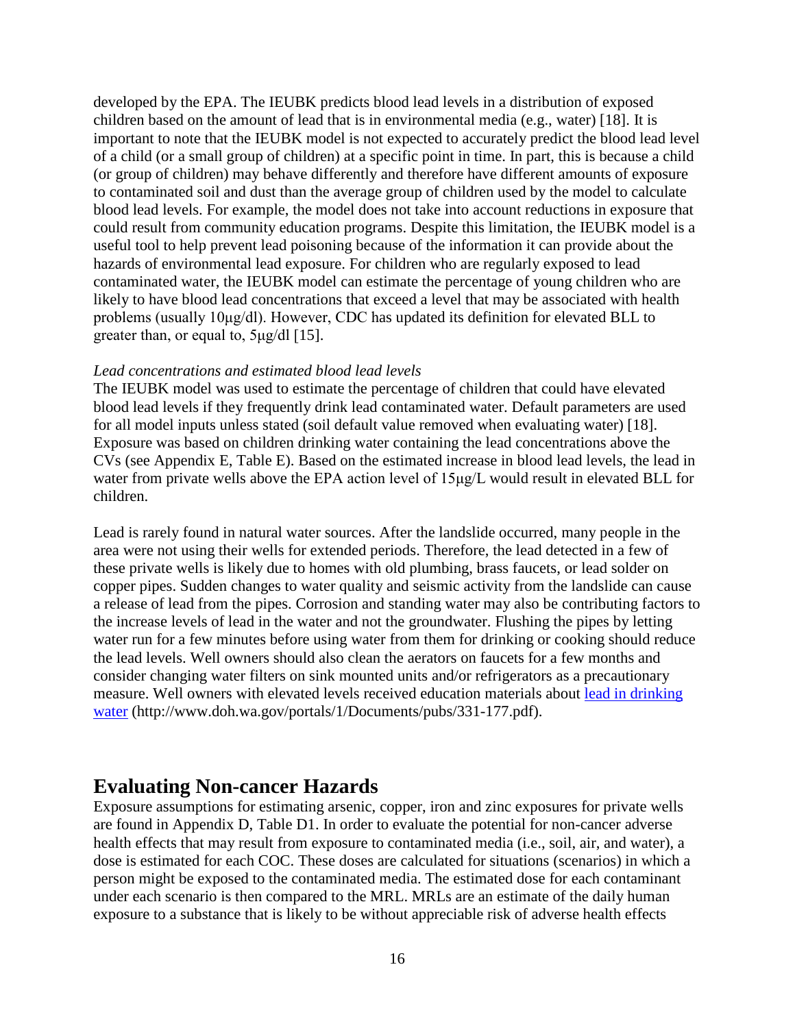developed by the EPA. The IEUBK predicts blood lead levels in a distribution of exposed children based on the amount of lead that is in environmental media (e.g., water) [18]. It is important to note that the IEUBK model is not expected to accurately predict the blood lead level of a child (or a small group of children) at a specific point in time. In part, this is because a child (or group of children) may behave differently and therefore have different amounts of exposure to contaminated soil and dust than the average group of children used by the model to calculate blood lead levels. For example, the model does not take into account reductions in exposure that could result from community education programs. Despite this limitation, the IEUBK model is a useful tool to help prevent lead poisoning because of the information it can provide about the hazards of environmental lead exposure. For children who are regularly exposed to lead contaminated water, the IEUBK model can estimate the percentage of young children who are likely to have blood lead concentrations that exceed a level that may be associated with health problems (usually 10μg/dl). However, CDC has updated its definition for elevated BLL to greater than, or equal to, 5μg/dl [15].

*Lead concentrations and estimated blood lead levels*

The IEUBK model was used to estimate the percentage of children that could have elevated blood lead levels if they frequently drink lead contaminated water. Default parameters are used for all model inputs unless stated (soil default value removed when evaluating water) [18]. Exposure was based on children drinking water containing the lead concentrations above the CVs (see Appendix E, Table E). Based on the estimated increase in blood lead levels, the lead in water from private wells above the EPA action level of 15μg/L would result in elevated BLL for children.

Lead is rarely found in natural water sources. After the landslide occurred, many people in the area were not using their wells for extended periods. Therefore, the lead detected in a few of these private wells is likely due to homes with old plumbing, brass faucets, or lead solder on copper pipes. Sudden changes to water quality and seismic activity from the landslide can cause a release of lead from the pipes. Corrosion and standing water may also be contributing factors to the increase levels of lead in the water and not the groundwater. Flushing the pipes by letting water run for a few minutes before using water from them for drinking or cooking should reduce the lead levels. Well owners should also clean the aerators on faucets for a few months and consider changing water filters on sink mounted units and/or refrigerators as a precautionary measure. Well owners with elevated levels received education materials about [lead in drinking water](http://www.doh.wa.gov/portals/1/Documents/pubs/331-177.pdf) (http://www.doh.wa.gov/portals/1/Documents/pubs/331-177.pdf).

## Evaluating Non-cancer Hazards

Exposure assumptions for estimating arsenic, copper, iron and zinc exposures for private wells are found in Appendix D, Table D1. In order to evaluate the potential for non-cancer adverse health effects that may result from exposure to contaminated media (i.e., soil, air, and water), a dose is estimated for each COC. These doses are calculated for situations (scenarios) in which a person might be exposed to the contaminated media. The estimated dose for each contaminant under each scenario is then compared to the MRL. MRLs are an estimate of the daily human exposure to a substance that is likely to be without appreciable risk of adverse health effects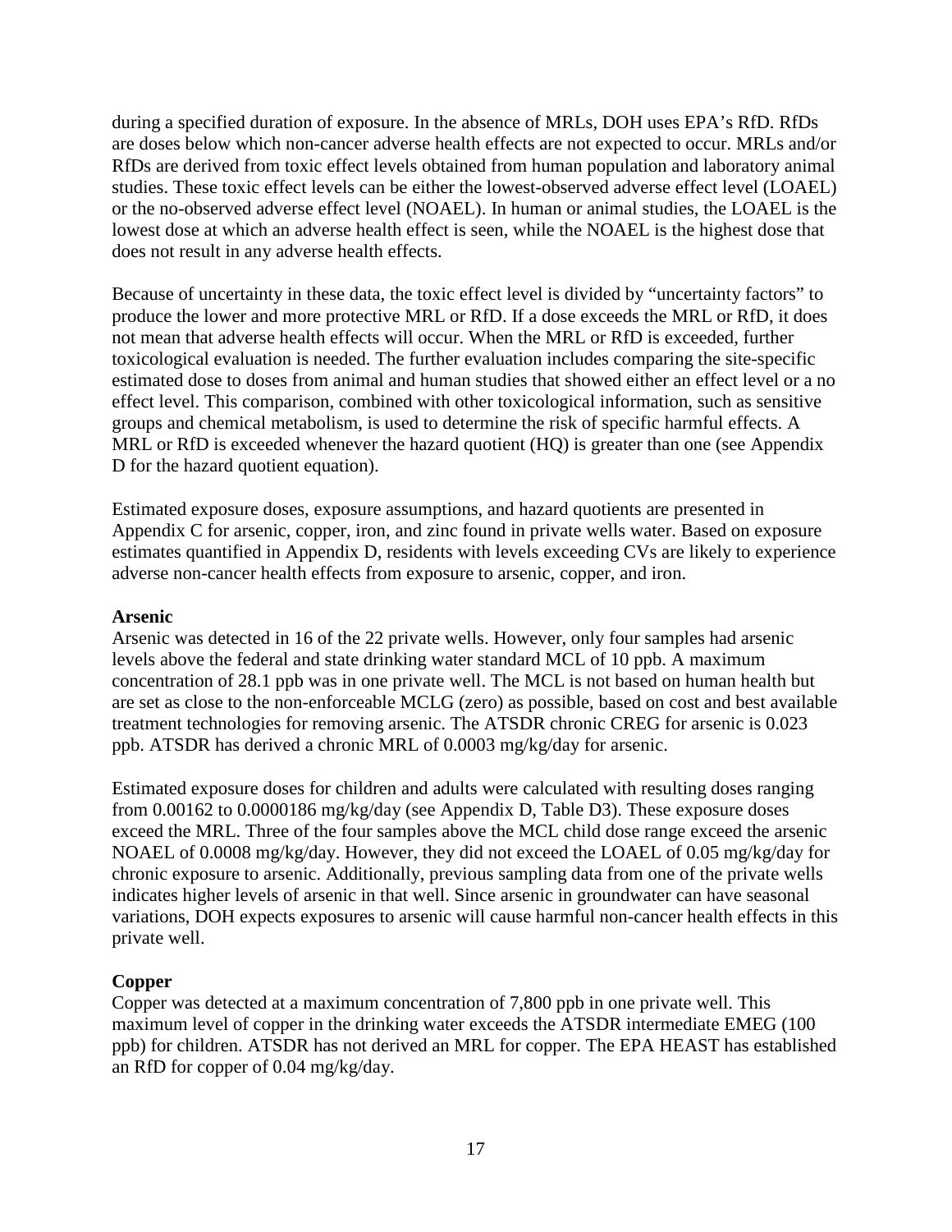during a specified duration of exposure. In the absence of MRLs, DOH uses EPA's RfD. RfDs are doses below which non-cancer adverse health effects are not expected to occur. MRLs and/or RfDs are derived from toxic effect levels obtained from human population and laboratory animal studies. These toxic effect levels can be either the lowest-observed adverse effect level (LOAEL) or the no-observed adverse effect level (NOAEL). In human or animal studies, the LOAEL is the lowest dose at which an adverse health effect is seen, while the NOAEL is the highest dose that does not result in any adverse health effects.

Because of uncertainty in these data, the toxic effect level is divided by "uncertainty factors" to produce the lower and more protective MRL or RfD. If a dose exceeds the MRL or RfD, it does not mean that adverse health effects will occur. When the MRL or RfD is exceeded, further toxicological evaluation is needed. The further evaluation includes comparing the site-specific estimated dose to doses from animal and human studies that showed either an effect level or a no effect level. This comparison, combined with other toxicological information, such as sensitive groups and chemical metabolism, is used to determine the risk of specific harmful effects. A MRL or RfD is exceeded whenever the hazard quotient (HQ) is greater than one (see Appendix D for the hazard quotient equation).

Estimated exposure doses, exposure assumptions, and hazard quotients are presented in Appendix C for arsenic, copper, iron, and zinc found in private wells water. Based on exposure estimates quantified in Appendix D, residents with levels exceeding CVs are likely to experience adverse non-cancer health effects from exposure to arsenic, copper, and iron.

**Arsenic**

Arsenic was detected in 16 of the 22 private wells. However, only four samples had arsenic levels above the federal and state drinking water standard MCL of 10 ppb. A maximum concentration of 28.1 ppb was in one private well. The MCL is not based on human health but are set as close to the non-enforceable MCLG (zero) as possible, based on cost and best available treatment technologies for removing arsenic. The ATSDR chronic CREG for arsenic is 0.023 ppb. ATSDR has derived a chronic MRL of 0.0003 mg/kg/day for arsenic.

Estimated exposure doses for children and adults were calculated with resulting doses ranging from 0.00162 to 0.0000186 mg/kg/day (see Appendix D, Table D3). These exposure doses exceed the MRL. Three of the four samples above the MCL child dose range exceed the arsenic NOAEL of 0.0008 mg/kg/day. However, they did not exceed the LOAEL of 0.05 mg/kg/day for chronic exposure to arsenic. Additionally, previous sampling data from one of the private wells indicates higher levels of arsenic in that well. Since arsenic in groundwater can have seasonal variations, DOH expects exposures to arsenic will cause harmful non-cancer health effects in this private well.

**Copper**

Copper was detected at a maximum concentration of 7,800 ppb in one private well. This maximum level of copper in the drinking water exceeds the ATSDR intermediate EMEG (100 ppb) for children. ATSDR has not derived an MRL for copper. The EPA HEAST has established an RfD for copper of 0.04 mg/kg/day.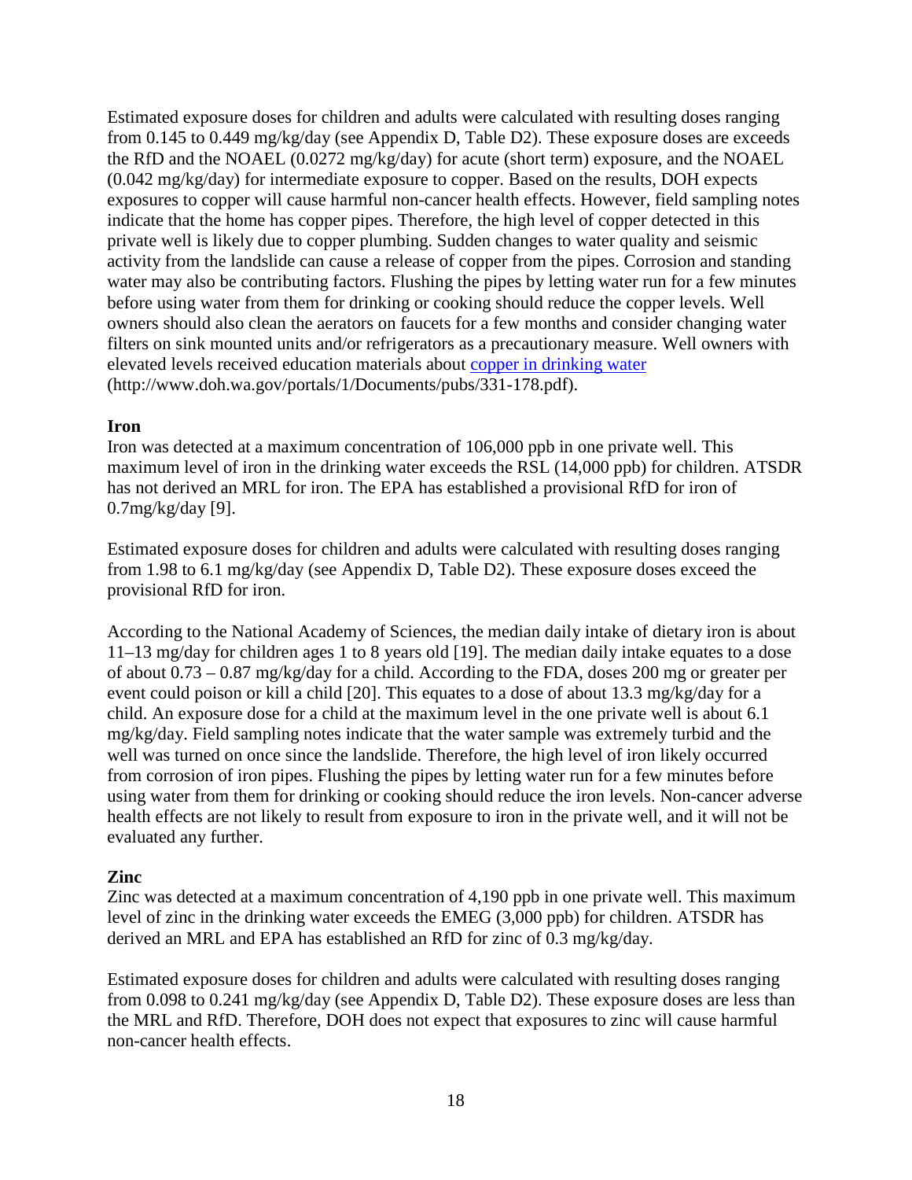Estimated exposure doses for children and adults were calculated with resulting doses ranging from 0.145 to 0.449 mg/kg/day (see Appendix D, Table D2). These exposure doses are exceeds the RfD and the NOAEL (0.0272 mg/kg/day) for acute (short term) exposure, and the NOAEL (0.042 mg/kg/day) for intermediate exposure to copper. Based on the results, DOH expects exposures to copper will cause harmful non-cancer health effects. However, field sampling notes indicate that the home has copper pipes. Therefore, the high level of copper detected in this private well is likely due to copper plumbing. Sudden changes to water quality and seismic activity from the landslide can cause a release of copper from the pipes. Corrosion and standing water may also be contributing factors. Flushing the pipes by letting water run for a few minutes before using water from them for drinking or cooking should reduce the copper levels. Well owners should also clean the aerators on faucets for a few months and consider changing water filters on sink mounted units and/or refrigerators as a precautionary measure. Well owners with elevated levels received education materials about [copper in drinking water](http://www.doh.wa.gov/portals/1/Documents/pubs/331-178.pdf) (http://www.doh.wa.gov/portals/1/Documents/pubs/331-178.pdf).

**Iron**

Iron was detected at a maximum concentration of 106,000 ppb in one private well. This maximum level of iron in the drinking water exceeds the RSL (14,000 ppb) for children. ATSDR has not derived an MRL for iron. The EPA has established a provisional RfD for iron of 0.7mg/kg/day [9].

Estimated exposure doses for children and adults were calculated with resulting doses ranging from 1.98 to 6.1 mg/kg/day (see Appendix D, Table D2). These exposure doses exceed the provisional RfD for iron.

According to the National Academy of Sciences, the median daily intake of dietary iron is about 11–13 mg/day for children ages 1 to 8 years old [19]. The median daily intake equates to a dose of about 0.73 – 0.87 mg/kg/day for a child. According to the FDA, doses 200 mg or greater per event could poison or kill a child [20]. This equates to a dose of about 13.3 mg/kg/day for a child. An exposure dose for a child at the maximum level in the one private well is about 6.1 mg/kg/day. Field sampling notes indicate that the water sample was extremely turbid and the well was turned on once since the landslide. Therefore, the high level of iron likely occurred from corrosion of iron pipes. Flushing the pipes by letting water run for a few minutes before using water from them for drinking or cooking should reduce the iron levels. Non-cancer adverse health effects are not likely to result from exposure to iron in the private well, and it will not be evaluated any further.

**Zinc**

Zinc was detected at a maximum concentration of 4,190 ppb in one private well. This maximum level of zinc in the drinking water exceeds the EMEG (3,000 ppb) for children. ATSDR has derived an MRL and EPA has established an RfD for zinc of 0.3 mg/kg/day.

Estimated exposure doses for children and adults were calculated with resulting doses ranging from 0.098 to 0.241 mg/kg/day (see Appendix D, Table D2). These exposure doses are less than the MRL and RfD. Therefore, DOH does not expect that exposures to zinc will cause harmful non-cancer health effects.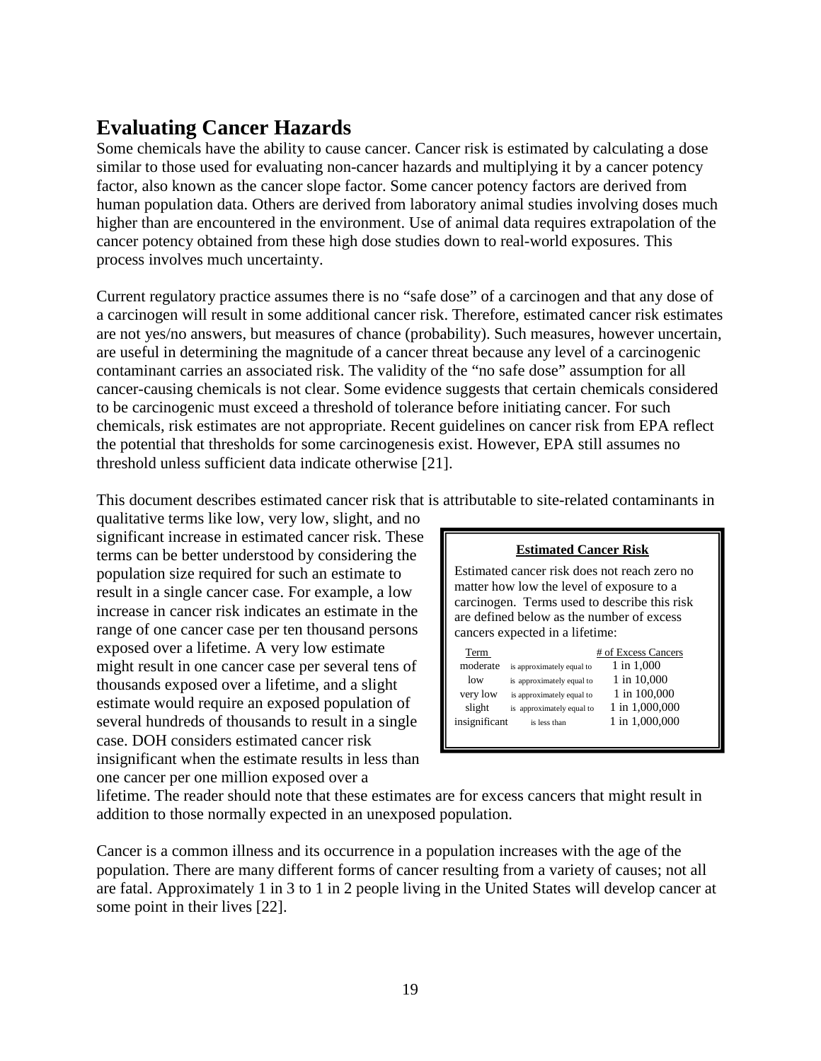## Evaluating Cancer Hazards

Some chemicals have the ability to cause cancer. Cancer risk is estimated by calculating a dose similar to those used for evaluating non-cancer hazards and multiplying it by a cancer potency factor, also known as the cancer slope factor. Some cancer potency factors are derived from human population data. Others are derived from laboratory animal studies involving doses much higher than are encountered in the environment. Use of animal data requires extrapolation of the cancer potency obtained from these high dose studies down to real-world exposures. This process involves much uncertainty.

Current regulatory practice assumes there is no "safe dose" of a carcinogen and that any dose of a carcinogen will result in some additional cancer risk. Therefore, estimated cancer risk estimates are not yes/no answers, but measures of chance (probability). Such measures, however uncertain, are useful in determining the magnitude of a cancer threat because any level of a carcinogenic contaminant carries an associated risk. The validity of the "no safe dose" assumption for all cancer-causing chemicals is not clear. Some evidence suggests that certain chemicals considered to be carcinogenic must exceed a threshold of tolerance before initiating cancer. For such chemicals, risk estimates are not appropriate. Recent guidelines on cancer risk from EPA reflect the potential that thresholds for some carcinogenesis exist. However, EPA still assumes no threshold unless sufficient data indicate otherwise [21].

This document describes estimated cancer risk that is attributable to site-related contaminants in qualitative terms like low, very low, slight, and no significant increase in estimated cancer risk. These terms can be better understood by considering the population size required for such an estimate to result in a single cancer case. For example, a low increase in cancer risk indicates an estimate in the range of one cancer case per ten thousand persons exposed over a lifetime. A very low estimate might result in one cancer case per several tens of thousands exposed over a lifetime, and a slight estimate would require an exposed population of several hundreds of thousands to result in a single case. DOH considers estimated cancer risk insignificant when the estimate results in less than one cancer per one million exposed over a lifetime. The reader should note that these estimates are for excess cancers that might result in addition to those normally expected in an unexposed population.

**Estimated Cancer Risk**

Estimated cancer risk does not reach zero no matter how low the level of exposure to a carcinogen. Terms used to describe this risk are defined below as the number of excess cancers expected in a lifetime:

| Term | | # of Excess Cancers |
|---|---|---|
| moderate | is approximately equal to | 1 in 1,000 |
| low | is approximately equal to | 1 in 10,000 |
| very low | is approximately equal to | 1 in 100,000 |
| slight | is approximately equal to | 1 in 1,000,000 |
| insignificant | is less than | 1 in 1,000,000 |

Cancer is a common illness and its occurrence in a population increases with the age of the population. There are many different forms of cancer resulting from a variety of causes; not all are fatal. Approximately 1 in 3 to 1 in 2 people living in the United States will develop cancer at some point in their lives [22].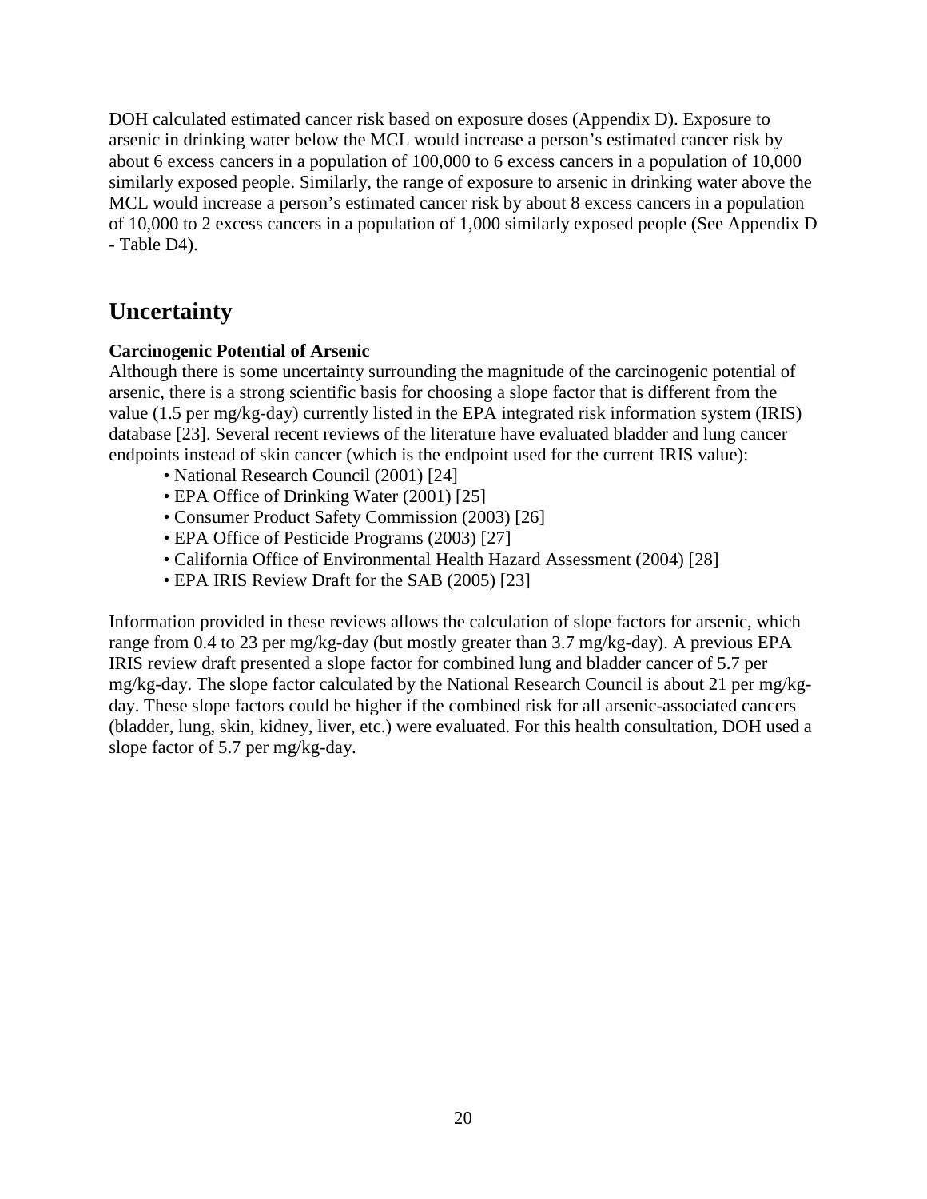DOH calculated estimated cancer risk based on exposure doses (Appendix D). Exposure to arsenic in drinking water below the MCL would increase a person's estimated cancer risk by about 6 excess cancers in a population of 100,000 to 6 excess cancers in a population of 10,000 similarly exposed people. Similarly, the range of exposure to arsenic in drinking water above the MCL would increase a person's estimated cancer risk by about 8 excess cancers in a population of 10,000 to 2 excess cancers in a population of 1,000 similarly exposed people (See Appendix D - Table D4).

## Uncertainty

**Carcinogenic Potential of Arsenic**

Although there is some uncertainty surrounding the magnitude of the carcinogenic potential of arsenic, there is a strong scientific basis for choosing a slope factor that is different from the value (1.5 per mg/kg-day) currently listed in the EPA integrated risk information system (IRIS) database [23]. Several recent reviews of the literature have evaluated bladder and lung cancer endpoints instead of skin cancer (which is the endpoint used for the current IRIS value):

- National Research Council (2001) [24]
- EPA Office of Drinking Water (2001) [25]
- Consumer Product Safety Commission (2003) [26]
- EPA Office of Pesticide Programs (2003) [27]
- California Office of Environmental Health Hazard Assessment (2004) [28]
- EPA IRIS Review Draft for the SAB (2005) [23]

Information provided in these reviews allows the calculation of slope factors for arsenic, which range from 0.4 to 23 per mg/kg-day (but mostly greater than 3.7 mg/kg-day). A previous EPA IRIS review draft presented a slope factor for combined lung and bladder cancer of 5.7 per mg/kg-day. The slope factor calculated by the National Research Council is about 21 per mg/kg-day. These slope factors could be higher if the combined risk for all arsenic-associated cancers (bladder, lung, skin, kidney, liver, etc.) were evaluated. For this health consultation, DOH used a slope factor of 5.7 per mg/kg-day.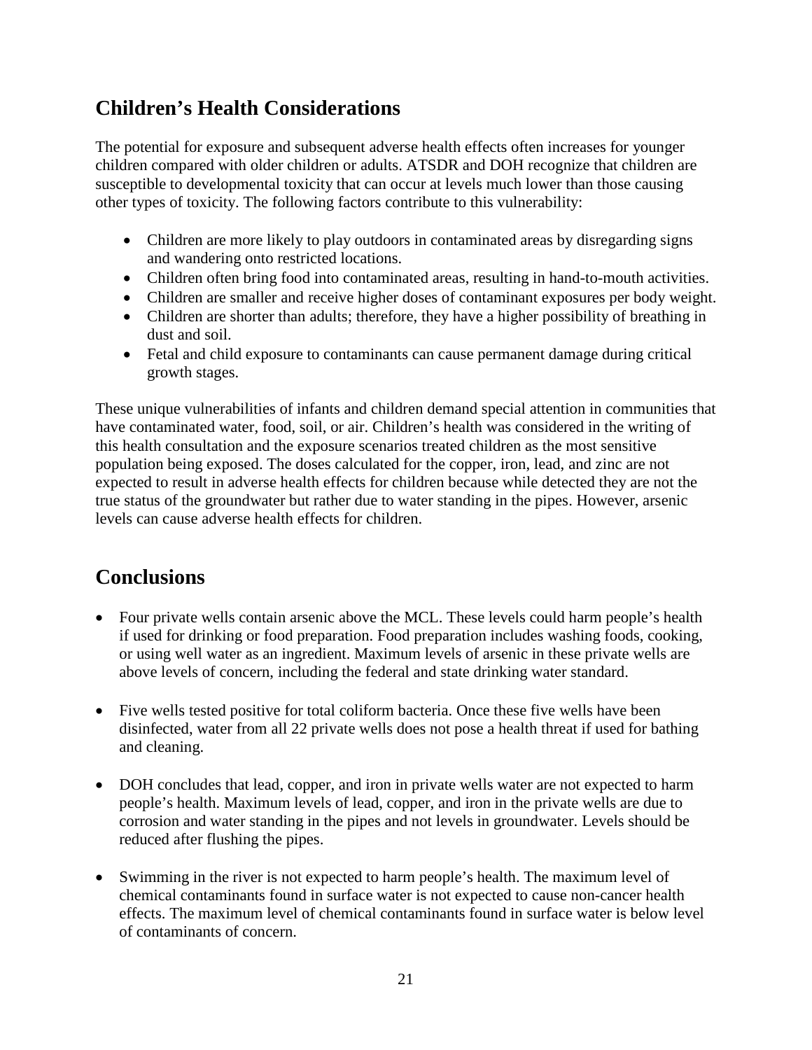## Children's Health Considerations

The potential for exposure and subsequent adverse health effects often increases for younger children compared with older children or adults. ATSDR and DOH recognize that children are susceptible to developmental toxicity that can occur at levels much lower than those causing other types of toxicity. The following factors contribute to this vulnerability:

- Children are more likely to play outdoors in contaminated areas by disregarding signs and wandering onto restricted locations.
- Children often bring food into contaminated areas, resulting in hand-to-mouth activities.
- Children are smaller and receive higher doses of contaminant exposures per body weight.
- Children are shorter than adults; therefore, they have a higher possibility of breathing in dust and soil.
- Fetal and child exposure to contaminants can cause permanent damage during critical growth stages.

These unique vulnerabilities of infants and children demand special attention in communities that have contaminated water, food, soil, or air. Children's health was considered in the writing of this health consultation and the exposure scenarios treated children as the most sensitive population being exposed. The doses calculated for the copper, iron, lead, and zinc are not expected to result in adverse health effects for children because while detected they are not the true status of the groundwater but rather due to water standing in the pipes. However, arsenic levels can cause adverse health effects for children.

## Conclusions

- Four private wells contain arsenic above the MCL. These levels could harm people's health if used for drinking or food preparation. Food preparation includes washing foods, cooking, or using well water as an ingredient. Maximum levels of arsenic in these private wells are above levels of concern, including the federal and state drinking water standard.

- Five wells tested positive for total coliform bacteria. Once these five wells have been disinfected, water from all 22 private wells does not pose a health threat if used for bathing and cleaning.

- DOH concludes that lead, copper, and iron in private wells water are not expected to harm people's health. Maximum levels of lead, copper, and iron in the private wells are due to corrosion and water standing in the pipes and not levels in groundwater. Levels should be reduced after flushing the pipes.

- Swimming in the river is not expected to harm people's health. The maximum level of chemical contaminants found in surface water is not expected to cause non-cancer health effects. The maximum level of chemical contaminants found in surface water is below level of contaminants of concern.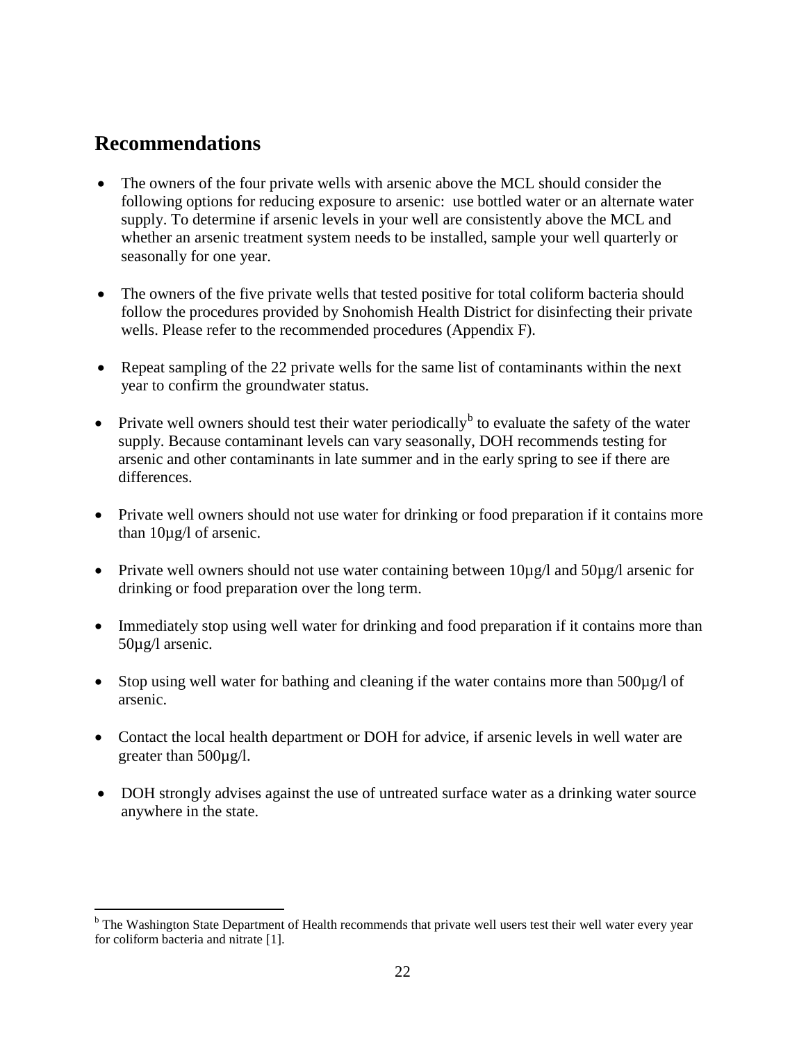## Recommendations

- The owners of the four private wells with arsenic above the MCL should consider the following options for reducing exposure to arsenic: use bottled water or an alternate water supply. To determine if arsenic levels in your well are consistently above the MCL and whether an arsenic treatment system needs to be installed, sample your well quarterly or seasonally for one year.

- The owners of the five private wells that tested positive for total coliform bacteria should follow the procedures provided by Snohomish Health District for disinfecting their private wells. Please refer to the recommended procedures (Appendix F).

- Repeat sampling of the 22 private wells for the same list of contaminants within the next year to confirm the groundwater status.

- Private well owners should test their water periodically[b] to evaluate the safety of the water supply. Because contaminant levels can vary seasonally, DOH recommends testing for arsenic and other contaminants in late summer and in the early spring to see if there are differences.

- Private well owners should not use water for drinking or food preparation if it contains more than 10µg/l of arsenic.

- Private well owners should not use water containing between 10µg/l and 50µg/l arsenic for drinking or food preparation over the long term.

- Immediately stop using well water for drinking and food preparation if it contains more than 50µg/l arsenic.

- Stop using well water for bathing and cleaning if the water contains more than 500µg/l of arsenic.

- Contact the local health department or DOH for advice, if arsenic levels in well water are greater than 500µg/l.

- DOH strongly advises against the use of untreated surface water as a drinking water source anywhere in the state.

---

[b] The Washington State Department of Health recommends that private well users test their well water every year for coliform bacteria and nitrate [1].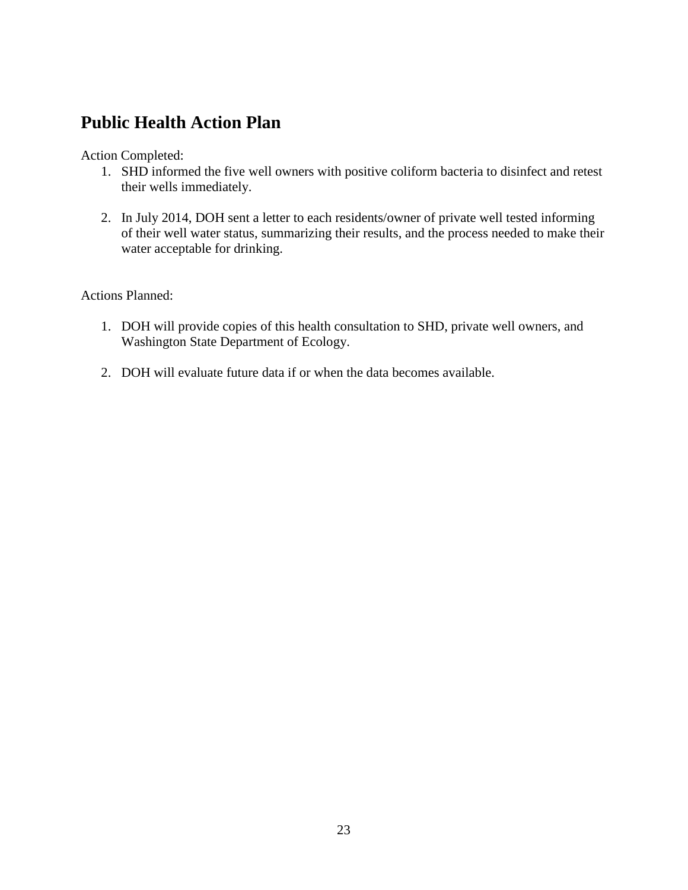## Public Health Action Plan

Action Completed:

1. SHD informed the five well owners with positive coliform bacteria to disinfect and retest their wells immediately.

2. In July 2014, DOH sent a letter to each residents/owner of private well tested informing of their well water status, summarizing their results, and the process needed to make their water acceptable for drinking.

Actions Planned:

1. DOH will provide copies of this health consultation to SHD, private well owners, and Washington State Department of Ecology.

2. DOH will evaluate future data if or when the data becomes available.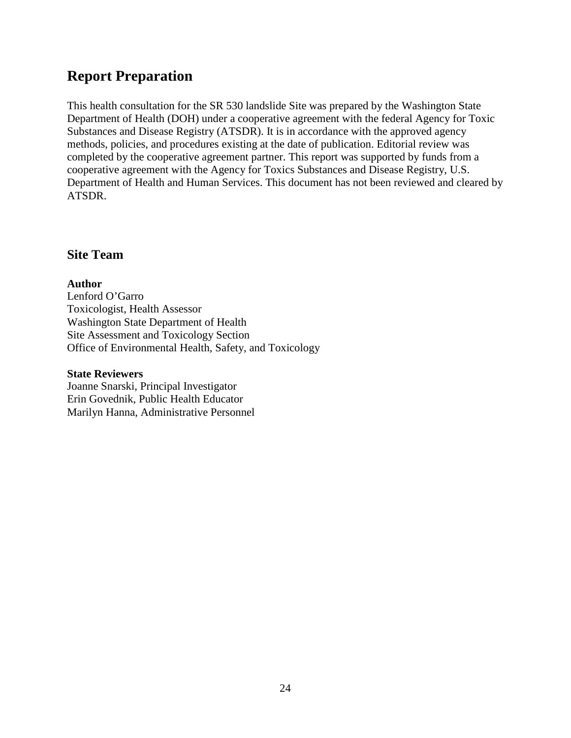## Report Preparation

This health consultation for the SR 530 landslide Site was prepared by the Washington State Department of Health (DOH) under a cooperative agreement with the federal Agency for Toxic Substances and Disease Registry (ATSDR). It is in accordance with the approved agency methods, policies, and procedures existing at the date of publication. Editorial review was completed by the cooperative agreement partner. This report was supported by funds from a cooperative agreement with the Agency for Toxics Substances and Disease Registry, U.S. Department of Health and Human Services. This document has not been reviewed and cleared by ATSDR.

### Site Team

**Author**  
Lenford O'Garro  
Toxicologist, Health Assessor  
Washington State Department of Health  
Site Assessment and Toxicology Section  
Office of Environmental Health, Safety, and Toxicology

**State Reviewers**  
Joanne Snarski, Principal Investigator  
Erin Govednik, Public Health Educator  
Marilyn Hanna, Administrative Personnel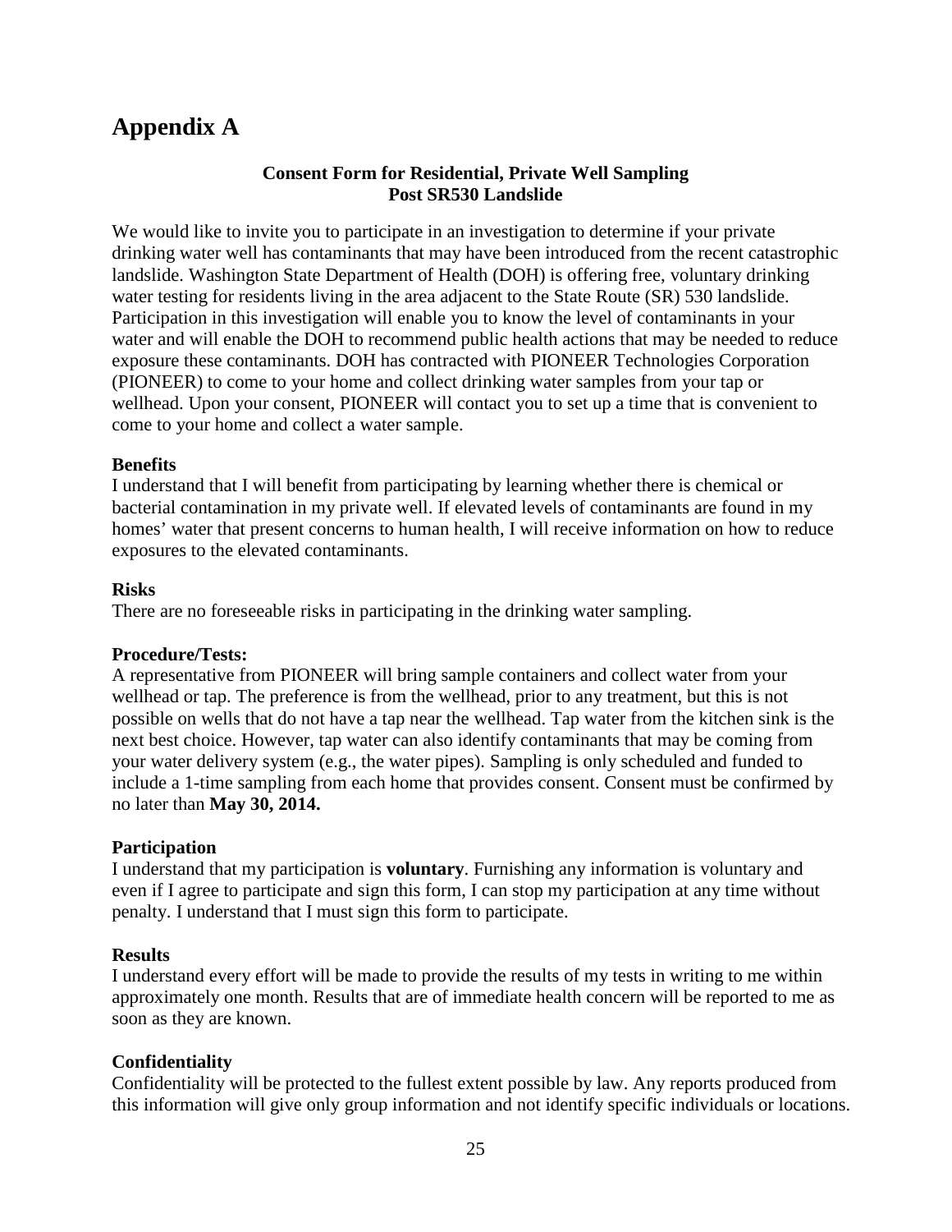# Appendix A

**Consent Form for Residential, Private Well Sampling**
**Post SR530 Landslide**

We would like to invite you to participate in an investigation to determine if your private drinking water well has contaminants that may have been introduced from the recent catastrophic landslide. Washington State Department of Health (DOH) is offering free, voluntary drinking water testing for residents living in the area adjacent to the State Route (SR) 530 landslide. Participation in this investigation will enable you to know the level of contaminants in your water and will enable the DOH to recommend public health actions that may be needed to reduce exposure these contaminants. DOH has contracted with PIONEER Technologies Corporation (PIONEER) to come to your home and collect drinking water samples from your tap or wellhead. Upon your consent, PIONEER will contact you to set up a time that is convenient to come to your home and collect a water sample.

**Benefits**
I understand that I will benefit from participating by learning whether there is chemical or bacterial contamination in my private well. If elevated levels of contaminants are found in my homes' water that present concerns to human health, I will receive information on how to reduce exposures to the elevated contaminants.

**Risks**
There are no foreseeable risks in participating in the drinking water sampling.

**Procedure/Tests:**
A representative from PIONEER will bring sample containers and collect water from your wellhead or tap. The preference is from the wellhead, prior to any treatment, but this is not possible on wells that do not have a tap near the wellhead. Tap water from the kitchen sink is the next best choice. However, tap water can also identify contaminants that may be coming from your water delivery system (e.g., the water pipes). Sampling is only scheduled and funded to include a 1-time sampling from each home that provides consent. Consent must be confirmed by no later than **May 30, 2014.**

**Participation**
I understand that my participation is **voluntary**. Furnishing any information is voluntary and even if I agree to participate and sign this form, I can stop my participation at any time without penalty. I understand that I must sign this form to participate.

**Results**
I understand every effort will be made to provide the results of my tests in writing to me within approximately one month. Results that are of immediate health concern will be reported to me as soon as they are known.

**Confidentiality**
Confidentiality will be protected to the fullest extent possible by law. Any reports produced from this information will give only group information and not identify specific individuals or locations.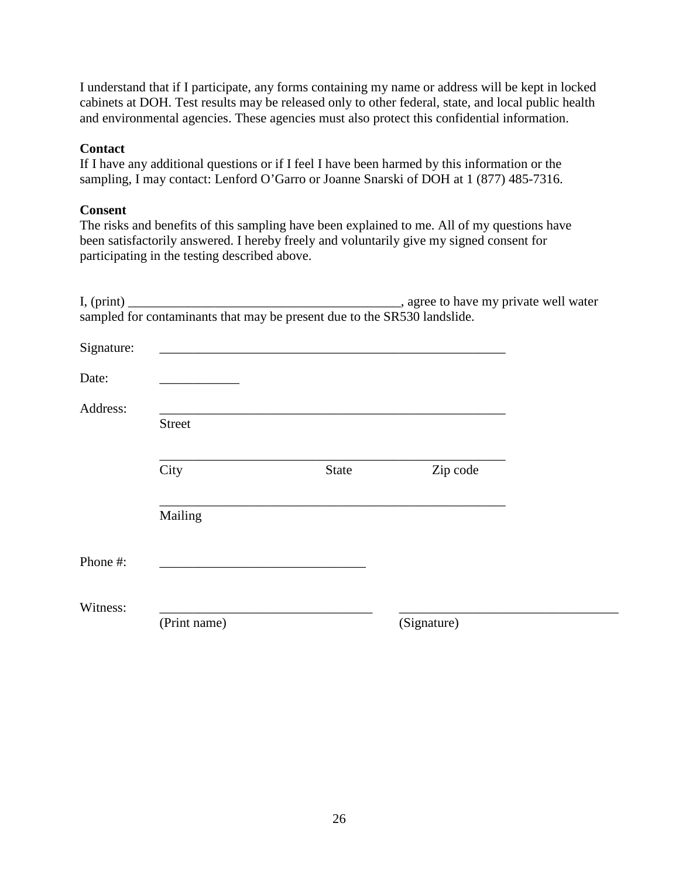I understand that if I participate, any forms containing my name or address will be kept in locked cabinets at DOH. Test results may be released only to other federal, state, and local public health and environmental agencies. These agencies must also protect this confidential information.

**Contact**

If I have any additional questions or if I feel I have been harmed by this information or the sampling, I may contact: Lenford O'Garro or Joanne Snarski of DOH at 1 (877) 485-7316.

**Consent**

The risks and benefits of this sampling have been explained to me. All of my questions have been satisfactorily answered. I hereby freely and voluntarily give my signed consent for participating in the testing described above.

I, (print) ________________________________________, agree to have my private well water sampled for contaminants that may be present due to the SR530 landslide.

Signature: ______________________________________________________

Date: ____________

Address: ______________________________________________________

Street

______________________________________________________

City State Zip code

______________________________________________________

Mailing

Phone #: ________________________________

Witness: _________________________________ __________________________________

(Print name) (Signature)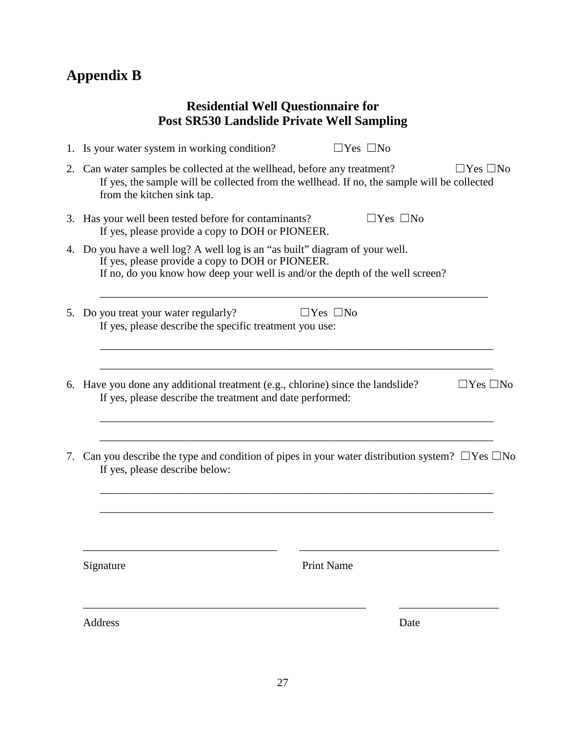# Appendix B

## Residential Well Questionnaire for Post SR530 Landslide Private Well Sampling

1. Is your water system in working condition? ☐Yes ☐No
2. Can water samples be collected at the wellhead, before any treatment? ☐Yes ☐No
   If yes, the sample will be collected from the wellhead. If no, the sample will be collected from the kitchen sink tap.
3. Has your well been tested before for contaminants? ☐Yes ☐No
   If yes, please provide a copy to DOH or PIONEER.
4. Do you have a well log? A well log is an "as built" diagram of your well.
   If yes, please provide a copy to DOH or PIONEER.
   If no, do you know how deep your well is and/or the depth of the well screen?

   ______________________________________________________________________

5. Do you treat your water regularly? ☐Yes ☐No
   If yes, please describe the specific treatment you use:

   ______________________________________________________________________

   ______________________________________________________________________

6. Have you done any additional treatment (e.g., chlorine) since the landslide? ☐Yes ☐No
   If yes, please describe the treatment and date performed:

   ______________________________________________________________________

   ______________________________________________________________________

7. Can you describe the type and condition of pipes in your water distribution system? ☐Yes ☐No
   If yes, please describe below:

   ______________________________________________________________________

   ______________________________________________________________________

___________________________________ ___________________________________

Signature Print Name

___________________________________________________ _________________

Address Date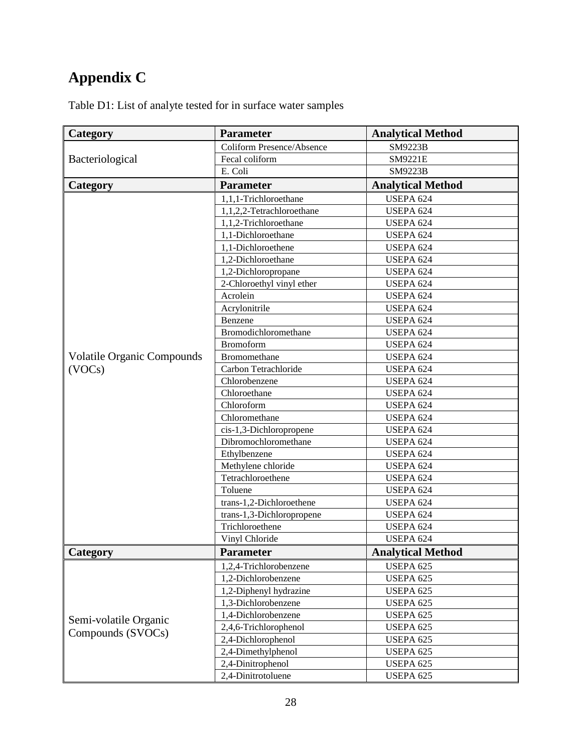# Appendix C

Table D1: List of analyte tested for in surface water samples

| Category | Parameter | Analytical Method |
|---|---|---|
| Bacteriological | Coliform Presence/Absence | SM9223B |
| | Fecal coliform | SM9221E |
| | E. Coli | SM9223B |
| **Category** | **Parameter** | **Analytical Method** |
| Volatile Organic Compounds (VOCs) | 1,1,1-Trichloroethane | USEPA 624 |
| | 1,1,2,2-Tetrachloroethane | USEPA 624 |
| | 1,1,2-Trichloroethane | USEPA 624 |
| | 1,1-Dichloroethane | USEPA 624 |
| | 1,1-Dichloroethene | USEPA 624 |
| | 1,2-Dichloroethane | USEPA 624 |
| | 1,2-Dichloropropane | USEPA 624 |
| | 2-Chloroethyl vinyl ether | USEPA 624 |
| | Acrolein | USEPA 624 |
| | Acrylonitrile | USEPA 624 |
| | Benzene | USEPA 624 |
| | Bromodichloromethane | USEPA 624 |
| | Bromoform | USEPA 624 |
| | Bromomethane | USEPA 624 |
| | Carbon Tetrachloride | USEPA 624 |
| | Chlorobenzene | USEPA 624 |
| | Chloroethane | USEPA 624 |
| | Chloroform | USEPA 624 |
| | Chloromethane | USEPA 624 |
| | cis-1,3-Dichloropropene | USEPA 624 |
| | Dibromochloromethane | USEPA 624 |
| | Ethylbenzene | USEPA 624 |
| | Methylene chloride | USEPA 624 |
| | Tetrachloroethene | USEPA 624 |
| | Toluene | USEPA 624 |
| | trans-1,2-Dichloroethene | USEPA 624 |
| | trans-1,3-Dichloropropene | USEPA 624 |
| | Trichloroethene | USEPA 624 |
| | Vinyl Chloride | USEPA 624 |
| **Category** | **Parameter** | **Analytical Method** |
| Semi-volatile Organic Compounds (SVOCs) | 1,2,4-Trichlorobenzene | USEPA 625 |
| | 1,2-Dichlorobenzene | USEPA 625 |
| | 1,2-Diphenyl hydrazine | USEPA 625 |
| | 1,3-Dichlorobenzene | USEPA 625 |
| | 1,4-Dichlorobenzene | USEPA 625 |
| | 2,4,6-Trichlorophenol | USEPA 625 |
| | 2,4-Dichlorophenol | USEPA 625 |
| | 2,4-Dimethylphenol | USEPA 625 |
| | 2,4-Dinitrophenol | USEPA 625 |
| | 2,4-Dinitrotoluene | USEPA 625 |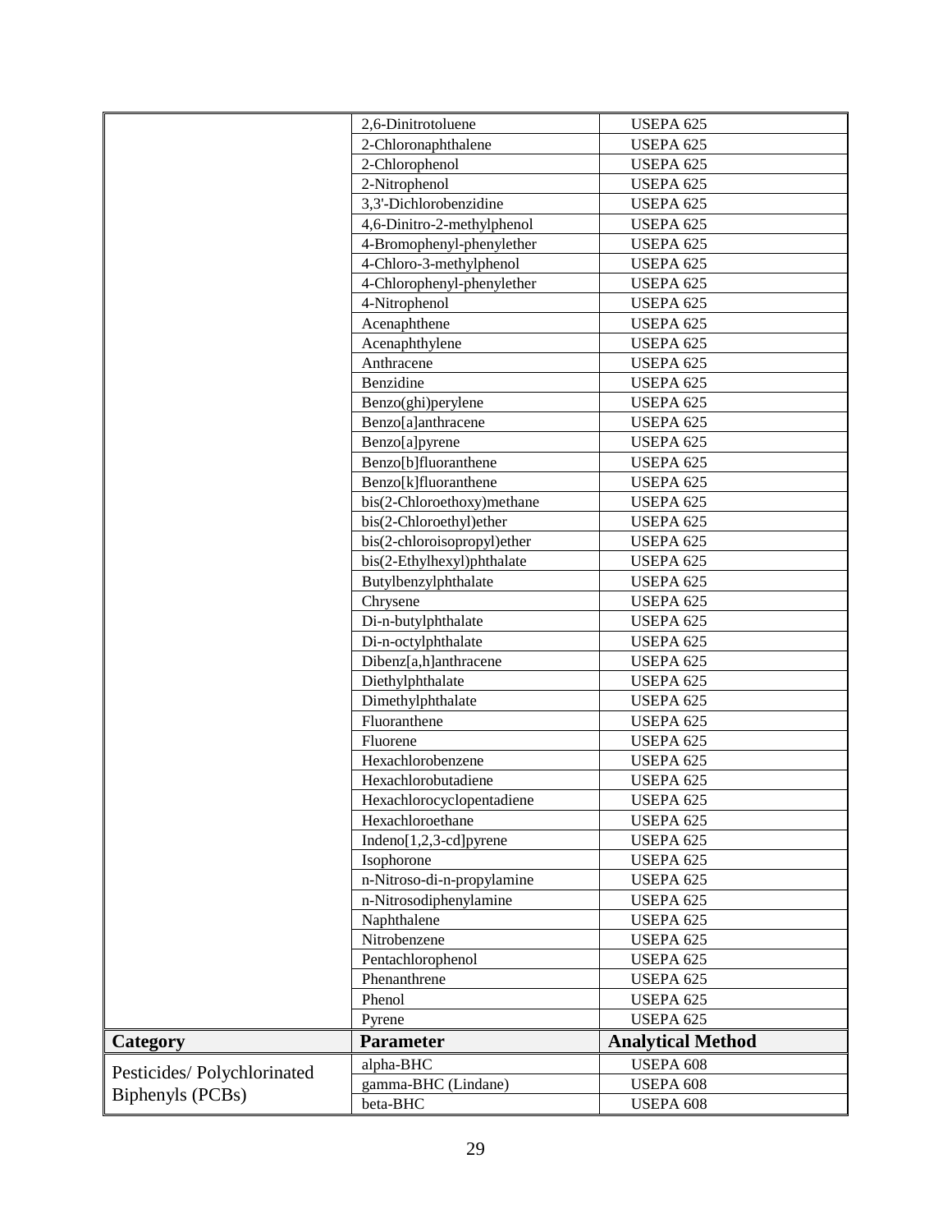| | | |
|---|---|---|
| | 2,6-Dinitrotoluene | USEPA 625 |
| | 2-Chloronaphthalene | USEPA 625 |
| | 2-Chlorophenol | USEPA 625 |
| | 2-Nitrophenol | USEPA 625 |
| | 3,3'-Dichlorobenzidine | USEPA 625 |
| | 4,6-Dinitro-2-methylphenol | USEPA 625 |
| | 4-Bromophenyl-phenylether | USEPA 625 |
| | 4-Chloro-3-methylphenol | USEPA 625 |
| | 4-Chlorophenyl-phenylether | USEPA 625 |
| | 4-Nitrophenol | USEPA 625 |
| | Acenaphthene | USEPA 625 |
| | Acenaphthylene | USEPA 625 |
| | Anthracene | USEPA 625 |
| | Benzidine | USEPA 625 |
| | Benzo(ghi)perylene | USEPA 625 |
| | Benzo[a]anthracene | USEPA 625 |
| | Benzo[a]pyrene | USEPA 625 |
| | Benzo[b]fluoranthene | USEPA 625 |
| | Benzo[k]fluoranthene | USEPA 625 |
| | bis(2-Chloroethoxy)methane | USEPA 625 |
| | bis(2-Chloroethyl)ether | USEPA 625 |
| | bis(2-chloroisopropyl)ether | USEPA 625 |
| | bis(2-Ethylhexyl)phthalate | USEPA 625 |
| | Butylbenzylphthalate | USEPA 625 |
| | Chrysene | USEPA 625 |
| | Di-n-butylphthalate | USEPA 625 |
| | Di-n-octylphthalate | USEPA 625 |
| | Dibenz[a,h]anthracene | USEPA 625 |
| | Diethylphthalate | USEPA 625 |
| | Dimethylphthalate | USEPA 625 |
| | Fluoranthene | USEPA 625 |
| | Fluorene | USEPA 625 |
| | Hexachlorobenzene | USEPA 625 |
| | Hexachlorobutadiene | USEPA 625 |
| | Hexachlorocyclopentadiene | USEPA 625 |
| | Hexachloroethane | USEPA 625 |
| | Indeno[1,2,3-cd]pyrene | USEPA 625 |
| | Isophorone | USEPA 625 |
| | n-Nitroso-di-n-propylamine | USEPA 625 |
| | n-Nitrosodiphenylamine | USEPA 625 |
| | Naphthalene | USEPA 625 |
| | Nitrobenzene | USEPA 625 |
| | Pentachlorophenol | USEPA 625 |
| | Phenanthrene | USEPA 625 |
| | Phenol | USEPA 625 |
| | Pyrene | USEPA 625 |
| **Category** | **Parameter** | **Analytical Method** |
| Pesticides/ Polychlorinated Biphenyls (PCBs) | alpha-BHC | USEPA 608 |
| | gamma-BHC (Lindane) | USEPA 608 |
| | beta-BHC | USEPA 608 |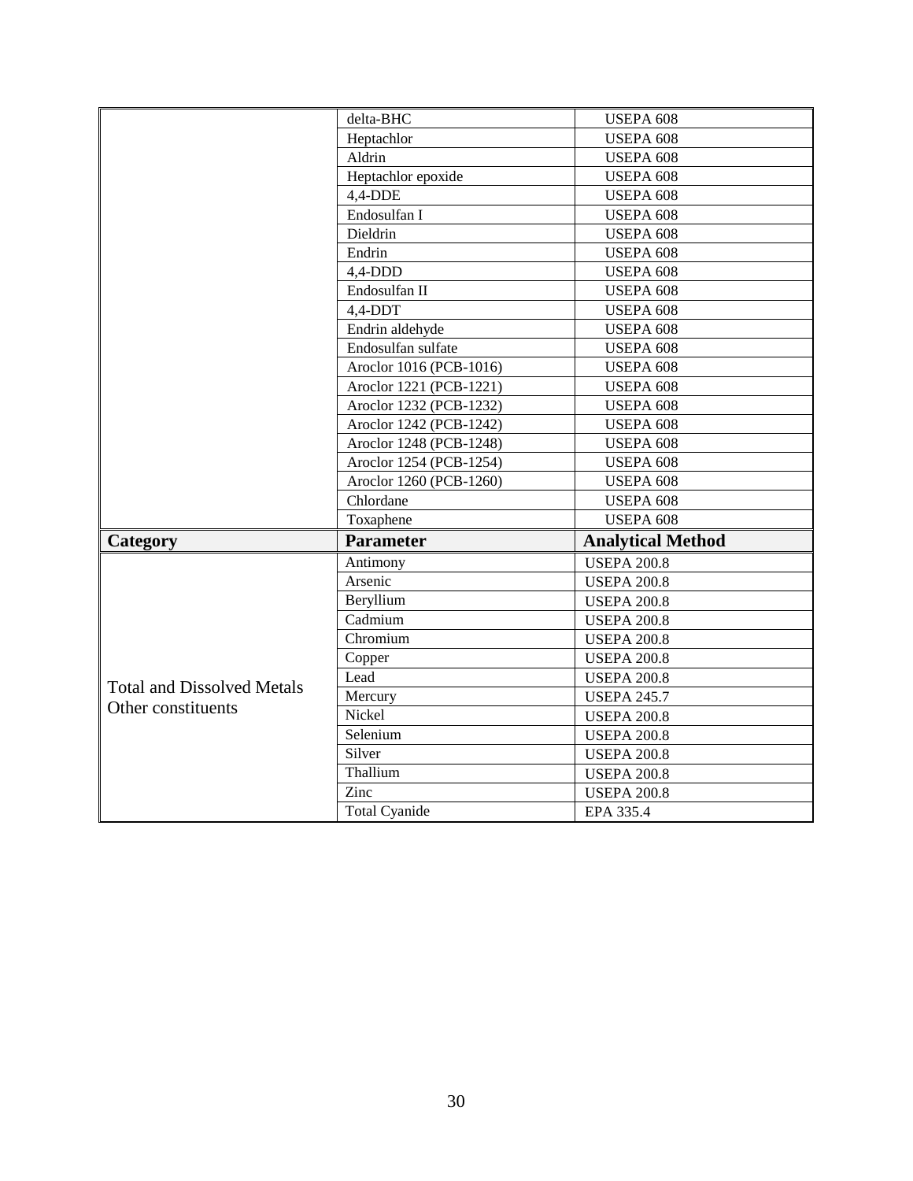| | | |
|---|---|---|
| | delta-BHC | USEPA 608 |
| | Heptachlor | USEPA 608 |
| | Aldrin | USEPA 608 |
| | Heptachlor epoxide | USEPA 608 |
| | 4,4-DDE | USEPA 608 |
| | Endosulfan I | USEPA 608 |
| | Dieldrin | USEPA 608 |
| | Endrin | USEPA 608 |
| | 4,4-DDD | USEPA 608 |
| | Endosulfan II | USEPA 608 |
| | 4,4-DDT | USEPA 608 |
| | Endrin aldehyde | USEPA 608 |
| | Endosulfan sulfate | USEPA 608 |
| | Aroclor 1016 (PCB-1016) | USEPA 608 |
| | Aroclor 1221 (PCB-1221) | USEPA 608 |
| | Aroclor 1232 (PCB-1232) | USEPA 608 |
| | Aroclor 1242 (PCB-1242) | USEPA 608 |
| | Aroclor 1248 (PCB-1248) | USEPA 608 |
| | Aroclor 1254 (PCB-1254) | USEPA 608 |
| | Aroclor 1260 (PCB-1260) | USEPA 608 |
| | Chlordane | USEPA 608 |
| | Toxaphene | USEPA 608 |

| Category | Parameter | Analytical Method |
|---|---|---|
| Total and Dissolved Metals Other constituents | Antimony | USEPA 200.8 |
| | Arsenic | USEPA 200.8 |
| | Beryllium | USEPA 200.8 |
| | Cadmium | USEPA 200.8 |
| | Chromium | USEPA 200.8 |
| | Copper | USEPA 200.8 |
| | Lead | USEPA 200.8 |
| | Mercury | USEPA 245.7 |
| | Nickel | USEPA 200.8 |
| | Selenium | USEPA 200.8 |
| | Silver | USEPA 200.8 |
| | Thallium | USEPA 200.8 |
| | Zinc | USEPA 200.8 |
| | Total Cyanide | EPA 335.4 |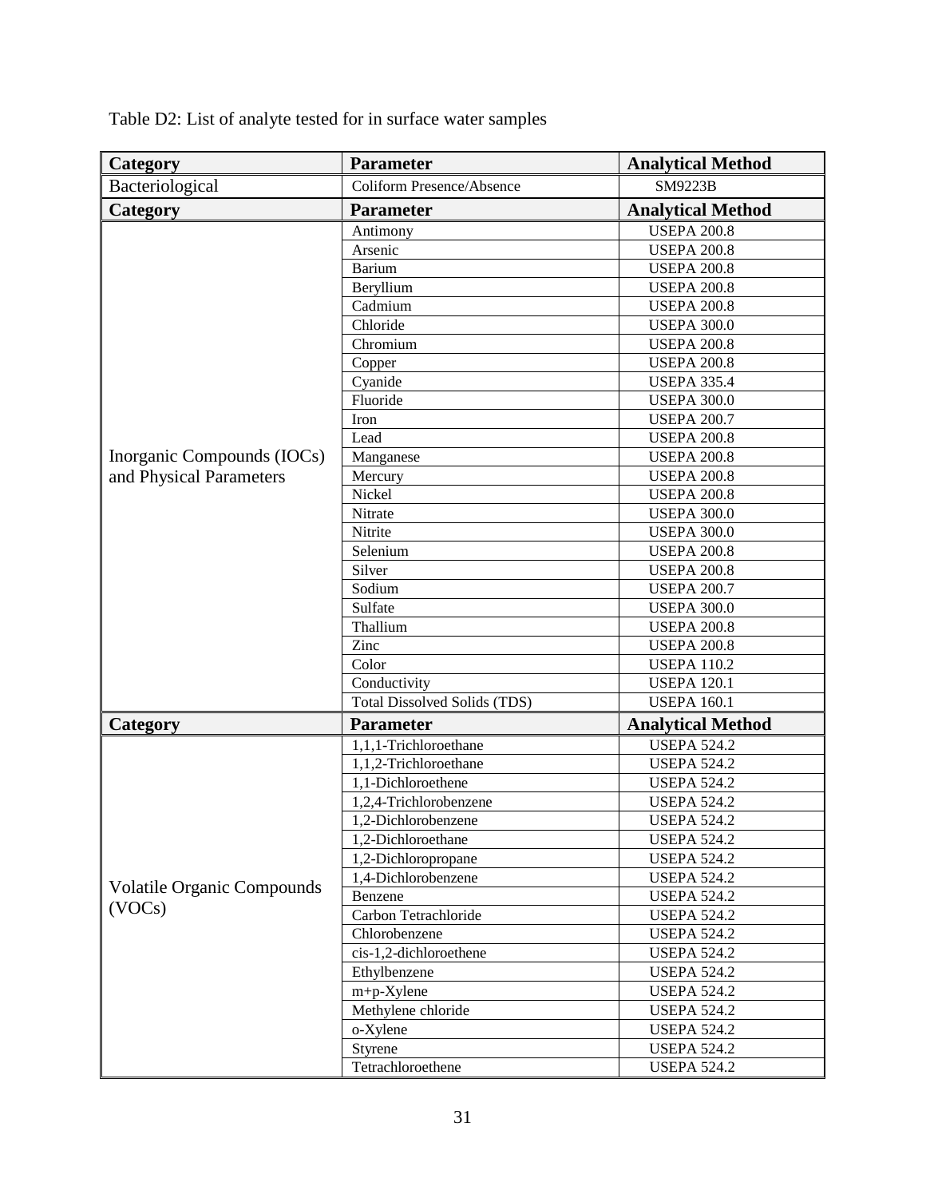Table D2: List of analyte tested for in surface water samples

| Category | Parameter | Analytical Method |
|---|---|---|
| Bacteriological | Coliform Presence/Absence | SM9223B |
| **Category** | **Parameter** | **Analytical Method** |
| Inorganic Compounds (IOCs) and Physical Parameters | Antimony | USEPA 200.8 |
| | Arsenic | USEPA 200.8 |
| | Barium | USEPA 200.8 |
| | Beryllium | USEPA 200.8 |
| | Cadmium | USEPA 200.8 |
| | Chloride | USEPA 300.0 |
| | Chromium | USEPA 200.8 |
| | Copper | USEPA 200.8 |
| | Cyanide | USEPA 335.4 |
| | Fluoride | USEPA 300.0 |
| | Iron | USEPA 200.7 |
| | Lead | USEPA 200.8 |
| | Manganese | USEPA 200.8 |
| | Mercury | USEPA 200.8 |
| | Nickel | USEPA 200.8 |
| | Nitrate | USEPA 300.0 |
| | Nitrite | USEPA 300.0 |
| | Selenium | USEPA 200.8 |
| | Silver | USEPA 200.8 |
| | Sodium | USEPA 200.7 |
| | Sulfate | USEPA 300.0 |
| | Thallium | USEPA 200.8 |
| | Zinc | USEPA 200.8 |
| | Color | USEPA 110.2 |
| | Conductivity | USEPA 120.1 |
| | Total Dissolved Solids (TDS) | USEPA 160.1 |
| **Category** | **Parameter** | **Analytical Method** |
| Volatile Organic Compounds (VOCs) | 1,1,1-Trichloroethane | USEPA 524.2 |
| | 1,1,2-Trichloroethane | USEPA 524.2 |
| | 1,1-Dichloroethene | USEPA 524.2 |
| | 1,2,4-Trichlorobenzene | USEPA 524.2 |
| | 1,2-Dichlorobenzene | USEPA 524.2 |
| | 1,2-Dichloroethane | USEPA 524.2 |
| | 1,2-Dichloropropane | USEPA 524.2 |
| | 1,4-Dichlorobenzene | USEPA 524.2 |
| | Benzene | USEPA 524.2 |
| | Carbon Tetrachloride | USEPA 524.2 |
| | Chlorobenzene | USEPA 524.2 |
| | cis-1,2-dichloroethene | USEPA 524.2 |
| | Ethylbenzene | USEPA 524.2 |
| | m+p-Xylene | USEPA 524.2 |
| | Methylene chloride | USEPA 524.2 |
| | o-Xylene | USEPA 524.2 |
| | Styrene | USEPA 524.2 |
| | Tetrachloroethene | USEPA 524.2 |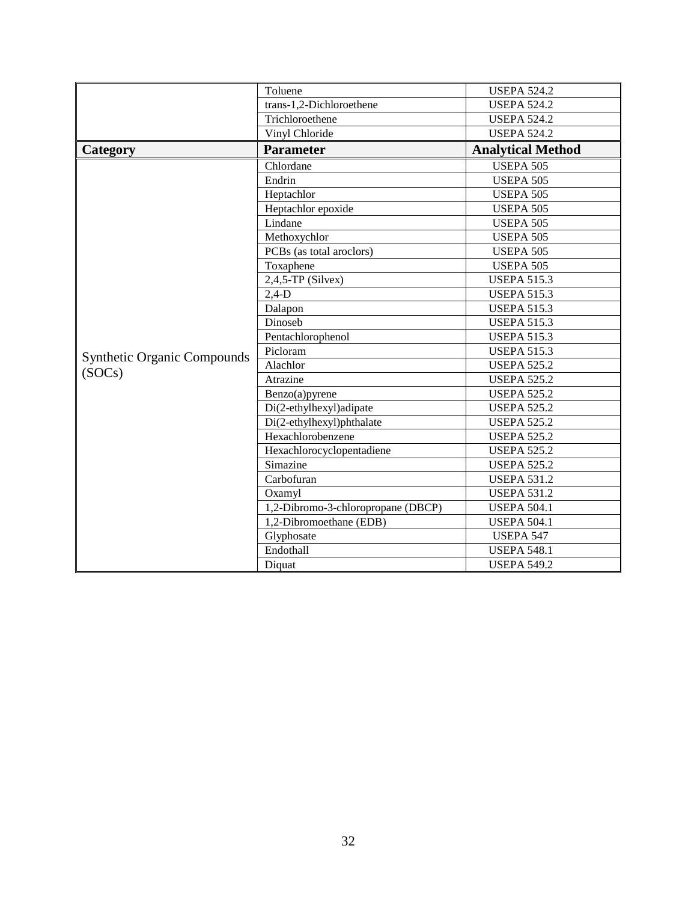| | | |
|---|---|---|
| | Toluene | USEPA 524.2 |
| | trans-1,2-Dichloroethene | USEPA 524.2 |
| | Trichloroethene | USEPA 524.2 |
| | Vinyl Chloride | USEPA 524.2 |
| **Category** | **Parameter** | **Analytical Method** |
| Synthetic Organic Compounds (SOCs) | Chlordane | USEPA 505 |
| | Endrin | USEPA 505 |
| | Heptachlor | USEPA 505 |
| | Heptachlor epoxide | USEPA 505 |
| | Lindane | USEPA 505 |
| | Methoxychlor | USEPA 505 |
| | PCBs (as total aroclors) | USEPA 505 |
| | Toxaphene | USEPA 505 |
| | 2,4,5-TP (Silvex) | USEPA 515.3 |
| | 2,4-D | USEPA 515.3 |
| | Dalapon | USEPA 515.3 |
| | Dinoseb | USEPA 515.3 |
| | Pentachlorophenol | USEPA 515.3 |
| | Picloram | USEPA 515.3 |
| | Alachlor | USEPA 525.2 |
| | Atrazine | USEPA 525.2 |
| | Benzo(a)pyrene | USEPA 525.2 |
| | Di(2-ethylhexyl)adipate | USEPA 525.2 |
| | Di(2-ethylhexyl)phthalate | USEPA 525.2 |
| | Hexachlorobenzene | USEPA 525.2 |
| | Hexachlorocyclopentadiene | USEPA 525.2 |
| | Simazine | USEPA 525.2 |
| | Carbofuran | USEPA 531.2 |
| | Oxamyl | USEPA 531.2 |
| | 1,2-Dibromo-3-chloropropane (DBCP) | USEPA 504.1 |
| | 1,2-Dibromoethane (EDB) | USEPA 504.1 |
| | Glyphosate | USEPA 547 |
| | Endothall | USEPA 548.1 |
| | Diquat | USEPA 549.2 |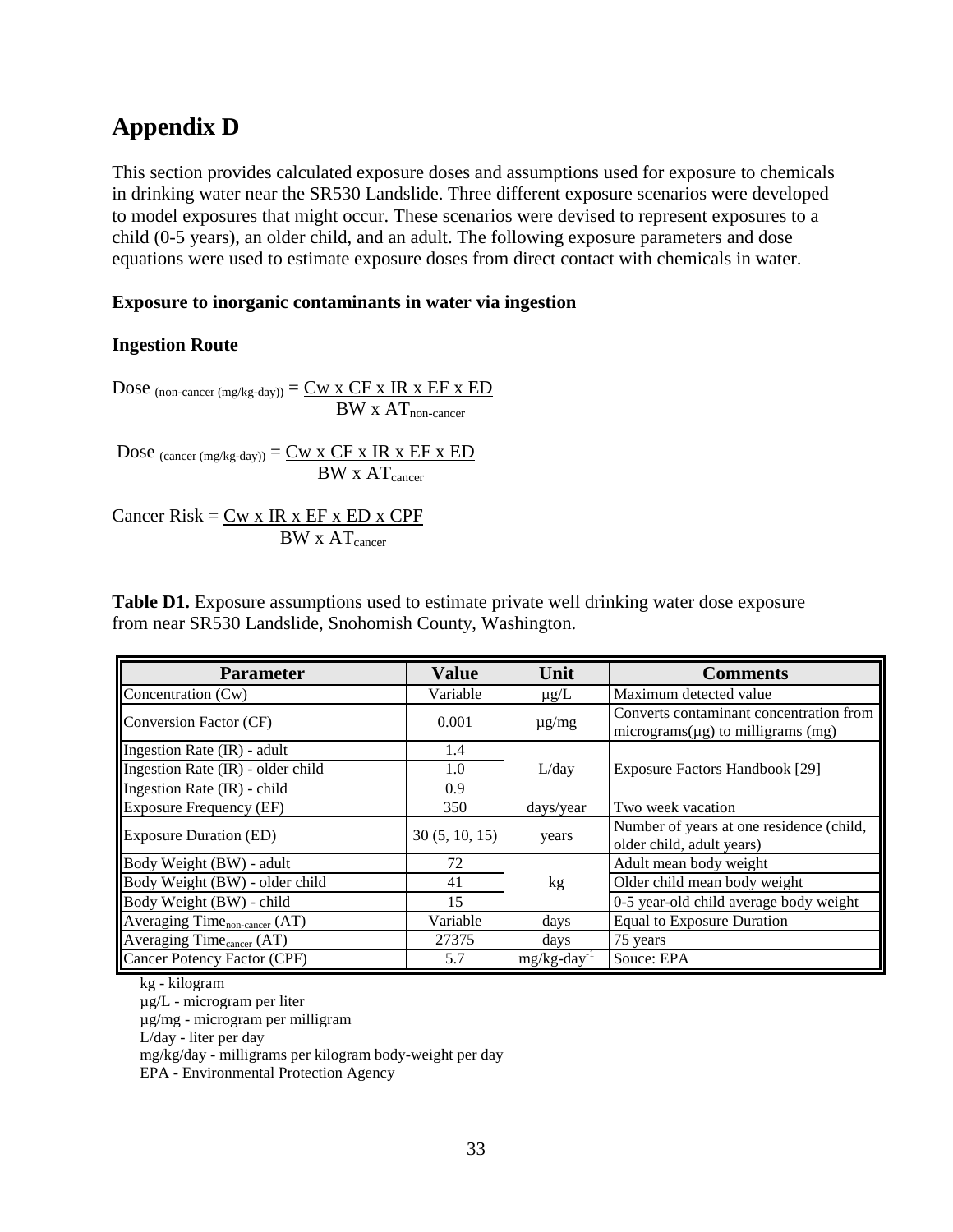# Appendix D

This section provides calculated exposure doses and assumptions used for exposure to chemicals in drinking water near the SR530 Landslide. Three different exposure scenarios were developed to model exposures that might occur. These scenarios were devised to represent exposures to a child (0-5 years), an older child, and an adult. The following exposure parameters and dose equations were used to estimate exposure doses from direct contact with chemicals in water.

**Exposure to inorganic contaminants in water via ingestion**

**Ingestion Route**

$$\text{Dose}_{\text{(non-cancer (mg/kg-day))}} = \frac{Cw \times CF \times IR \times EF \times ED}{BW \times AT_{\text{non-cancer}}}$$

$$\text{Dose}_{\text{(cancer (mg/kg-day))}} = \frac{Cw \times CF \times IR \times EF \times ED}{BW \times AT_{\text{cancer}}}$$

$$\text{Cancer Risk} = \frac{Cw \times IR \times EF \times ED \times CPF}{BW \times AT_{\text{cancer}}}$$

**Table D1.** Exposure assumptions used to estimate private well drinking water dose exposure from near SR530 Landslide, Snohomish County, Washington.

| Parameter | Value | Unit | Comments |
|---|---|---|---|
| Concentration (Cw) | Variable | µg/L | Maximum detected value |
| Conversion Factor (CF) | 0.001 | µg/mg | Converts contaminant concentration from micrograms(µg) to milligrams (mg) |
| Ingestion Rate (IR) - adult | 1.4 | L/day | Exposure Factors Handbook [29] |
| Ingestion Rate (IR) - older child | 1.0 | | |
| Ingestion Rate (IR) - child | 0.9 | | |
| Exposure Frequency (EF) | 350 | days/year | Two week vacation |
| Exposure Duration (ED) | 30 (5, 10, 15) | years | Number of years at one residence (child, older child, adult years) |
| Body Weight (BW) - adult | 72 | kg | Adult mean body weight |
| Body Weight (BW) - older child | 41 | | Older child mean body weight |
| Body Weight (BW) - child | 15 | | 0-5 year-old child average body weight |
| Averaging Time$_{\text{non-cancer}}$ (AT) | Variable | days | Equal to Exposure Duration |
| Averaging Time$_{\text{cancer}}$ (AT) | 27375 | days | 75 years |
| Cancer Potency Factor (CPF) | 5.7 | mg/kg-day$^{-1}$ | Souce: EPA |

kg - kilogram
µg/L - microgram per liter
µg/mg - microgram per milligram
L/day - liter per day
mg/kg/day - milligrams per kilogram body-weight per day
EPA - Environmental Protection Agency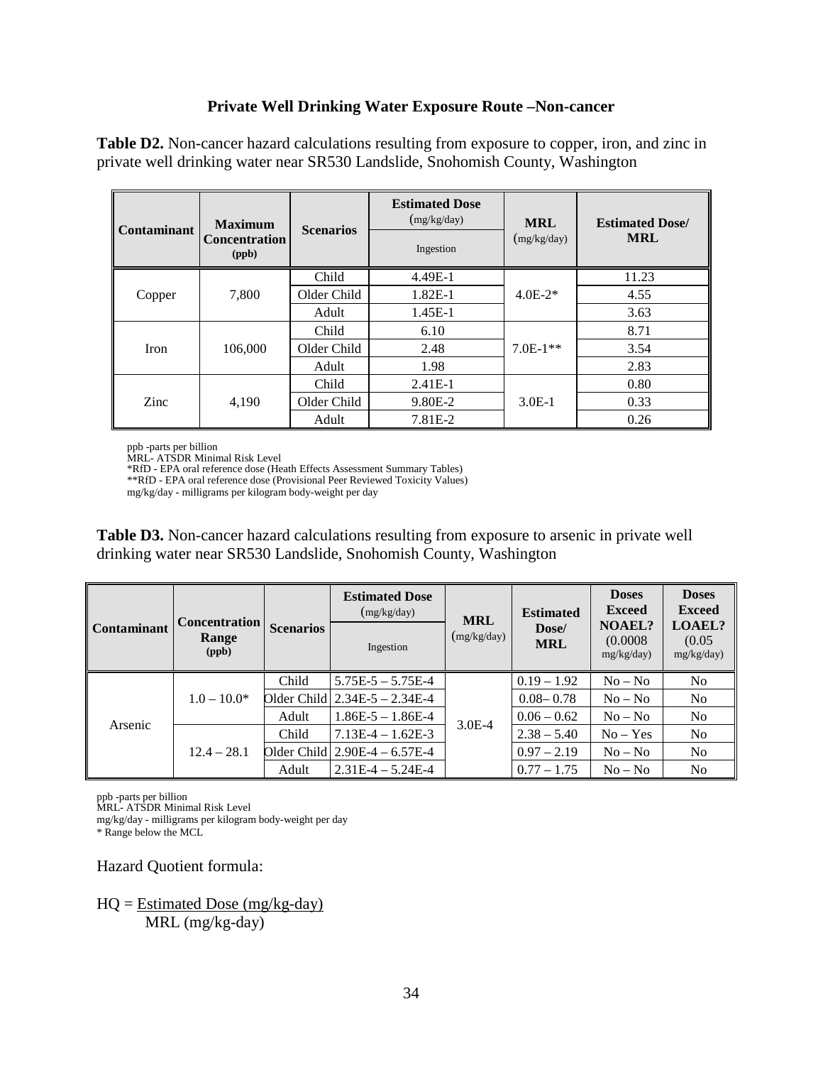## Private Well Drinking Water Exposure Route –Non-cancer

**Table D2.** Non-cancer hazard calculations resulting from exposure to copper, iron, and zinc in private well drinking water near SR530 Landslide, Snohomish County, Washington

| Contaminant | Maximum Concentration (ppb) | Scenarios | Estimated Dose (mg/kg/day) Ingestion | MRL (mg/kg/day) | Estimated Dose/ MRL |
|---|---|---|---|---|---|
| Copper | 7,800 | Child | 4.49E-1 | 4.0E-2* | 11.23 |
| | | Older Child | 1.82E-1 | | 4.55 |
| | | Adult | 1.45E-1 | | 3.63 |
| Iron | 106,000 | Child | 6.10 | 7.0E-1** | 8.71 |
| | | Older Child | 2.48 | | 3.54 |
| | | Adult | 1.98 | | 2.83 |
| Zinc | 4,190 | Child | 2.41E-1 | 3.0E-1 | 0.80 |
| | | Older Child | 9.80E-2 | | 0.33 |
| | | Adult | 7.81E-2 | | 0.26 |

ppb -parts per billion
MRL- ATSDR Minimal Risk Level
*RfD - EPA oral reference dose (Heath Effects Assessment Summary Tables)
**RfD - EPA oral reference dose (Provisional Peer Reviewed Toxicity Values)
mg/kg/day - milligrams per kilogram body-weight per day

**Table D3.** Non-cancer hazard calculations resulting from exposure to arsenic in private well drinking water near SR530 Landslide, Snohomish County, Washington

| Contaminant | Concentration Range (ppb) | Scenarios | Estimated Dose (mg/kg/day) Ingestion | MRL (mg/kg/day) | Estimated Dose/ MRL | Doses Exceed NOAEL? (0.0008 mg/kg/day) | Doses Exceed LOAEL? (0.05 mg/kg/day) |
|---|---|---|---|---|---|---|---|
| Arsenic | 1.0 – 10.0* | Child | 5.75E-5 – 5.75E-4 | 3.0E-4 | 0.19 – 1.92 | No – No | No |
| | | Older Child | 2.34E-5 – 2.34E-4 | | 0.08– 0.78 | No – No | No |
| | | Adult | 1.86E-5 – 1.86E-4 | | 0.06 – 0.62 | No – No | No |
| | 12.4 – 28.1 | Child | 7.13E-4 – 1.62E-3 | | 2.38 – 5.40 | No – Yes | No |
| | | Older Child | 2.90E-4 – 6.57E-4 | | 0.97 – 2.19 | No – No | No |
| | | Adult | 2.31E-4 – 5.24E-4 | | 0.77 – 1.75 | No – No | No |

ppb -parts per billion
MRL- ATSDR Minimal Risk Level
mg/kg/day - milligrams per kilogram body-weight per day
* Range below the MCL

Hazard Quotient formula:

$$HQ = \frac{\text{Estimated Dose (mg/kg-day)}}{\text{MRL (mg/kg-day)}}$$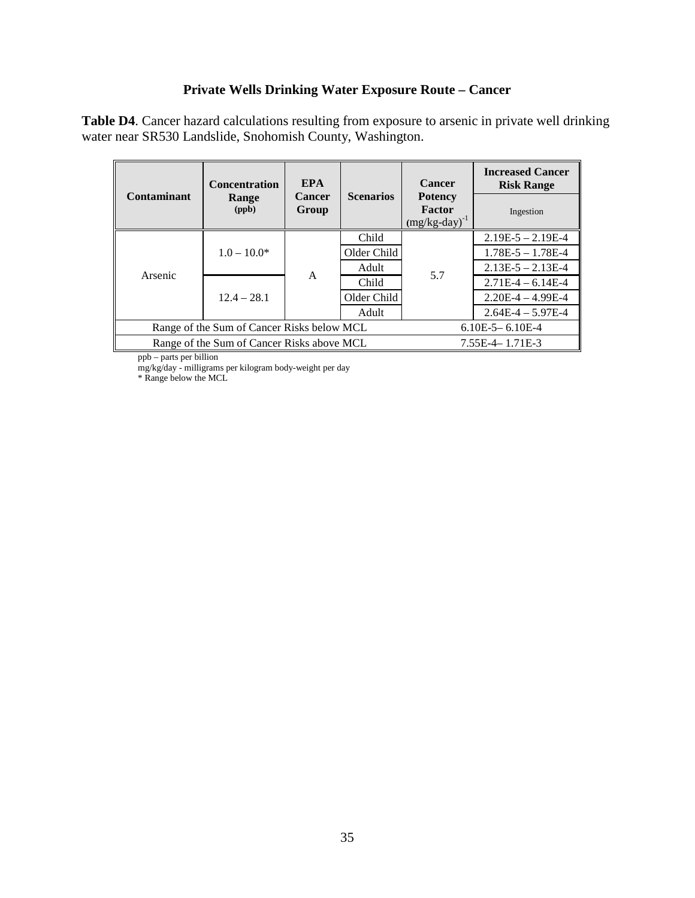## Private Wells Drinking Water Exposure Route – Cancer

**Table D4**. Cancer hazard calculations resulting from exposure to arsenic in private well drinking water near SR530 Landslide, Snohomish County, Washington.

| Contaminant | Concentration Range (ppb) | EPA Cancer Group | Scenarios | Cancer Potency Factor $(mg/kg\text{-}day)^{-1}$ | Increased Cancer Risk Range |
|---|---|---|---|---|---|
| | | | | | Ingestion |
| Arsenic | 1.0 – 10.0* | A | Child | 5.7 | 2.19E-5 – 2.19E-4 |
| | | | Older Child | | 1.78E-5 – 1.78E-4 |
| | | | Adult | | 2.13E-5 – 2.13E-4 |
| | 12.4 – 28.1 | | Child | | 2.71E-4 – 6.14E-4 |
| | | | Older Child | | 2.20E-4 – 4.99E-4 |
| | | | Adult | | 2.64E-4 – 5.97E-4 |
| Range of the Sum of Cancer Risks below MCL | | | | | 6.10E-5– 6.10E-4 |
| Range of the Sum of Cancer Risks above MCL | | | | | 7.55E-4– 1.71E-3 |

ppb – parts per billion
mg/kg/day - milligrams per kilogram body-weight per day
* Range below the MCL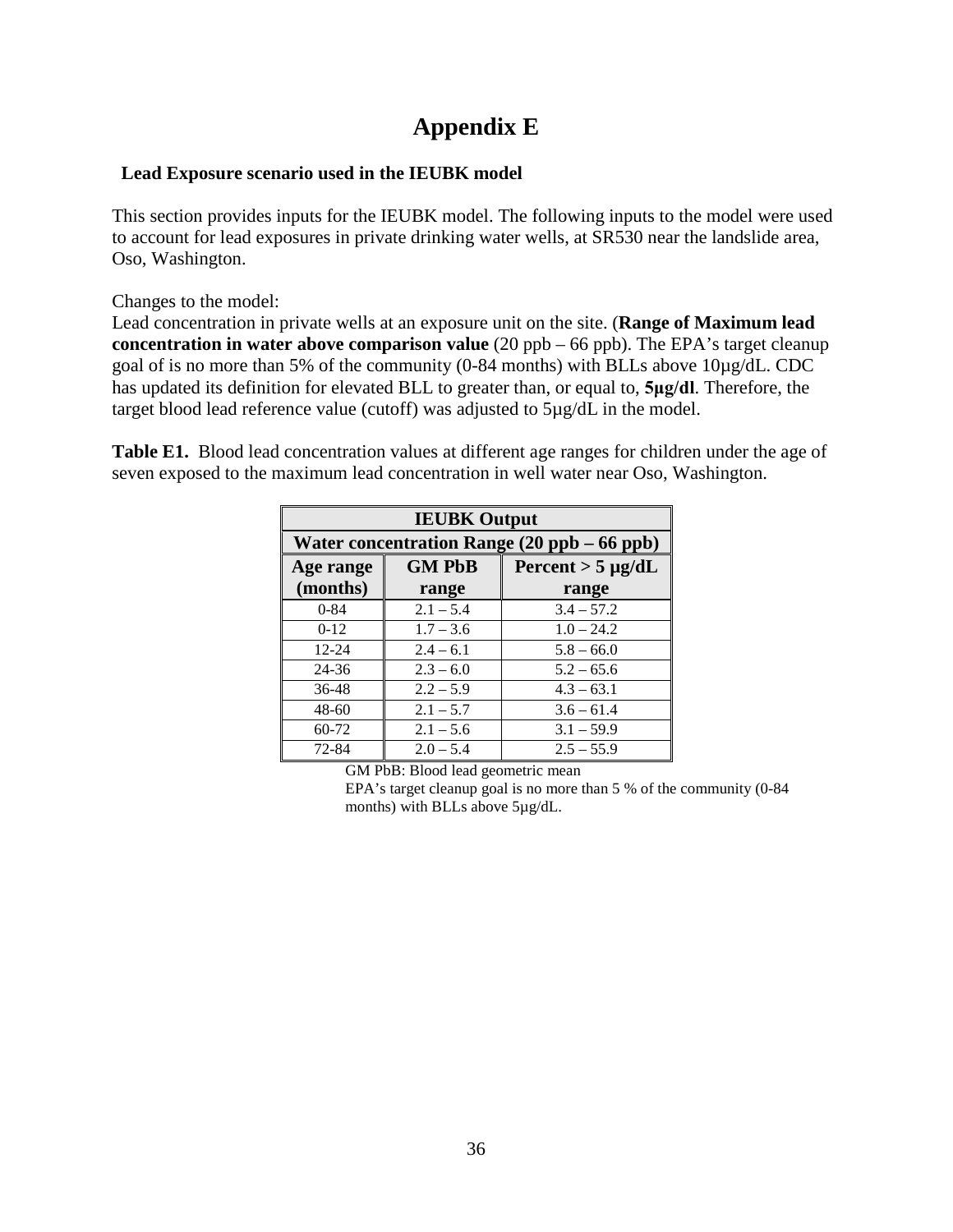# Appendix E

**Lead Exposure scenario used in the IEUBK model**

This section provides inputs for the IEUBK model. The following inputs to the model were used to account for lead exposures in private drinking water wells, at SR530 near the landslide area, Oso, Washington.

Changes to the model:
Lead concentration in private wells at an exposure unit on the site. (**Range of Maximum lead concentration in water above comparison value** (20 ppb – 66 ppb). The EPA's target cleanup goal of is no more than 5% of the community (0-84 months) with BLLs above 10µg/dL. CDC has updated its definition for elevated BLL to greater than, or equal to, **5µg/dl**. Therefore, the target blood lead reference value (cutoff) was adjusted to 5µg/dL in the model.

**Table E1.** Blood lead concentration values at different age ranges for children under the age of seven exposed to the maximum lead concentration in well water near Oso, Washington.

| IEUBK Output | | |
|---|---|---|
| Water concentration Range (20 ppb – 66 ppb) | | |
| **Age range (months)** | **GM PbB range** | **Percent > 5 µg/dL range** |
| 0-84 | 2.1 – 5.4 | 3.4 – 57.2 |
| 0-12 | 1.7 – 3.6 | 1.0 – 24.2 |
| 12-24 | 2.4 – 6.1 | 5.8 – 66.0 |
| 24-36 | 2.3 – 6.0 | 5.2 – 65.6 |
| 36-48 | 2.2 – 5.9 | 4.3 – 63.1 |
| 48-60 | 2.1 – 5.7 | 3.6 – 61.4 |
| 60-72 | 2.1 – 5.6 | 3.1 – 59.9 |
| 72-84 | 2.0 – 5.4 | 2.5 – 55.9 |

GM PbB: Blood lead geometric mean
EPA's target cleanup goal is no more than 5 % of the community (0-84 months) with BLLs above 5µg/dL.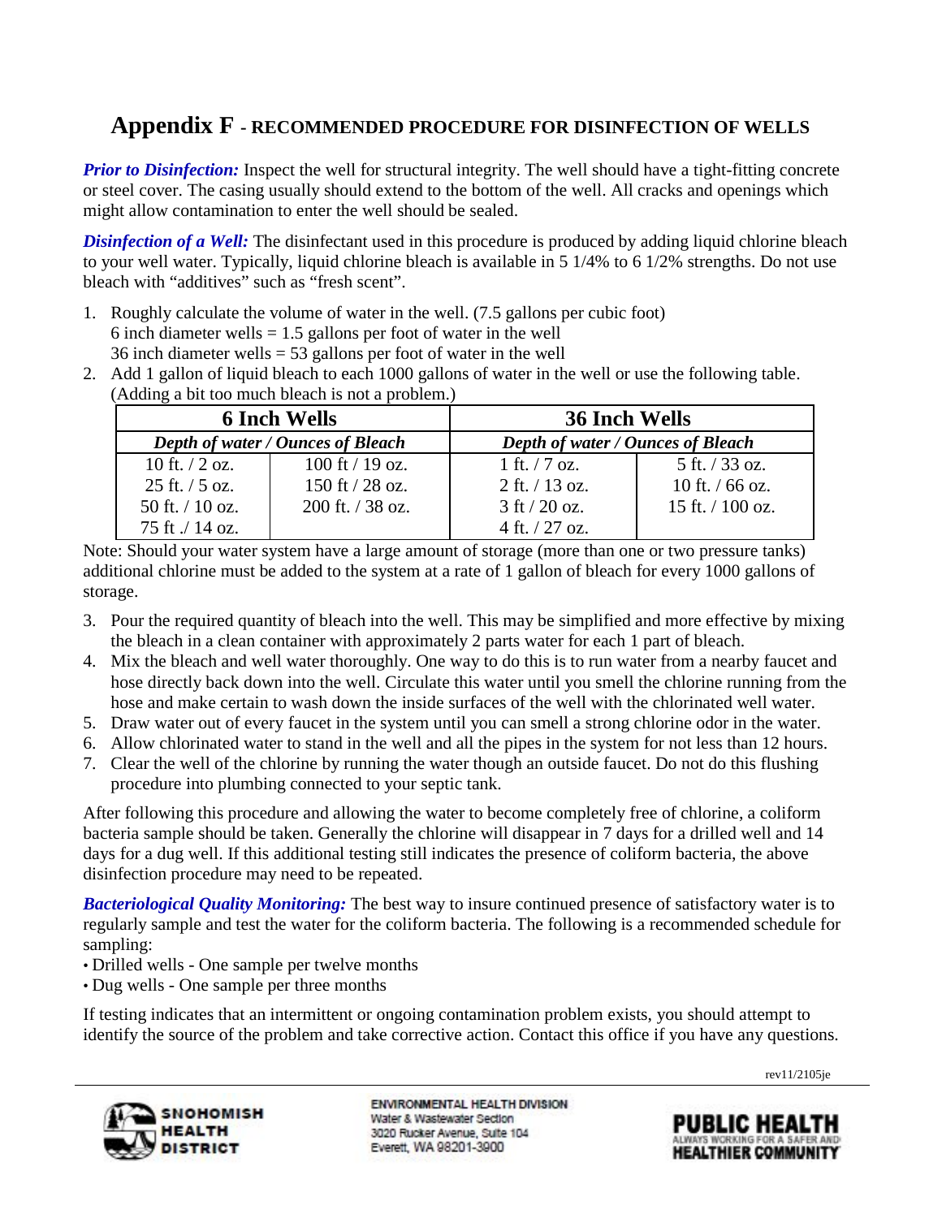# Appendix F - RECOMMENDED PROCEDURE FOR DISINFECTION OF WELLS

***Prior to Disinfection:*** Inspect the well for structural integrity. The well should have a tight-fitting concrete or steel cover. The casing usually should extend to the bottom of the well. All cracks and openings which might allow contamination to enter the well should be sealed.

***Disinfection of a Well:*** The disinfectant used in this procedure is produced by adding liquid chlorine bleach to your well water. Typically, liquid chlorine bleach is available in 5 1/4% to 6 1/2% strengths. Do not use bleach with "additives" such as "fresh scent".

1. Roughly calculate the volume of water in the well. (7.5 gallons per cubic foot)
   6 inch diameter wells = 1.5 gallons per foot of water in the well
   36 inch diameter wells = 53 gallons per foot of water in the well
2. Add 1 gallon of liquid bleach to each 1000 gallons of water in the well or use the following table. (Adding a bit too much bleach is not a problem.)

| **6 Inch Wells** | | **36 Inch Wells** | |
|---|---|---|---|
| ***Depth of water / Ounces of Bleach*** | | ***Depth of water / Ounces of Bleach*** | |
| 10 ft. / 2 oz. | 100 ft / 19 oz. | 1 ft. / 7 oz. | 5 ft. / 33 oz. |
| 25 ft. / 5 oz. | 150 ft / 28 oz. | 2 ft. / 13 oz. | 10 ft. / 66 oz. |
| 50 ft. / 10 oz. | 200 ft. / 38 oz. | 3 ft / 20 oz. | 15 ft. / 100 oz. |
| 75 ft ./ 14 oz. | | 4 ft. / 27 oz. | |

Note: Should your water system have a large amount of storage (more than one or two pressure tanks) additional chlorine must be added to the system at a rate of 1 gallon of bleach for every 1000 gallons of storage.

3. Pour the required quantity of bleach into the well. This may be simplified and more effective by mixing the bleach in a clean container with approximately 2 parts water for each 1 part of bleach.
4. Mix the bleach and well water thoroughly. One way to do this is to run water from a nearby faucet and hose directly back down into the well. Circulate this water until you smell the chlorine running from the hose and make certain to wash down the inside surfaces of the well with the chlorinated well water.
5. Draw water out of every faucet in the system until you can smell a strong chlorine odor in the water.
6. Allow chlorinated water to stand in the well and all the pipes in the system for not less than 12 hours.
7. Clear the well of the chlorine by running the water though an outside faucet. Do not do this flushing procedure into plumbing connected to your septic tank.

After following this procedure and allowing the water to become completely free of chlorine, a coliform bacteria sample should be taken. Generally the chlorine will disappear in 7 days for a drilled well and 14 days for a dug well. If this additional testing still indicates the presence of coliform bacteria, the above disinfection procedure may need to be repeated.

***Bacteriological Quality Monitoring:*** The best way to insure continued presence of satisfactory water is to regularly sample and test the water for the coliform bacteria. The following is a recommended schedule for sampling:

- Drilled wells - One sample per twelve months
- Dug wells - One sample per three months

If testing indicates that an intermittent or ongoing contamination problem exists, you should attempt to identify the source of the problem and take corrective action. Contact this office if you have any questions.

rev11/2105je

SNOHOMISH HEALTH DISTRICT

ENVIRONMENTAL HEALTH DIVISION
Water & Wastewater Section
3020 Rucker Avenue, Suite 104
Everett, WA 98201-3900

PUBLIC HEALTH
ALWAYS WORKING FOR A SAFER AND HEALTHIER COMMUNITY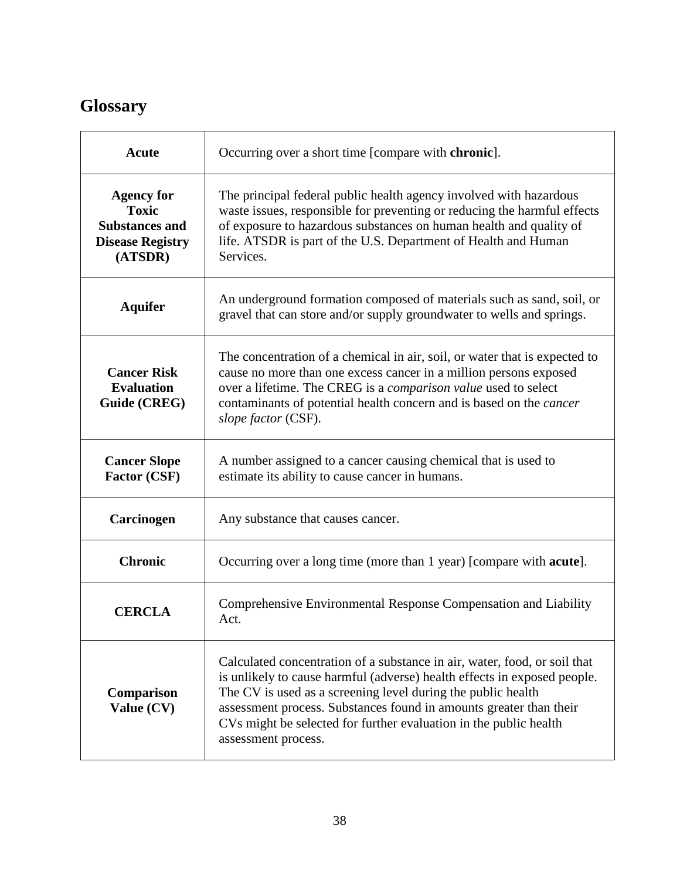## Glossary

| | |
|---|---|
| **Acute** | Occurring over a short time [compare with **chronic**]. |
| **Agency for Toxic Substances and Disease Registry (ATSDR)** | The principal federal public health agency involved with hazardous waste issues, responsible for preventing or reducing the harmful effects of exposure to hazardous substances on human health and quality of life. ATSDR is part of the U.S. Department of Health and Human Services. |
| **Aquifer** | An underground formation composed of materials such as sand, soil, or gravel that can store and/or supply groundwater to wells and springs. |
| **Cancer Risk Evaluation Guide (CREG)** | The concentration of a chemical in air, soil, or water that is expected to cause no more than one excess cancer in a million persons exposed over a lifetime. The CREG is a *comparison value* used to select contaminants of potential health concern and is based on the *cancer slope factor* (CSF). |
| **Cancer Slope Factor (CSF)** | A number assigned to a cancer causing chemical that is used to estimate its ability to cause cancer in humans. |
| **Carcinogen** | Any substance that causes cancer. |
| **Chronic** | Occurring over a long time (more than 1 year) [compare with **acute**]. |
| **CERCLA** | Comprehensive Environmental Response Compensation and Liability Act. |
| **Comparison Value (CV)** | Calculated concentration of a substance in air, water, food, or soil that is unlikely to cause harmful (adverse) health effects in exposed people. The CV is used as a screening level during the public health assessment process. Substances found in amounts greater than their CVs might be selected for further evaluation in the public health assessment process. |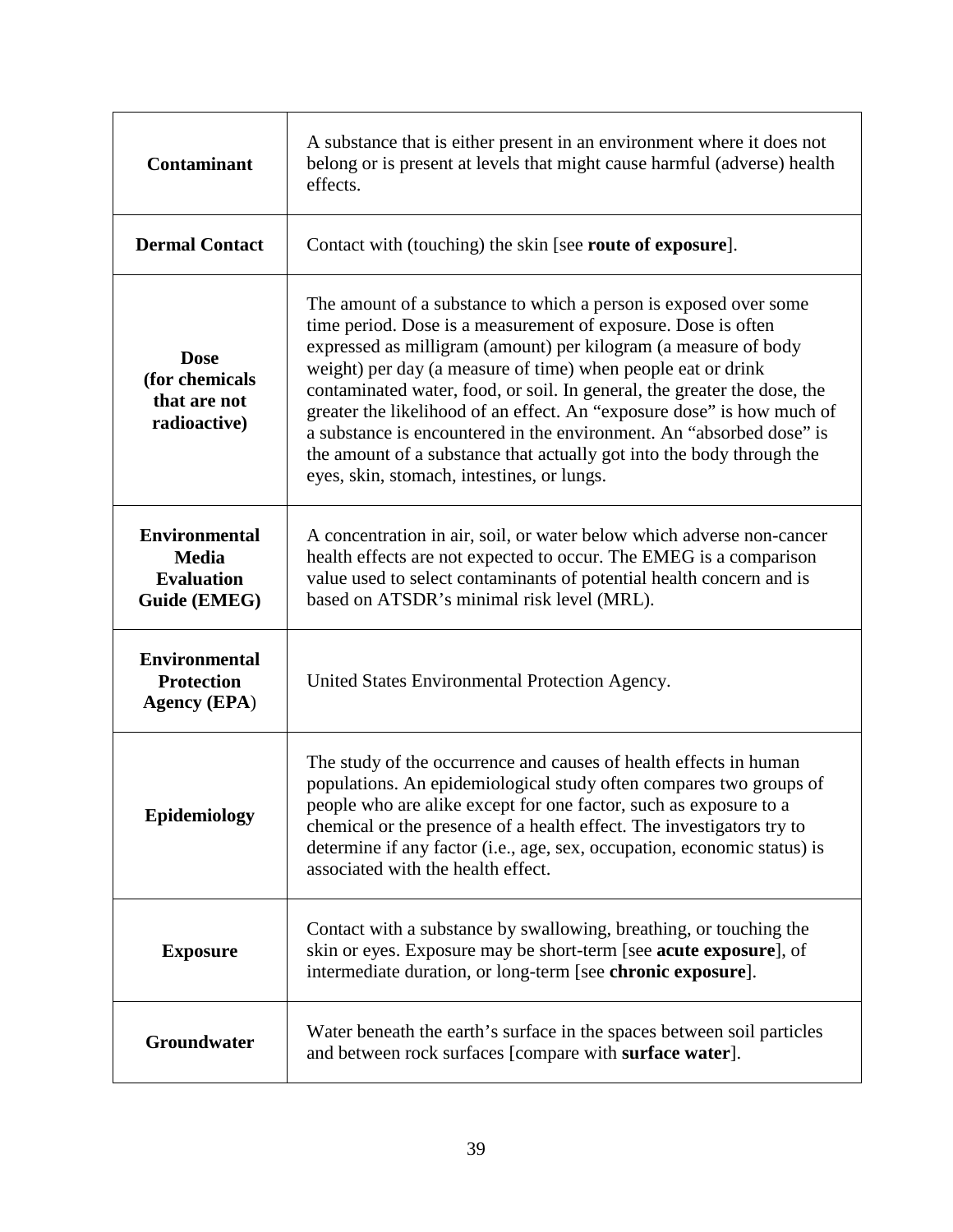| | |
|---|---|
| **Contaminant** | A substance that is either present in an environment where it does not belong or is present at levels that might cause harmful (adverse) health effects. |
| **Dermal Contact** | Contact with (touching) the skin [see **route of exposure**]. |
| **Dose (for chemicals that are not radioactive)** | The amount of a substance to which a person is exposed over some time period. Dose is a measurement of exposure. Dose is often expressed as milligram (amount) per kilogram (a measure of body weight) per day (a measure of time) when people eat or drink contaminated water, food, or soil. In general, the greater the dose, the greater the likelihood of an effect. An "exposure dose" is how much of a substance is encountered in the environment. An "absorbed dose" is the amount of a substance that actually got into the body through the eyes, skin, stomach, intestines, or lungs. |
| **Environmental Media Evaluation Guide (EMEG)** | A concentration in air, soil, or water below which adverse non-cancer health effects are not expected to occur. The EMEG is a comparison value used to select contaminants of potential health concern and is based on ATSDR's minimal risk level (MRL). |
| **Environmental Protection Agency (EPA)** | United States Environmental Protection Agency. |
| **Epidemiology** | The study of the occurrence and causes of health effects in human populations. An epidemiological study often compares two groups of people who are alike except for one factor, such as exposure to a chemical or the presence of a health effect. The investigators try to determine if any factor (i.e., age, sex, occupation, economic status) is associated with the health effect. |
| **Exposure** | Contact with a substance by swallowing, breathing, or touching the skin or eyes. Exposure may be short-term [see **acute exposure**], of intermediate duration, or long-term [see **chronic exposure**]. |
| **Groundwater** | Water beneath the earth's surface in the spaces between soil particles and between rock surfaces [compare with **surface water**]. |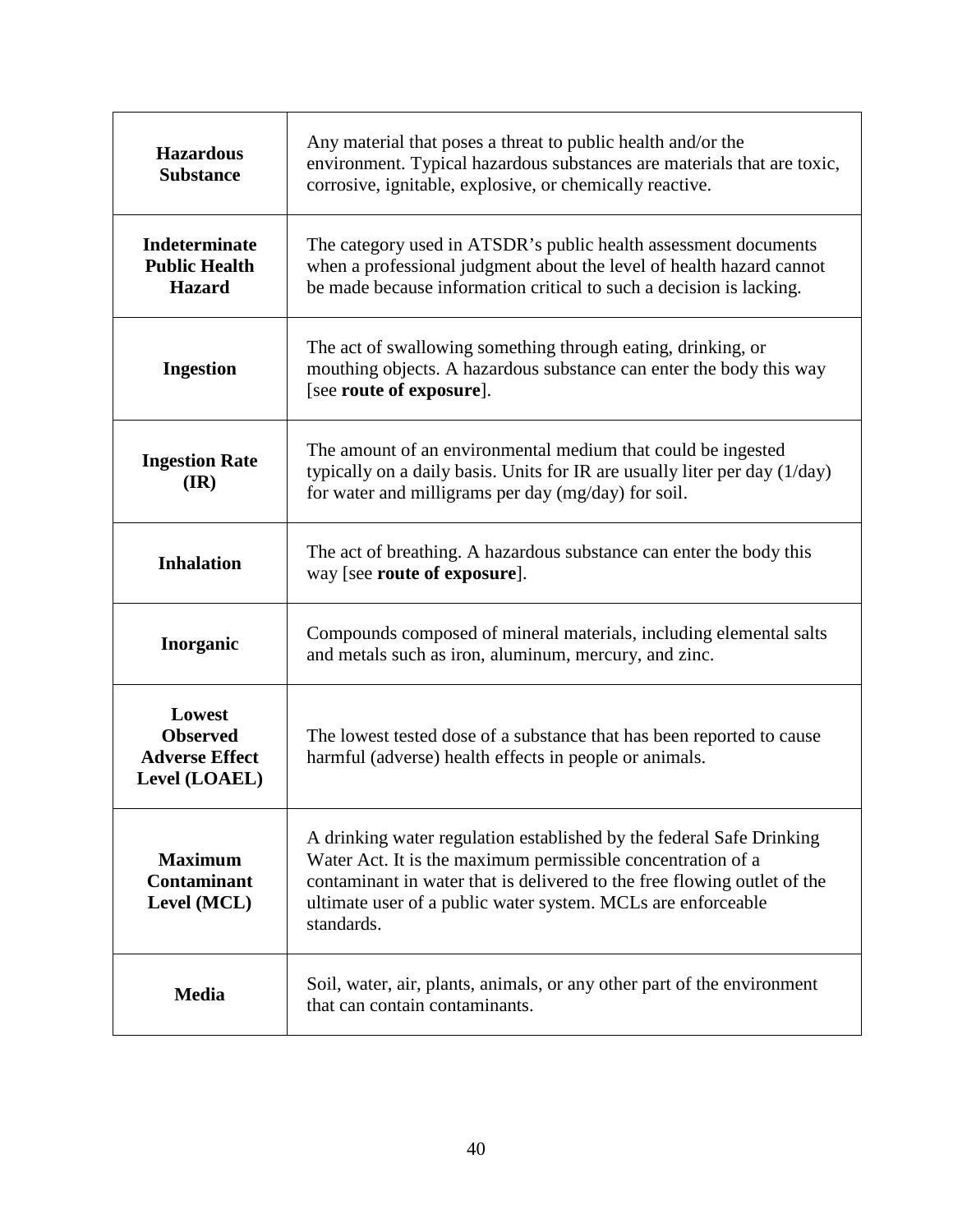| | |
|---|---|
| **Hazardous Substance** | Any material that poses a threat to public health and/or the environment. Typical hazardous substances are materials that are toxic, corrosive, ignitable, explosive, or chemically reactive. |
| **Indeterminate Public Health Hazard** | The category used in ATSDR's public health assessment documents when a professional judgment about the level of health hazard cannot be made because information critical to such a decision is lacking. |
| **Ingestion** | The act of swallowing something through eating, drinking, or mouthing objects. A hazardous substance can enter the body this way [see **route of exposure**]. |
| **Ingestion Rate (IR)** | The amount of an environmental medium that could be ingested typically on a daily basis. Units for IR are usually liter per day (1/day) for water and milligrams per day (mg/day) for soil. |
| **Inhalation** | The act of breathing. A hazardous substance can enter the body this way [see **route of exposure**]. |
| **Inorganic** | Compounds composed of mineral materials, including elemental salts and metals such as iron, aluminum, mercury, and zinc. |
| **Lowest Observed Adverse Effect Level (LOAEL)** | The lowest tested dose of a substance that has been reported to cause harmful (adverse) health effects in people or animals. |
| **Maximum Contaminant Level (MCL)** | A drinking water regulation established by the federal Safe Drinking Water Act. It is the maximum permissible concentration of a contaminant in water that is delivered to the free flowing outlet of the ultimate user of a public water system. MCLs are enforceable standards. |
| **Media** | Soil, water, air, plants, animals, or any other part of the environment that can contain contaminants. |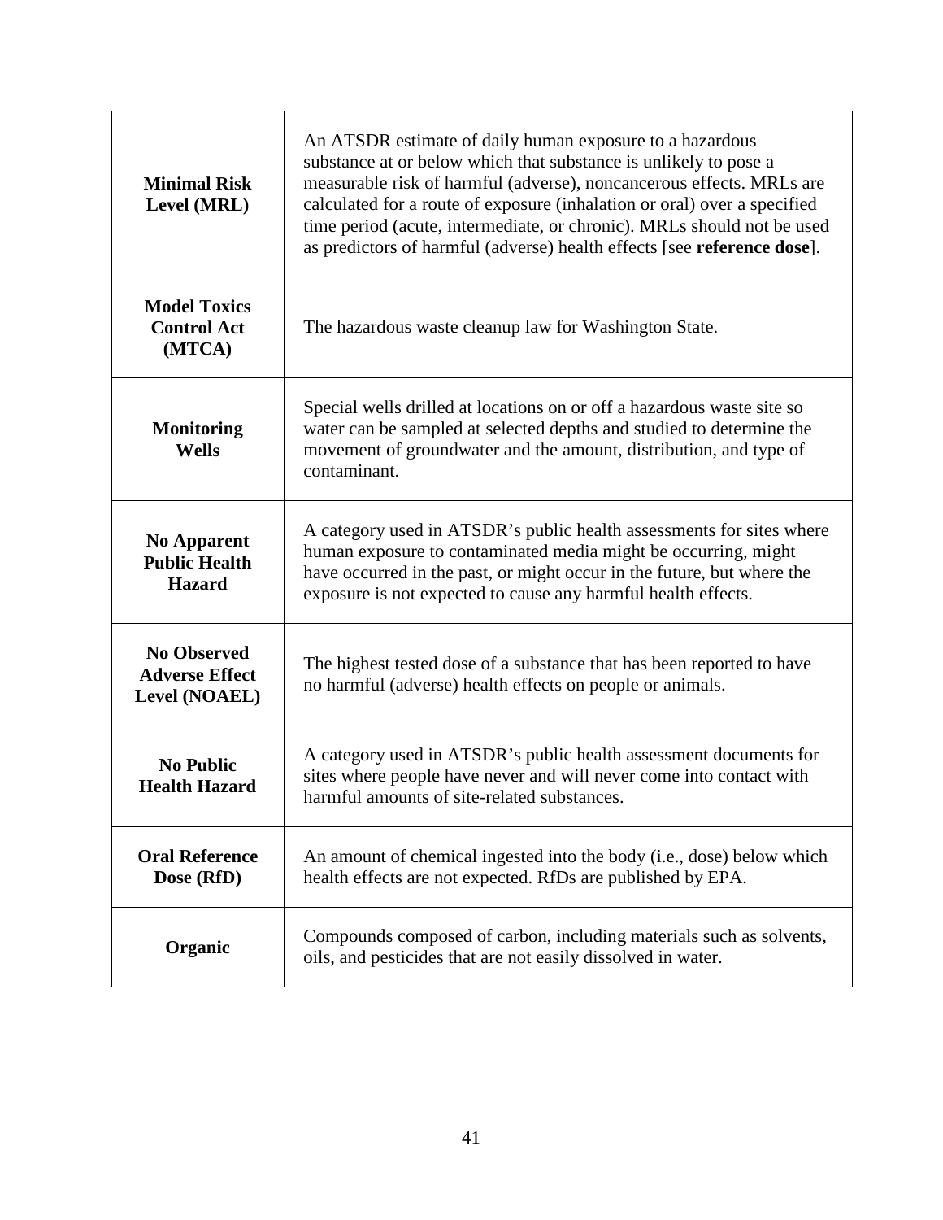| | |
|---|---|
| **Minimal Risk Level (MRL)** | An ATSDR estimate of daily human exposure to a hazardous substance at or below which that substance is unlikely to pose a measurable risk of harmful (adverse), noncancerous effects. MRLs are calculated for a route of exposure (inhalation or oral) over a specified time period (acute, intermediate, or chronic). MRLs should not be used as predictors of harmful (adverse) health effects [see **reference dose**]. |
| **Model Toxics Control Act (MTCA)** | The hazardous waste cleanup law for Washington State. |
| **Monitoring Wells** | Special wells drilled at locations on or off a hazardous waste site so water can be sampled at selected depths and studied to determine the movement of groundwater and the amount, distribution, and type of contaminant. |
| **No Apparent Public Health Hazard** | A category used in ATSDR's public health assessments for sites where human exposure to contaminated media might be occurring, might have occurred in the past, or might occur in the future, but where the exposure is not expected to cause any harmful health effects. |
| **No Observed Adverse Effect Level (NOAEL)** | The highest tested dose of a substance that has been reported to have no harmful (adverse) health effects on people or animals. |
| **No Public Health Hazard** | A category used in ATSDR's public health assessment documents for sites where people have never and will never come into contact with harmful amounts of site-related substances. |
| **Oral Reference Dose (RfD)** | An amount of chemical ingested into the body (i.e., dose) below which health effects are not expected. RfDs are published by EPA. |
| **Organic** | Compounds composed of carbon, including materials such as solvents, oils, and pesticides that are not easily dissolved in water. |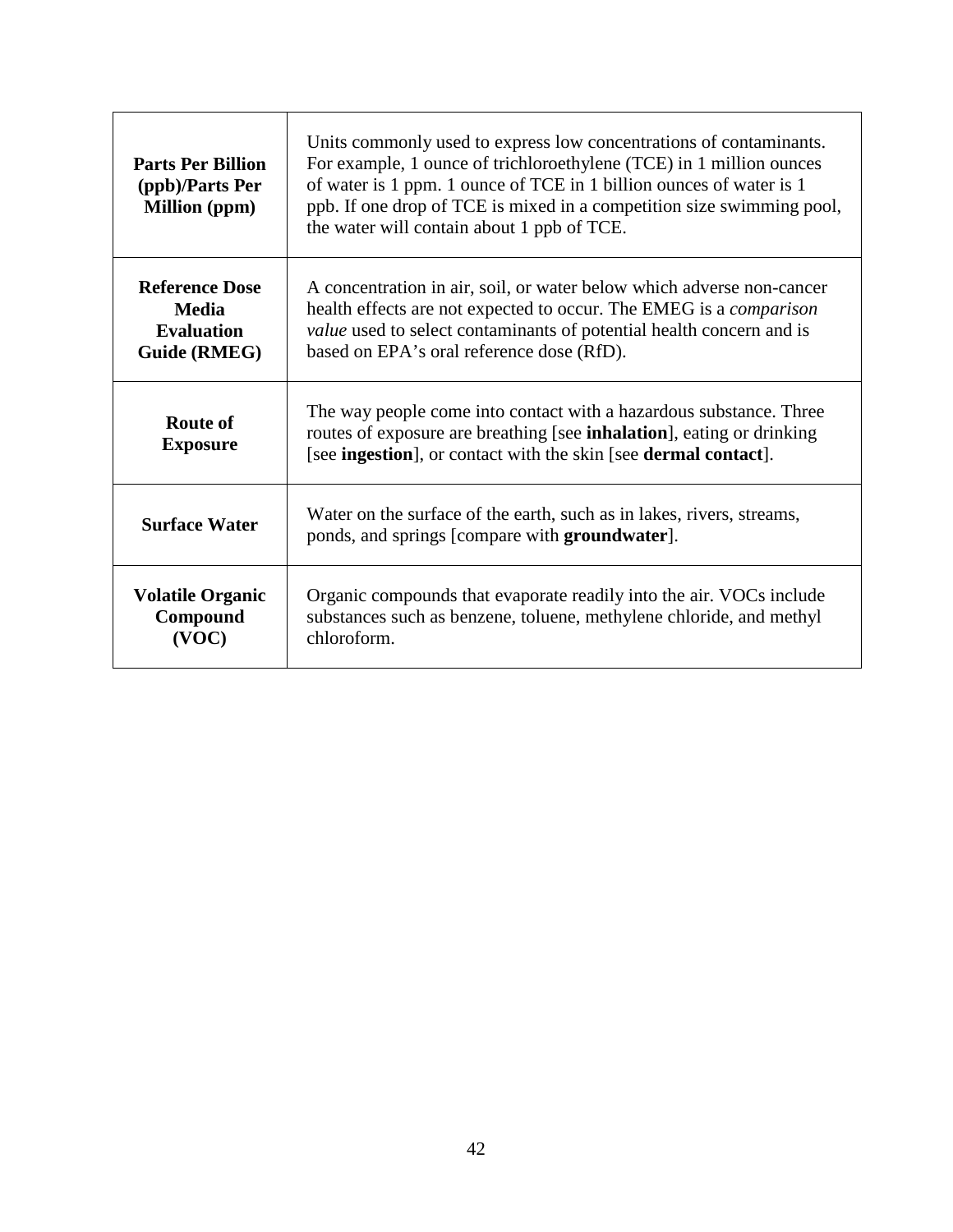| | |
|---|---|
| **Parts Per Billion (ppb)/Parts Per Million (ppm)** | Units commonly used to express low concentrations of contaminants. For example, 1 ounce of trichloroethylene (TCE) in 1 million ounces of water is 1 ppm. 1 ounce of TCE in 1 billion ounces of water is 1 ppb. If one drop of TCE is mixed in a competition size swimming pool, the water will contain about 1 ppb of TCE. |
| **Reference Dose Media Evaluation Guide (RMEG)** | A concentration in air, soil, or water below which adverse non-cancer health effects are not expected to occur. The EMEG is a *comparison value* used to select contaminants of potential health concern and is based on EPA's oral reference dose (RfD). |
| **Route of Exposure** | The way people come into contact with a hazardous substance. Three routes of exposure are breathing [see **inhalation**], eating or drinking [see **ingestion**], or contact with the skin [see **dermal contact**]. |
| **Surface Water** | Water on the surface of the earth, such as in lakes, rivers, streams, ponds, and springs [compare with **groundwater**]. |
| **Volatile Organic Compound (VOC)** | Organic compounds that evaporate readily into the air. VOCs include substances such as benzene, toluene, methylene chloride, and methyl chloroform. |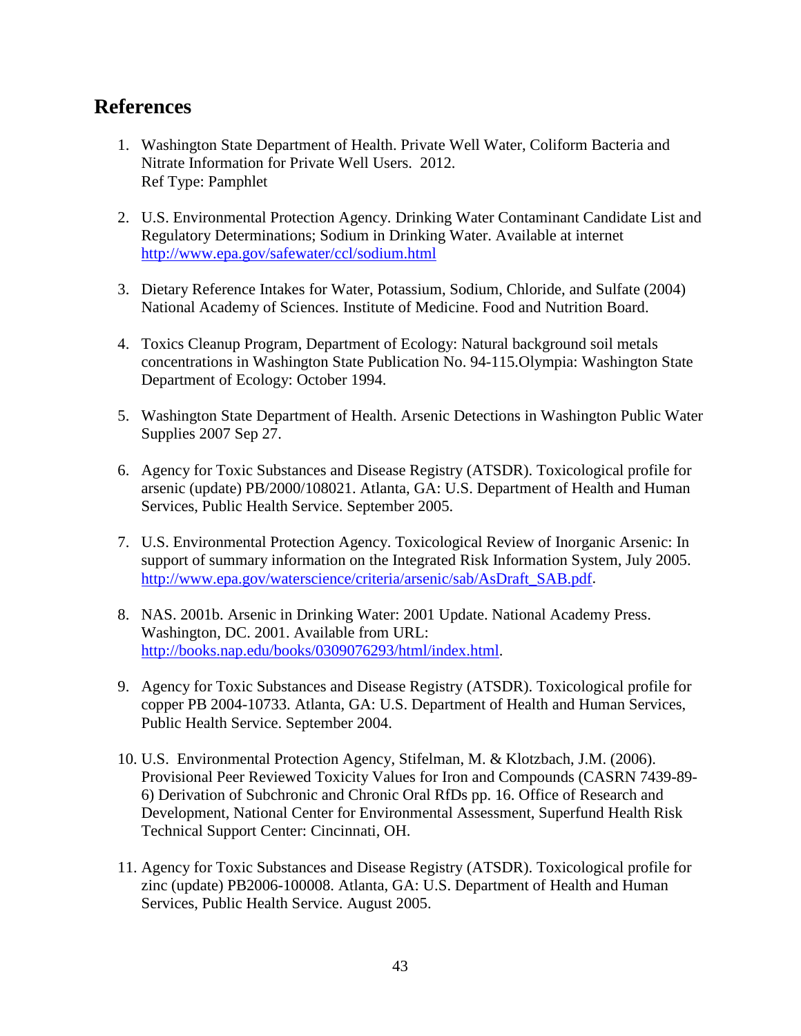## References

1. Washington State Department of Health. Private Well Water, Coliform Bacteria and Nitrate Information for Private Well Users. 2012.
   Ref Type: Pamphlet

2. U.S. Environmental Protection Agency. Drinking Water Contaminant Candidate List and Regulatory Determinations; Sodium in Drinking Water. Available at internet http://www.epa.gov/safewater/ccl/sodium.html

3. Dietary Reference Intakes for Water, Potassium, Sodium, Chloride, and Sulfate (2004) National Academy of Sciences. Institute of Medicine. Food and Nutrition Board.

4. Toxics Cleanup Program, Department of Ecology: Natural background soil metals concentrations in Washington State Publication No. 94-115.Olympia: Washington State Department of Ecology: October 1994.

5. Washington State Department of Health. Arsenic Detections in Washington Public Water Supplies 2007 Sep 27.

6. Agency for Toxic Substances and Disease Registry (ATSDR). Toxicological profile for arsenic (update) PB/2000/108021. Atlanta, GA: U.S. Department of Health and Human Services, Public Health Service. September 2005.

7. U.S. Environmental Protection Agency. Toxicological Review of Inorganic Arsenic: In support of summary information on the Integrated Risk Information System, July 2005. http://www.epa.gov/waterscience/criteria/arsenic/sab/AsDraft_SAB.pdf.

8. NAS. 2001b. Arsenic in Drinking Water: 2001 Update. National Academy Press. Washington, DC. 2001. Available from URL: http://books.nap.edu/books/0309076293/html/index.html.

9. Agency for Toxic Substances and Disease Registry (ATSDR). Toxicological profile for copper PB 2004-10733. Atlanta, GA: U.S. Department of Health and Human Services, Public Health Service. September 2004.

10. U.S. Environmental Protection Agency, Stifelman, M. & Klotzbach, J.M. (2006). Provisional Peer Reviewed Toxicity Values for Iron and Compounds (CASRN 7439-89-6) Derivation of Subchronic and Chronic Oral RfDs pp. 16. Office of Research and Development, National Center for Environmental Assessment, Superfund Health Risk Technical Support Center: Cincinnati, OH.

11. Agency for Toxic Substances and Disease Registry (ATSDR). Toxicological profile for zinc (update) PB2006-100008. Atlanta, GA: U.S. Department of Health and Human Services, Public Health Service. August 2005.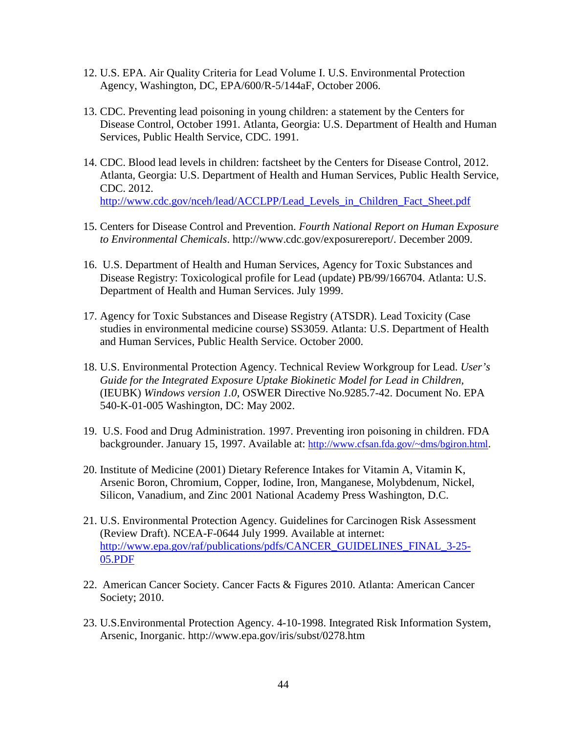12. U.S. EPA. Air Quality Criteria for Lead Volume I. U.S. Environmental Protection Agency, Washington, DC, EPA/600/R-5/144aF, October 2006.

13. CDC. Preventing lead poisoning in young children: a statement by the Centers for Disease Control, October 1991. Atlanta, Georgia: U.S. Department of Health and Human Services, Public Health Service, CDC. 1991.

14. CDC. Blood lead levels in children: factsheet by the Centers for Disease Control, 2012. Atlanta, Georgia: U.S. Department of Health and Human Services, Public Health Service, CDC. 2012. http://www.cdc.gov/nceh/lead/ACCLPP/Lead_Levels_in_Children_Fact_Sheet.pdf

15. Centers for Disease Control and Prevention. *Fourth National Report on Human Exposure to Environmental Chemicals*. http://www.cdc.gov/exposurereport/. December 2009.

16. U.S. Department of Health and Human Services, Agency for Toxic Substances and Disease Registry: Toxicological profile for Lead (update) PB/99/166704. Atlanta: U.S. Department of Health and Human Services. July 1999.

17. Agency for Toxic Substances and Disease Registry (ATSDR). Lead Toxicity (Case studies in environmental medicine course) SS3059. Atlanta: U.S. Department of Health and Human Services, Public Health Service. October 2000.

18. U.S. Environmental Protection Agency. Technical Review Workgroup for Lead. *User's Guide for the Integrated Exposure Uptake Biokinetic Model for Lead in Children,* (IEUBK) *Windows version 1.0*, OSWER Directive No.9285.7-42. Document No. EPA 540-K-01-005 Washington, DC: May 2002.

19. U.S. Food and Drug Administration. 1997. Preventing iron poisoning in children. FDA backgrounder. January 15, 1997. Available at: http://www.cfsan.fda.gov/~dms/bgiron.html.

20. Institute of Medicine (2001) Dietary Reference Intakes for Vitamin A, Vitamin K, Arsenic Boron, Chromium, Copper, Iodine, Iron, Manganese, Molybdenum, Nickel, Silicon, Vanadium, and Zinc 2001 National Academy Press Washington, D.C.

21. U.S. Environmental Protection Agency. Guidelines for Carcinogen Risk Assessment (Review Draft). NCEA-F-0644 July 1999. Available at internet: http://www.epa.gov/raf/publications/pdfs/CANCER_GUIDELINES_FINAL_3-25-05.PDF

22. American Cancer Society. Cancer Facts & Figures 2010. Atlanta: American Cancer Society; 2010.

23. U.S.Environmental Protection Agency. 4-10-1998. Integrated Risk Information System, Arsenic, Inorganic. http://www.epa.gov/iris/subst/0278.htm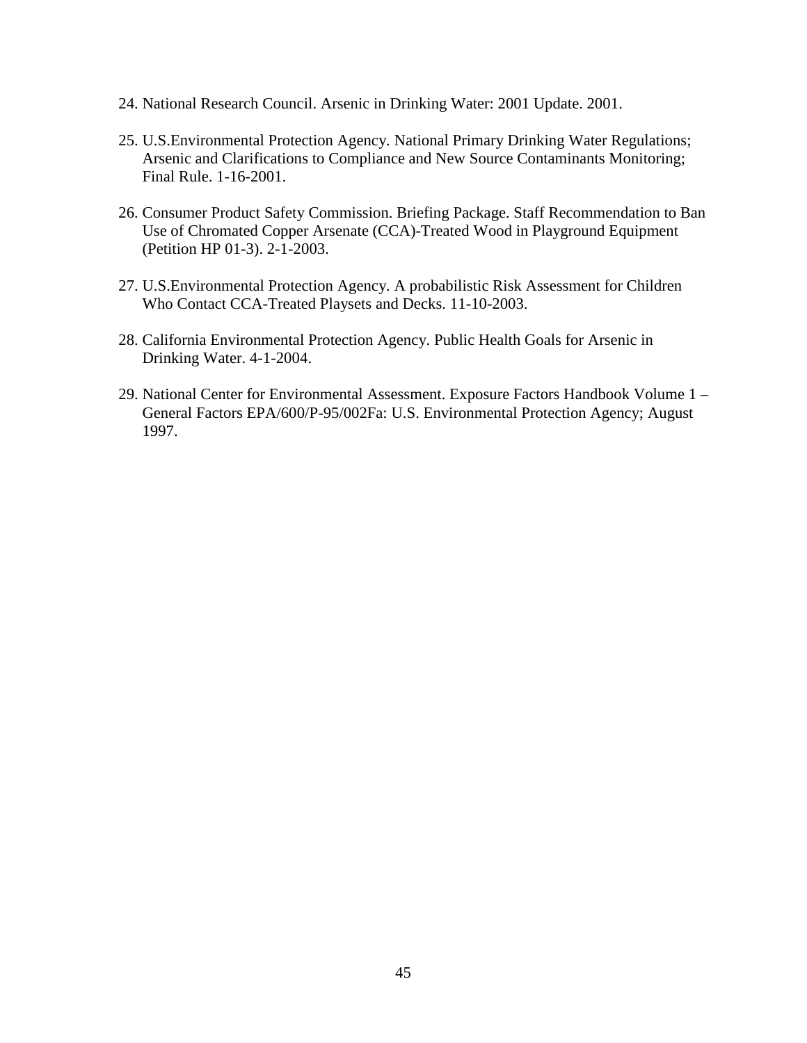24. National Research Council. Arsenic in Drinking Water: 2001 Update. 2001.

25. U.S.Environmental Protection Agency. National Primary Drinking Water Regulations; Arsenic and Clarifications to Compliance and New Source Contaminants Monitoring; Final Rule. 1-16-2001.

26. Consumer Product Safety Commission. Briefing Package. Staff Recommendation to Ban Use of Chromated Copper Arsenate (CCA)-Treated Wood in Playground Equipment (Petition HP 01-3). 2-1-2003.

27. U.S.Environmental Protection Agency. A probabilistic Risk Assessment for Children Who Contact CCA-Treated Playsets and Decks. 11-10-2003.

28. California Environmental Protection Agency. Public Health Goals for Arsenic in Drinking Water. 4-1-2004.

29. National Center for Environmental Assessment. Exposure Factors Handbook Volume 1 – General Factors EPA/600/P-95/002Fa: U.S. Environmental Protection Agency; August 1997.